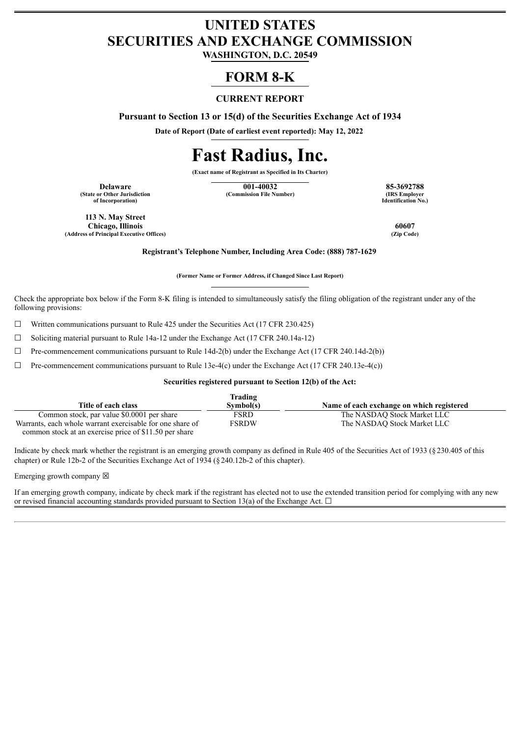# UNITED STATES
# SECURITIES AND EXCHANGE COMMISSION

**WASHINGTON, D.C. 20549**

# FORM 8-K

### CURRENT REPORT

**Pursuant to Section 13 or 15(d) of the Securities Exchange Act of 1934**

**Date of Report (Date of earliest event reported): May 12, 2022**

# Fast Radius, Inc.

**(Exact name of Registrant as Specified in Its Charter)**

| Delaware | 001-40032 | 85-3692788 |
|---|---|---|
| (State or Other Jurisdiction of Incorporation) | (Commission File Number) | (IRS Employer Identification No.) |

| 113 N. May Street Chicago, Illinois | 60607 |
|---|---|
| (Address of Principal Executive Offices) | (Zip Code) |

**Registrant's Telephone Number, Including Area Code: (888) 787-1629**

**(Former Name or Former Address, if Changed Since Last Report)**

Check the appropriate box below if the Form 8-K filing is intended to simultaneously satisfy the filing obligation of the registrant under any of the following provisions:

☐ Written communications pursuant to Rule 425 under the Securities Act (17 CFR 230.425)

☐ Soliciting material pursuant to Rule 14a-12 under the Exchange Act (17 CFR 240.14a-12)

☐ Pre-commencement communications pursuant to Rule 14d-2(b) under the Exchange Act (17 CFR 240.14d-2(b))

☐ Pre-commencement communications pursuant to Rule 13e-4(c) under the Exchange Act (17 CFR 240.13e-4(c))

**Securities registered pursuant to Section 12(b) of the Act:**

| Title of each class | Trading Symbol(s) | Name of each exchange on which registered |
|---|---|---|
| Common stock, par value $0.0001 per share | FSRD | The NASDAQ Stock Market LLC |
| Warrants, each whole warrant exercisable for one share of common stock at an exercise price of $11.50 per share | FSRDW | The NASDAQ Stock Market LLC |

Indicate by check mark whether the registrant is an emerging growth company as defined in Rule 405 of the Securities Act of 1933 (§230.405 of this chapter) or Rule 12b-2 of the Securities Exchange Act of 1934 (§240.12b-2 of this chapter).

Emerging growth company ☒

If an emerging growth company, indicate by check mark if the registrant has elected not to use the extended transition period for complying with any new or revised financial accounting standards provided pursuant to Section 13(a) of the Exchange Act. ☐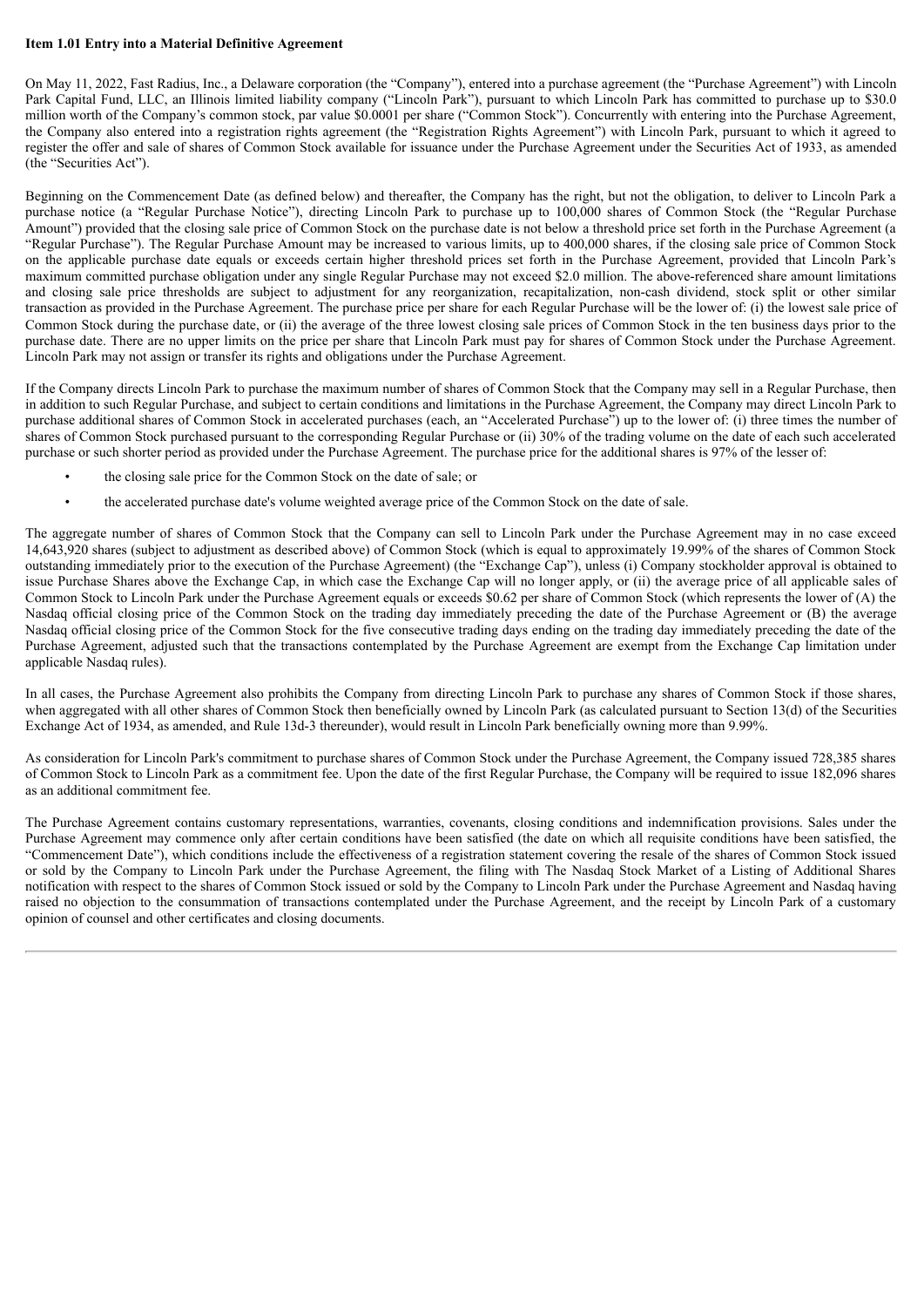**Item 1.01 Entry into a Material Definitive Agreement**

On May 11, 2022, Fast Radius, Inc., a Delaware corporation (the "Company"), entered into a purchase agreement (the "Purchase Agreement") with Lincoln Park Capital Fund, LLC, an Illinois limited liability company ("Lincoln Park"), pursuant to which Lincoln Park has committed to purchase up to $30.0 million worth of the Company's common stock, par value $0.0001 per share ("Common Stock"). Concurrently with entering into the Purchase Agreement, the Company also entered into a registration rights agreement (the "Registration Rights Agreement") with Lincoln Park, pursuant to which it agreed to register the offer and sale of shares of Common Stock available for issuance under the Purchase Agreement under the Securities Act of 1933, as amended (the "Securities Act").

Beginning on the Commencement Date (as defined below) and thereafter, the Company has the right, but not the obligation, to deliver to Lincoln Park a purchase notice (a "Regular Purchase Notice"), directing Lincoln Park to purchase up to 100,000 shares of Common Stock (the "Regular Purchase Amount") provided that the closing sale price of Common Stock on the purchase date is not below a threshold price set forth in the Purchase Agreement (a "Regular Purchase"). The Regular Purchase Amount may be increased to various limits, up to 400,000 shares, if the closing sale price of Common Stock on the applicable purchase date equals or exceeds certain higher threshold prices set forth in the Purchase Agreement, provided that Lincoln Park's maximum committed purchase obligation under any single Regular Purchase may not exceed $2.0 million. The above-referenced share amount limitations and closing sale price thresholds are subject to adjustment for any reorganization, recapitalization, non-cash dividend, stock split or other similar transaction as provided in the Purchase Agreement. The purchase price per share for each Regular Purchase will be the lower of: (i) the lowest sale price of Common Stock during the purchase date, or (ii) the average of the three lowest closing sale prices of Common Stock in the ten business days prior to the purchase date. There are no upper limits on the price per share that Lincoln Park must pay for shares of Common Stock under the Purchase Agreement. Lincoln Park may not assign or transfer its rights and obligations under the Purchase Agreement.

If the Company directs Lincoln Park to purchase the maximum number of shares of Common Stock that the Company may sell in a Regular Purchase, then in addition to such Regular Purchase, and subject to certain conditions and limitations in the Purchase Agreement, the Company may direct Lincoln Park to purchase additional shares of Common Stock in accelerated purchases (each, an "Accelerated Purchase") up to the lower of: (i) three times the number of shares of Common Stock purchased pursuant to the corresponding Regular Purchase or (ii) 30% of the trading volume on the date of each such accelerated purchase or such shorter period as provided under the Purchase Agreement. The purchase price for the additional shares is 97% of the lesser of:

- the closing sale price for the Common Stock on the date of sale; or
- the accelerated purchase date's volume weighted average price of the Common Stock on the date of sale.

The aggregate number of shares of Common Stock that the Company can sell to Lincoln Park under the Purchase Agreement may in no case exceed 14,643,920 shares (subject to adjustment as described above) of Common Stock (which is equal to approximately 19.99% of the shares of Common Stock outstanding immediately prior to the execution of the Purchase Agreement) (the "Exchange Cap"), unless (i) Company stockholder approval is obtained to issue Purchase Shares above the Exchange Cap, in which case the Exchange Cap will no longer apply, or (ii) the average price of all applicable sales of Common Stock to Lincoln Park under the Purchase Agreement equals or exceeds $0.62 per share of Common Stock (which represents the lower of (A) the Nasdaq official closing price of the Common Stock on the trading day immediately preceding the date of the Purchase Agreement or (B) the average Nasdaq official closing price of the Common Stock for the five consecutive trading days ending on the trading day immediately preceding the date of the Purchase Agreement, adjusted such that the transactions contemplated by the Purchase Agreement are exempt from the Exchange Cap limitation under applicable Nasdaq rules).

In all cases, the Purchase Agreement also prohibits the Company from directing Lincoln Park to purchase any shares of Common Stock if those shares, when aggregated with all other shares of Common Stock then beneficially owned by Lincoln Park (as calculated pursuant to Section 13(d) of the Securities Exchange Act of 1934, as amended, and Rule 13d-3 thereunder), would result in Lincoln Park beneficially owning more than 9.99%.

As consideration for Lincoln Park's commitment to purchase shares of Common Stock under the Purchase Agreement, the Company issued 728,385 shares of Common Stock to Lincoln Park as a commitment fee. Upon the date of the first Regular Purchase, the Company will be required to issue 182,096 shares as an additional commitment fee.

The Purchase Agreement contains customary representations, warranties, covenants, closing conditions and indemnification provisions. Sales under the Purchase Agreement may commence only after certain conditions have been satisfied (the date on which all requisite conditions have been satisfied, the "Commencement Date"), which conditions include the effectiveness of a registration statement covering the resale of the shares of Common Stock issued or sold by the Company to Lincoln Park under the Purchase Agreement, the filing with The Nasdaq Stock Market of a Listing of Additional Shares notification with respect to the shares of Common Stock issued or sold by the Company to Lincoln Park under the Purchase Agreement and Nasdaq having raised no objection to the consummation of transactions contemplated under the Purchase Agreement, and the receipt by Lincoln Park of a customary opinion of counsel and other certificates and closing documents.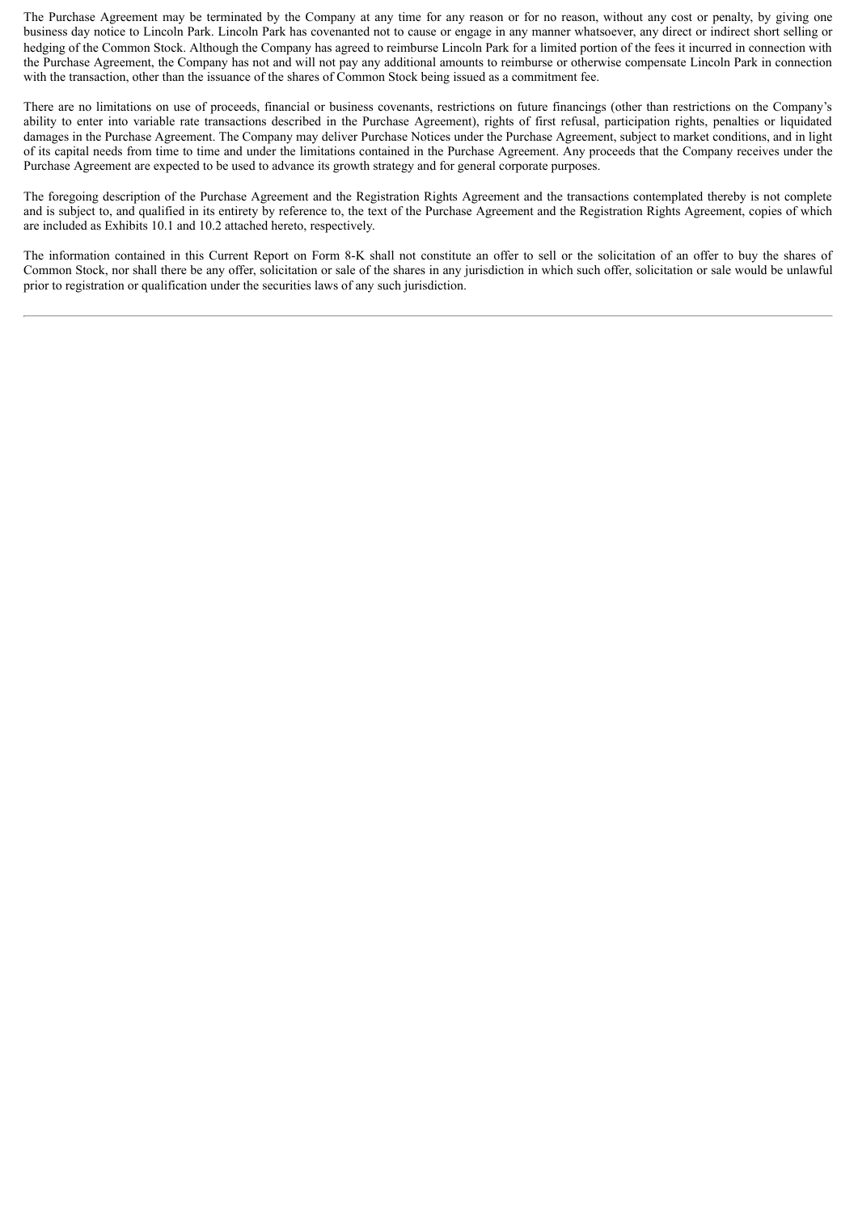The Purchase Agreement may be terminated by the Company at any time for any reason or for no reason, without any cost or penalty, by giving one business day notice to Lincoln Park. Lincoln Park has covenanted not to cause or engage in any manner whatsoever, any direct or indirect short selling or hedging of the Common Stock. Although the Company has agreed to reimburse Lincoln Park for a limited portion of the fees it incurred in connection with the Purchase Agreement, the Company has not and will not pay any additional amounts to reimburse or otherwise compensate Lincoln Park in connection with the transaction, other than the issuance of the shares of Common Stock being issued as a commitment fee.

There are no limitations on use of proceeds, financial or business covenants, restrictions on future financings (other than restrictions on the Company's ability to enter into variable rate transactions described in the Purchase Agreement), rights of first refusal, participation rights, penalties or liquidated damages in the Purchase Agreement. The Company may deliver Purchase Notices under the Purchase Agreement, subject to market conditions, and in light of its capital needs from time to time and under the limitations contained in the Purchase Agreement. Any proceeds that the Company receives under the Purchase Agreement are expected to be used to advance its growth strategy and for general corporate purposes.

The foregoing description of the Purchase Agreement and the Registration Rights Agreement and the transactions contemplated thereby is not complete and is subject to, and qualified in its entirety by reference to, the text of the Purchase Agreement and the Registration Rights Agreement, copies of which are included as Exhibits 10.1 and 10.2 attached hereto, respectively.

The information contained in this Current Report on Form 8-K shall not constitute an offer to sell or the solicitation of an offer to buy the shares of Common Stock, nor shall there be any offer, solicitation or sale of the shares in any jurisdiction in which such offer, solicitation or sale would be unlawful prior to registration or qualification under the securities laws of any such jurisdiction.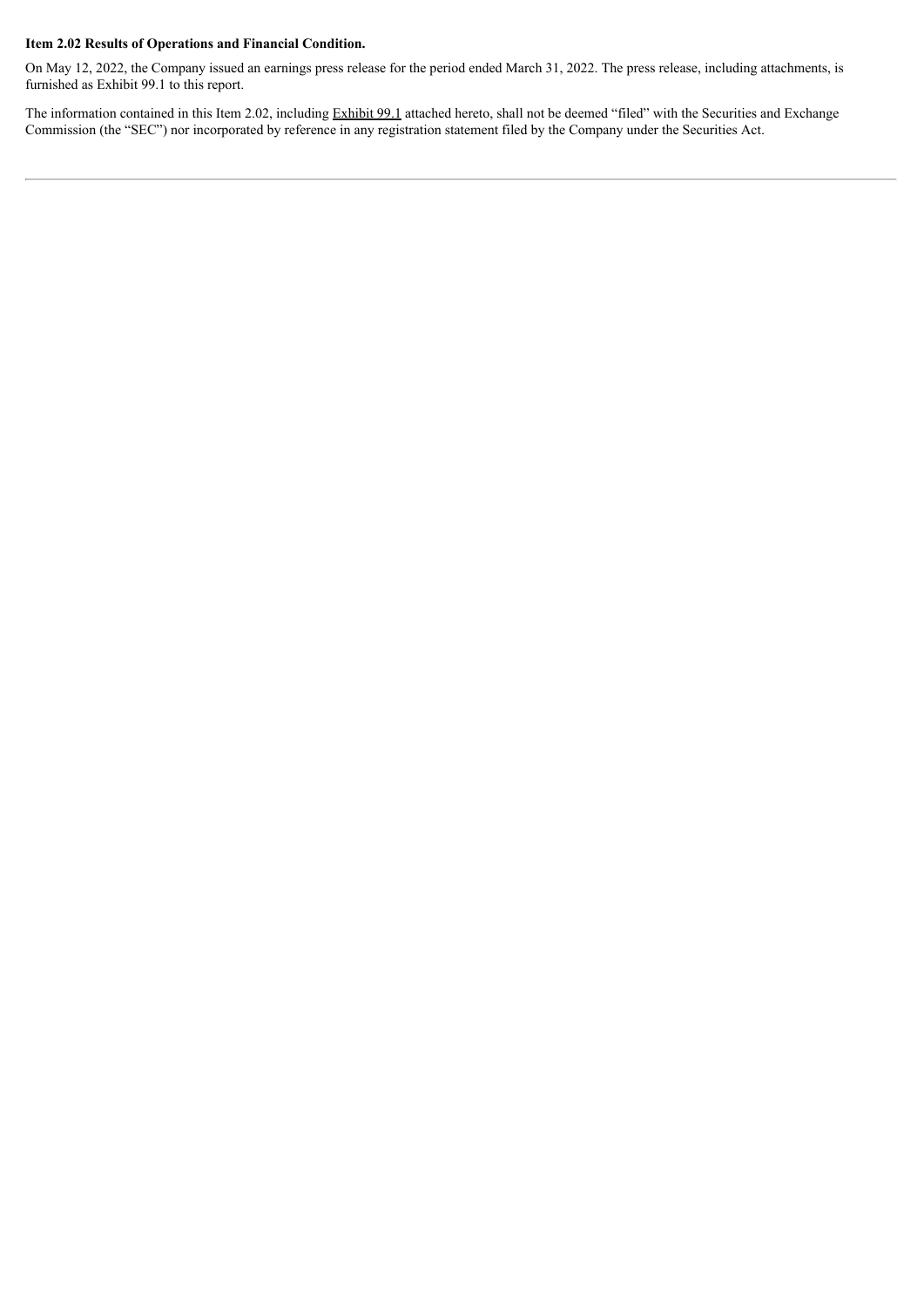**Item 2.02 Results of Operations and Financial Condition.**

On May 12, 2022, the Company issued an earnings press release for the period ended March 31, 2022. The press release, including attachments, is furnished as Exhibit 99.1 to this report.

The information contained in this Item 2.02, including Exhibit 99.1 attached hereto, shall not be deemed "filed" with the Securities and Exchange Commission (the "SEC") nor incorporated by reference in any registration statement filed by the Company under the Securities Act.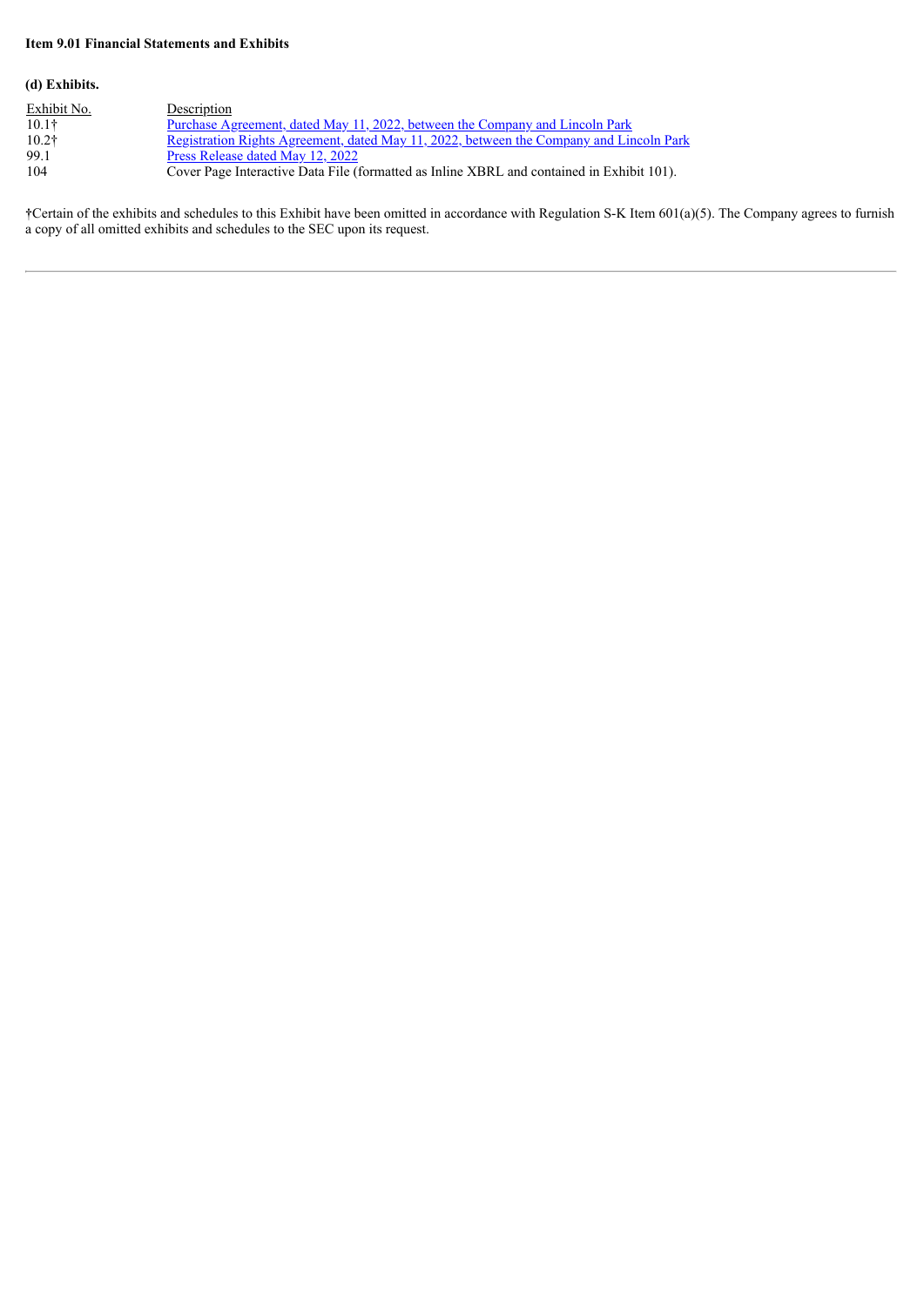**Item 9.01 Financial Statements and Exhibits**

**(d) Exhibits.**

| Exhibit No. | Description |
| --- | --- |
| 10.1† | Purchase Agreement, dated May 11, 2022, between the Company and Lincoln Park |
| 10.2† | Registration Rights Agreement, dated May 11, 2022, between the Company and Lincoln Park |
| 99.1 | Press Release dated May 12, 2022 |
| 104 | Cover Page Interactive Data File (formatted as Inline XBRL and contained in Exhibit 101). |

†Certain of the exhibits and schedules to this Exhibit have been omitted in accordance with Regulation S-K Item 601(a)(5). The Company agrees to furnish a copy of all omitted exhibits and schedules to the SEC upon its request.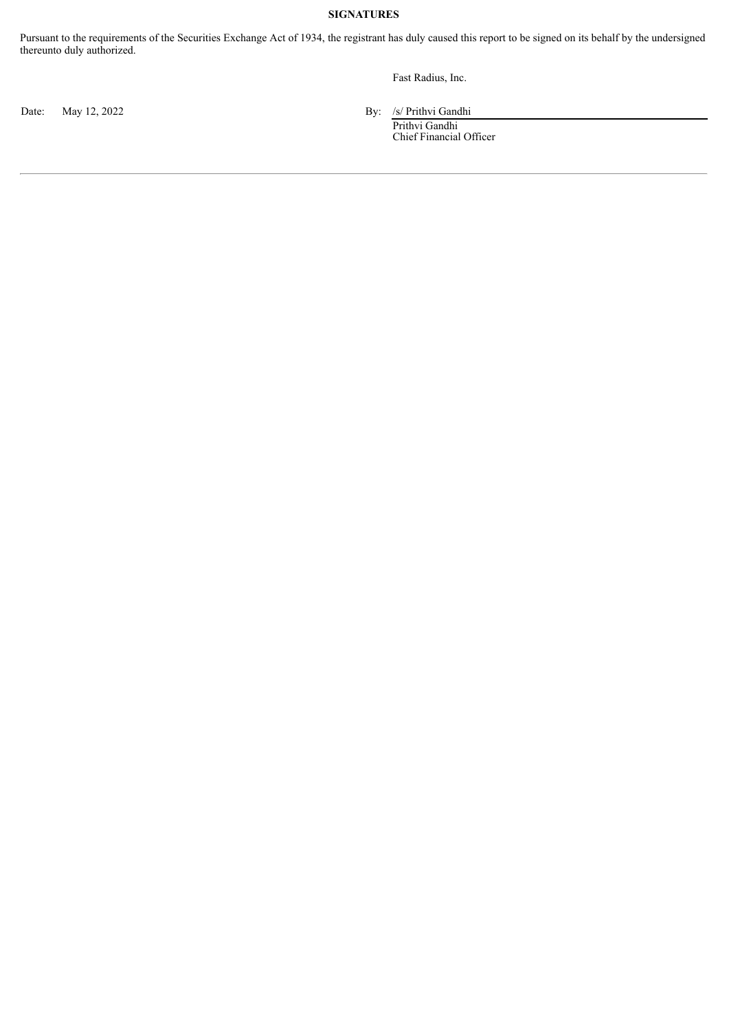**SIGNATURES**

Pursuant to the requirements of the Securities Exchange Act of 1934, the registrant has duly caused this report to be signed on its behalf by the undersigned thereunto duly authorized.

Fast Radius, Inc.

Date: May 12, 2022

By: /s/ Prithvi Gandhi
Prithvi Gandhi
Chief Financial Officer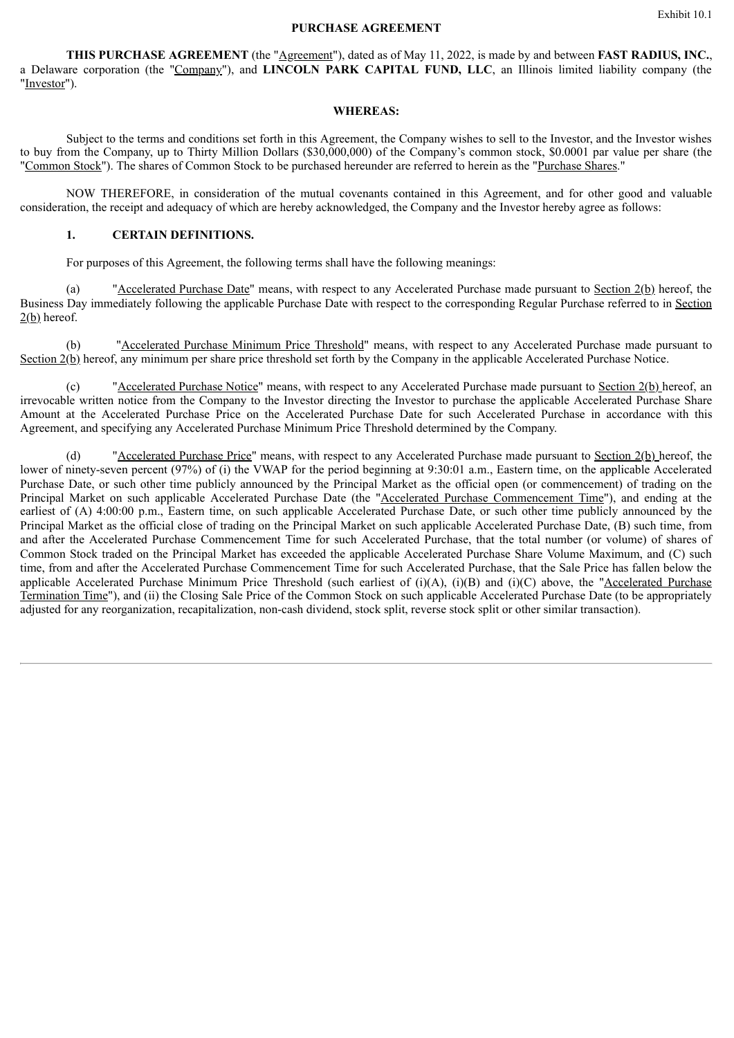Exhibit 10.1

**PURCHASE AGREEMENT**

**THIS PURCHASE AGREEMENT** (the "Agreement"), dated as of May 11, 2022, is made by and between **FAST RADIUS, INC.**, a Delaware corporation (the "Company"), and **LINCOLN PARK CAPITAL FUND, LLC**, an Illinois limited liability company (the "Investor").

**WHEREAS:**

Subject to the terms and conditions set forth in this Agreement, the Company wishes to sell to the Investor, and the Investor wishes to buy from the Company, up to Thirty Million Dollars ($30,000,000) of the Company's common stock, $0.0001 par value per share (the "Common Stock"). The shares of Common Stock to be purchased hereunder are referred to herein as the "Purchase Shares."

NOW THEREFORE, in consideration of the mutual covenants contained in this Agreement, and for other good and valuable consideration, the receipt and adequacy of which are hereby acknowledged, the Company and the Investor hereby agree as follows:

**1. CERTAIN DEFINITIONS.**

For purposes of this Agreement, the following terms shall have the following meanings:

(a) "Accelerated Purchase Date" means, with respect to any Accelerated Purchase made pursuant to Section 2(b) hereof, the Business Day immediately following the applicable Purchase Date with respect to the corresponding Regular Purchase referred to in Section 2(b) hereof.

(b) "Accelerated Purchase Minimum Price Threshold" means, with respect to any Accelerated Purchase made pursuant to Section 2(b) hereof, any minimum per share price threshold set forth by the Company in the applicable Accelerated Purchase Notice.

(c) "Accelerated Purchase Notice" means, with respect to any Accelerated Purchase made pursuant to Section 2(b) hereof, an irrevocable written notice from the Company to the Investor directing the Investor to purchase the applicable Accelerated Purchase Share Amount at the Accelerated Purchase Price on the Accelerated Purchase Date for such Accelerated Purchase in accordance with this Agreement, and specifying any Accelerated Purchase Minimum Price Threshold determined by the Company.

(d) "Accelerated Purchase Price" means, with respect to any Accelerated Purchase made pursuant to Section 2(b) hereof, the lower of ninety-seven percent (97%) of (i) the VWAP for the period beginning at 9:30:01 a.m., Eastern time, on the applicable Accelerated Purchase Date, or such other time publicly announced by the Principal Market as the official open (or commencement) of trading on the Principal Market on such applicable Accelerated Purchase Date (the "Accelerated Purchase Commencement Time"), and ending at the earliest of (A) 4:00:00 p.m., Eastern time, on such applicable Accelerated Purchase Date, or such other time publicly announced by the Principal Market as the official close of trading on the Principal Market on such applicable Accelerated Purchase Date, (B) such time, from and after the Accelerated Purchase Commencement Time for such Accelerated Purchase, that the total number (or volume) of shares of Common Stock traded on the Principal Market has exceeded the applicable Accelerated Purchase Share Volume Maximum, and (C) such time, from and after the Accelerated Purchase Commencement Time for such Accelerated Purchase, that the Sale Price has fallen below the applicable Accelerated Purchase Minimum Price Threshold (such earliest of (i)(A), (i)(B) and (i)(C) above, the "Accelerated Purchase Termination Time"), and (ii) the Closing Sale Price of the Common Stock on such applicable Accelerated Purchase Date (to be appropriately adjusted for any reorganization, recapitalization, non-cash dividend, stock split, reverse stock split or other similar transaction).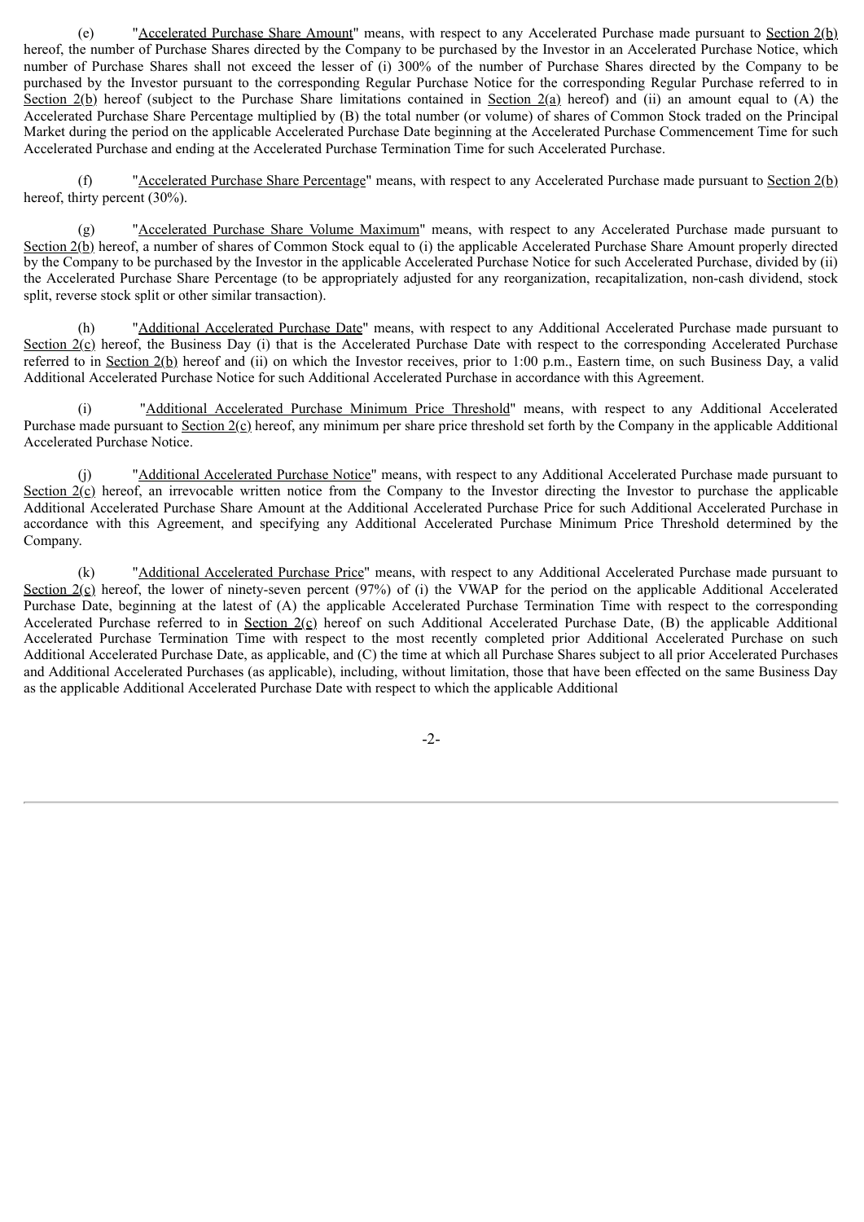(e) "Accelerated Purchase Share Amount" means, with respect to any Accelerated Purchase made pursuant to Section 2(b) hereof, the number of Purchase Shares directed by the Company to be purchased by the Investor in an Accelerated Purchase Notice, which number of Purchase Shares shall not exceed the lesser of (i) 300% of the number of Purchase Shares directed by the Company to be purchased by the Investor pursuant to the corresponding Regular Purchase Notice for the corresponding Regular Purchase referred to in Section 2(b) hereof (subject to the Purchase Share limitations contained in Section 2(a) hereof) and (ii) an amount equal to (A) the Accelerated Purchase Share Percentage multiplied by (B) the total number (or volume) of shares of Common Stock traded on the Principal Market during the period on the applicable Accelerated Purchase Date beginning at the Accelerated Purchase Commencement Time for such Accelerated Purchase and ending at the Accelerated Purchase Termination Time for such Accelerated Purchase.

(f) "Accelerated Purchase Share Percentage" means, with respect to any Accelerated Purchase made pursuant to Section 2(b) hereof, thirty percent (30%).

(g) "Accelerated Purchase Share Volume Maximum" means, with respect to any Accelerated Purchase made pursuant to Section 2(b) hereof, a number of shares of Common Stock equal to (i) the applicable Accelerated Purchase Share Amount properly directed by the Company to be purchased by the Investor in the applicable Accelerated Purchase Notice for such Accelerated Purchase, divided by (ii) the Accelerated Purchase Share Percentage (to be appropriately adjusted for any reorganization, recapitalization, non-cash dividend, stock split, reverse stock split or other similar transaction).

(h) "Additional Accelerated Purchase Date" means, with respect to any Additional Accelerated Purchase made pursuant to Section 2(c) hereof, the Business Day (i) that is the Accelerated Purchase Date with respect to the corresponding Accelerated Purchase referred to in Section 2(b) hereof and (ii) on which the Investor receives, prior to 1:00 p.m., Eastern time, on such Business Day, a valid Additional Accelerated Purchase Notice for such Additional Accelerated Purchase in accordance with this Agreement.

(i) "Additional Accelerated Purchase Minimum Price Threshold" means, with respect to any Additional Accelerated Purchase made pursuant to Section 2(c) hereof, any minimum per share price threshold set forth by the Company in the applicable Additional Accelerated Purchase Notice.

(j) "Additional Accelerated Purchase Notice" means, with respect to any Additional Accelerated Purchase made pursuant to Section 2(c) hereof, an irrevocable written notice from the Company to the Investor directing the Investor to purchase the applicable Additional Accelerated Purchase Share Amount at the Additional Accelerated Purchase Price for such Additional Accelerated Purchase in accordance with this Agreement, and specifying any Additional Accelerated Purchase Minimum Price Threshold determined by the Company.

(k) "Additional Accelerated Purchase Price" means, with respect to any Additional Accelerated Purchase made pursuant to Section 2(c) hereof, the lower of ninety-seven percent (97%) of (i) the VWAP for the period on the applicable Additional Accelerated Purchase Date, beginning at the latest of (A) the applicable Accelerated Purchase Termination Time with respect to the corresponding Accelerated Purchase referred to in Section 2(c) hereof on such Additional Accelerated Purchase Date, (B) the applicable Additional Accelerated Purchase Termination Time with respect to the most recently completed prior Additional Accelerated Purchase on such Additional Accelerated Purchase Date, as applicable, and (C) the time at which all Purchase Shares subject to all prior Accelerated Purchases and Additional Accelerated Purchases (as applicable), including, without limitation, those that have been effected on the same Business Day as the applicable Additional Accelerated Purchase Date with respect to which the applicable Additional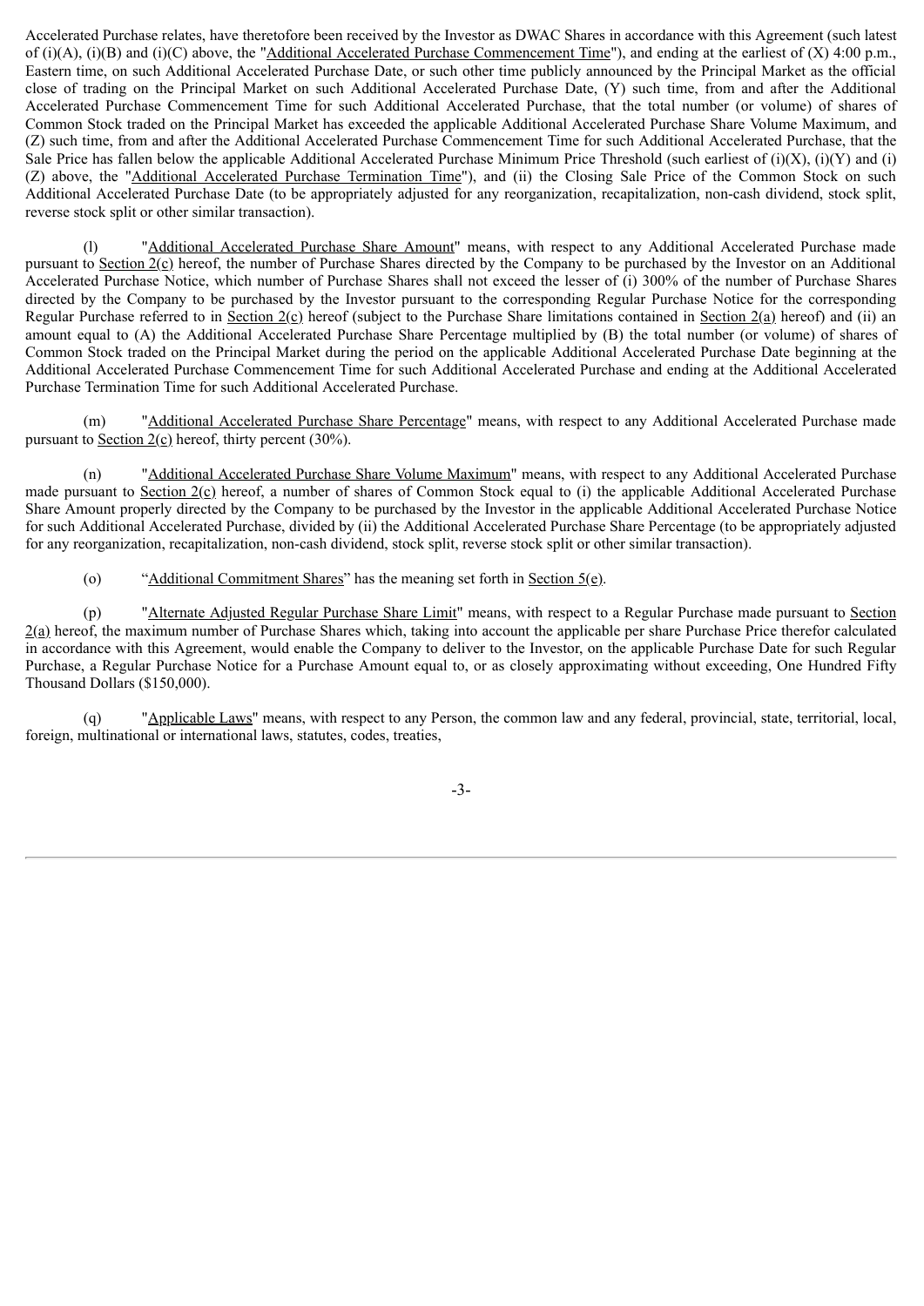Accelerated Purchase relates, have theretofore been received by the Investor as DWAC Shares in accordance with this Agreement (such latest of (i)(A), (i)(B) and (i)(C) above, the "Additional Accelerated Purchase Commencement Time"), and ending at the earliest of (X) 4:00 p.m., Eastern time, on such Additional Accelerated Purchase Date, or such other time publicly announced by the Principal Market as the official close of trading on the Principal Market on such Additional Accelerated Purchase Date, (Y) such time, from and after the Additional Accelerated Purchase Commencement Time for such Additional Accelerated Purchase, that the total number (or volume) of shares of Common Stock traded on the Principal Market has exceeded the applicable Additional Accelerated Purchase Share Volume Maximum, and (Z) such time, from and after the Additional Accelerated Purchase Commencement Time for such Additional Accelerated Purchase, that the Sale Price has fallen below the applicable Additional Accelerated Purchase Minimum Price Threshold (such earliest of (i)(X), (i)(Y) and (i)(Z) above, the "Additional Accelerated Purchase Termination Time"), and (ii) the Closing Sale Price of the Common Stock on such Additional Accelerated Purchase Date (to be appropriately adjusted for any reorganization, recapitalization, non-cash dividend, stock split, reverse stock split or other similar transaction).

(l) "Additional Accelerated Purchase Share Amount" means, with respect to any Additional Accelerated Purchase made pursuant to Section 2(c) hereof, the number of Purchase Shares directed by the Company to be purchased by the Investor on an Additional Accelerated Purchase Notice, which number of Purchase Shares shall not exceed the lesser of (i) 300% of the number of Purchase Shares directed by the Company to be purchased by the Investor pursuant to the corresponding Regular Purchase Notice for the corresponding Regular Purchase referred to in Section 2(c) hereof (subject to the Purchase Share limitations contained in Section 2(a) hereof) and (ii) an amount equal to (A) the Additional Accelerated Purchase Share Percentage multiplied by (B) the total number (or volume) of shares of Common Stock traded on the Principal Market during the period on the applicable Additional Accelerated Purchase Date beginning at the Additional Accelerated Purchase Commencement Time for such Additional Accelerated Purchase and ending at the Additional Accelerated Purchase Termination Time for such Additional Accelerated Purchase.

(m) "Additional Accelerated Purchase Share Percentage" means, with respect to any Additional Accelerated Purchase made pursuant to Section 2(c) hereof, thirty percent (30%).

(n) "Additional Accelerated Purchase Share Volume Maximum" means, with respect to any Additional Accelerated Purchase made pursuant to Section 2(c) hereof, a number of shares of Common Stock equal to (i) the applicable Additional Accelerated Purchase Share Amount properly directed by the Company to be purchased by the Investor in the applicable Additional Accelerated Purchase Notice for such Additional Accelerated Purchase, divided by (ii) the Additional Accelerated Purchase Share Percentage (to be appropriately adjusted for any reorganization, recapitalization, non-cash dividend, stock split, reverse stock split or other similar transaction).

(o) "Additional Commitment Shares" has the meaning set forth in Section 5(e).

(p) "Alternate Adjusted Regular Purchase Share Limit" means, with respect to a Regular Purchase made pursuant to Section 2(a) hereof, the maximum number of Purchase Shares which, taking into account the applicable per share Purchase Price therefor calculated in accordance with this Agreement, would enable the Company to deliver to the Investor, on the applicable Purchase Date for such Regular Purchase, a Regular Purchase Notice for a Purchase Amount equal to, or as closely approximating without exceeding, One Hundred Fifty Thousand Dollars ($150,000).

(q) "Applicable Laws" means, with respect to any Person, the common law and any federal, provincial, state, territorial, local, foreign, multinational or international laws, statutes, codes, treaties,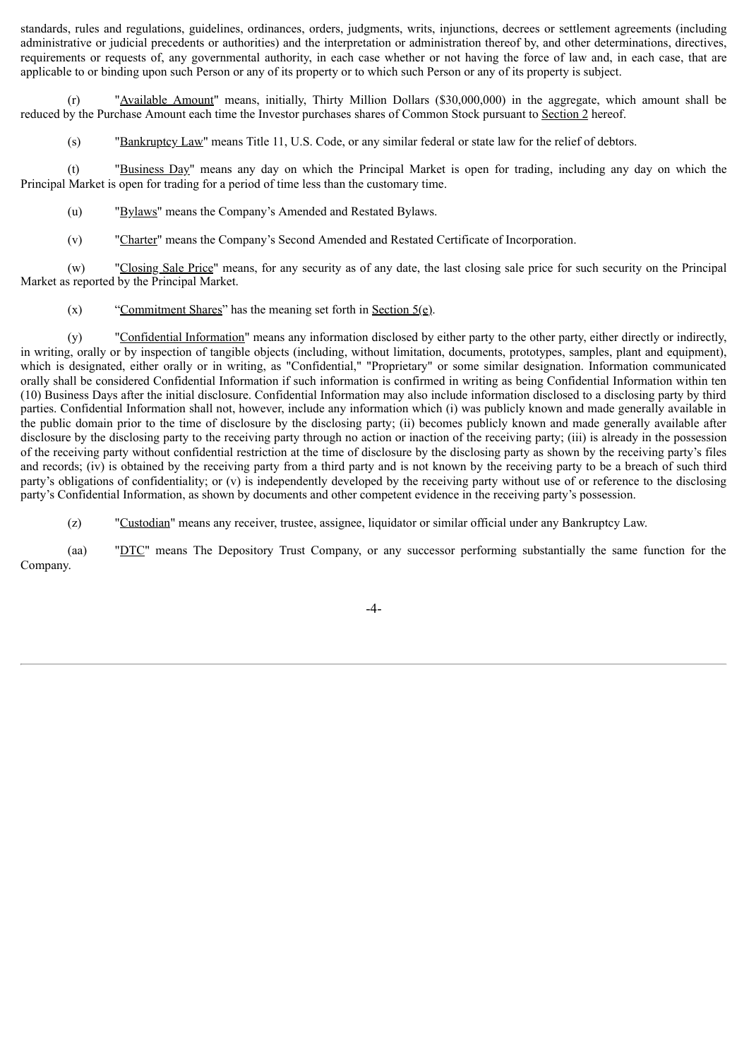standards, rules and regulations, guidelines, ordinances, orders, judgments, writs, injunctions, decrees or settlement agreements (including administrative or judicial precedents or authorities) and the interpretation or administration thereof by, and other determinations, directives, requirements or requests of, any governmental authority, in each case whether or not having the force of law and, in each case, that are applicable to or binding upon such Person or any of its property or to which such Person or any of its property is subject.

(r) "Available Amount" means, initially, Thirty Million Dollars ($30,000,000) in the aggregate, which amount shall be reduced by the Purchase Amount each time the Investor purchases shares of Common Stock pursuant to Section 2 hereof.

(s) "Bankruptcy Law" means Title 11, U.S. Code, or any similar federal or state law for the relief of debtors.

(t) "Business Day" means any day on which the Principal Market is open for trading, including any day on which the Principal Market is open for trading for a period of time less than the customary time.

(u) "Bylaws" means the Company's Amended and Restated Bylaws.

(v) "Charter" means the Company's Second Amended and Restated Certificate of Incorporation.

(w) "Closing Sale Price" means, for any security as of any date, the last closing sale price for such security on the Principal Market as reported by the Principal Market.

(x) "Commitment Shares" has the meaning set forth in Section 5(e).

(y) "Confidential Information" means any information disclosed by either party to the other party, either directly or indirectly, in writing, orally or by inspection of tangible objects (including, without limitation, documents, prototypes, samples, plant and equipment), which is designated, either orally or in writing, as "Confidential," "Proprietary" or some similar designation. Information communicated orally shall be considered Confidential Information if such information is confirmed in writing as being Confidential Information within ten (10) Business Days after the initial disclosure. Confidential Information may also include information disclosed to a disclosing party by third parties. Confidential Information shall not, however, include any information which (i) was publicly known and made generally available in the public domain prior to the time of disclosure by the disclosing party; (ii) becomes publicly known and made generally available after disclosure by the disclosing party to the receiving party through no action or inaction of the receiving party; (iii) is already in the possession of the receiving party without confidential restriction at the time of disclosure by the disclosing party as shown by the receiving party's files and records; (iv) is obtained by the receiving party from a third party and is not known by the receiving party to be a breach of such third party's obligations of confidentiality; or (v) is independently developed by the receiving party without use of or reference to the disclosing party's Confidential Information, as shown by documents and other competent evidence in the receiving party's possession.

(z) "Custodian" means any receiver, trustee, assignee, liquidator or similar official under any Bankruptcy Law.

(aa) "DTC" means The Depository Trust Company, or any successor performing substantially the same function for the Company.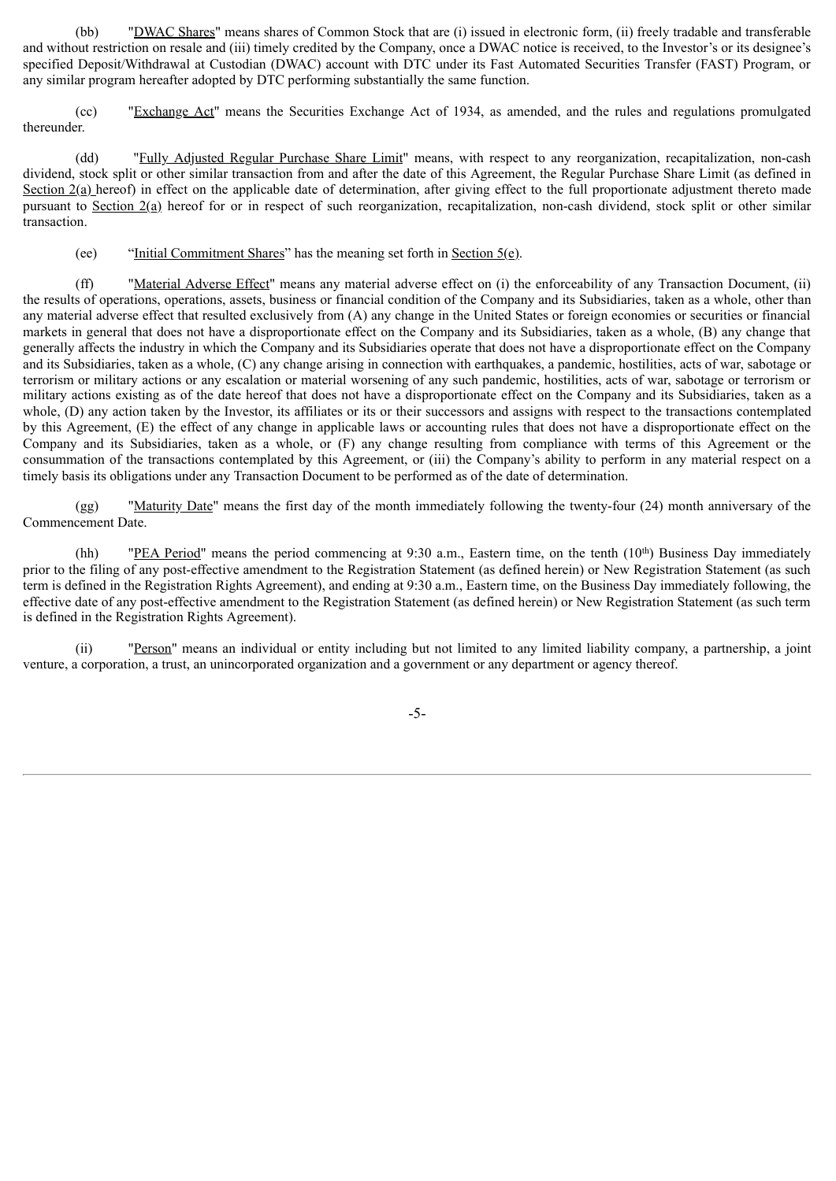(bb) "DWAC Shares" means shares of Common Stock that are (i) issued in electronic form, (ii) freely tradable and transferable and without restriction on resale and (iii) timely credited by the Company, once a DWAC notice is received, to the Investor's or its designee's specified Deposit/Withdrawal at Custodian (DWAC) account with DTC under its Fast Automated Securities Transfer (FAST) Program, or any similar program hereafter adopted by DTC performing substantially the same function.

(cc) "Exchange Act" means the Securities Exchange Act of 1934, as amended, and the rules and regulations promulgated thereunder.

(dd) "Fully Adjusted Regular Purchase Share Limit" means, with respect to any reorganization, recapitalization, non-cash dividend, stock split or other similar transaction from and after the date of this Agreement, the Regular Purchase Share Limit (as defined in Section 2(a) hereof) in effect on the applicable date of determination, after giving effect to the full proportionate adjustment thereto made pursuant to Section 2(a) hereof for or in respect of such reorganization, recapitalization, non-cash dividend, stock split or other similar transaction.

(ee) "Initial Commitment Shares" has the meaning set forth in Section 5(e).

(ff) "Material Adverse Effect" means any material adverse effect on (i) the enforceability of any Transaction Document, (ii) the results of operations, operations, assets, business or financial condition of the Company and its Subsidiaries, taken as a whole, other than any material adverse effect that resulted exclusively from (A) any change in the United States or foreign economies or securities or financial markets in general that does not have a disproportionate effect on the Company and its Subsidiaries, taken as a whole, (B) any change that generally affects the industry in which the Company and its Subsidiaries operate that does not have a disproportionate effect on the Company and its Subsidiaries, taken as a whole, (C) any change arising in connection with earthquakes, a pandemic, hostilities, acts of war, sabotage or terrorism or military actions or any escalation or material worsening of any such pandemic, hostilities, acts of war, sabotage or terrorism or military actions existing as of the date hereof that does not have a disproportionate effect on the Company and its Subsidiaries, taken as a whole, (D) any action taken by the Investor, its affiliates or its or their successors and assigns with respect to the transactions contemplated by this Agreement, (E) the effect of any change in applicable laws or accounting rules that does not have a disproportionate effect on the Company and its Subsidiaries, taken as a whole, or (F) any change resulting from compliance with terms of this Agreement or the consummation of the transactions contemplated by this Agreement, or (iii) the Company's ability to perform in any material respect on a timely basis its obligations under any Transaction Document to be performed as of the date of determination.

(gg) "Maturity Date" means the first day of the month immediately following the twenty-four (24) month anniversary of the Commencement Date.

(hh) "PEA Period" means the period commencing at 9:30 a.m., Eastern time, on the tenth (10th) Business Day immediately prior to the filing of any post-effective amendment to the Registration Statement (as defined herein) or New Registration Statement (as such term is defined in the Registration Rights Agreement), and ending at 9:30 a.m., Eastern time, on the Business Day immediately following, the effective date of any post-effective amendment to the Registration Statement (as defined herein) or New Registration Statement (as such term is defined in the Registration Rights Agreement).

(ii) "Person" means an individual or entity including but not limited to any limited liability company, a partnership, a joint venture, a corporation, a trust, an unincorporated organization and a government or any department or agency thereof.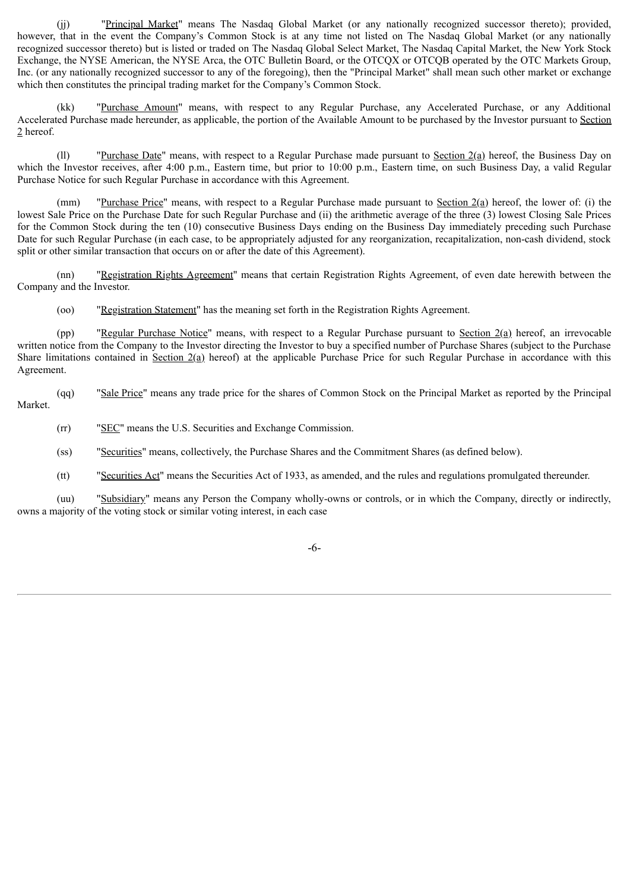(jj) "Principal Market" means The Nasdaq Global Market (or any nationally recognized successor thereto); provided, however, that in the event the Company's Common Stock is at any time not listed on The Nasdaq Global Market (or any nationally recognized successor thereto) but is listed or traded on The Nasdaq Global Select Market, The Nasdaq Capital Market, the New York Stock Exchange, the NYSE American, the NYSE Arca, the OTC Bulletin Board, or the OTCQX or OTCQB operated by the OTC Markets Group, Inc. (or any nationally recognized successor to any of the foregoing), then the "Principal Market" shall mean such other market or exchange which then constitutes the principal trading market for the Company's Common Stock.

(kk) "Purchase Amount" means, with respect to any Regular Purchase, any Accelerated Purchase, or any Additional Accelerated Purchase made hereunder, as applicable, the portion of the Available Amount to be purchased by the Investor pursuant to Section 2 hereof.

(ll) "Purchase Date" means, with respect to a Regular Purchase made pursuant to Section 2(a) hereof, the Business Day on which the Investor receives, after 4:00 p.m., Eastern time, but prior to 10:00 p.m., Eastern time, on such Business Day, a valid Regular Purchase Notice for such Regular Purchase in accordance with this Agreement.

(mm) "Purchase Price" means, with respect to a Regular Purchase made pursuant to Section 2(a) hereof, the lower of: (i) the lowest Sale Price on the Purchase Date for such Regular Purchase and (ii) the arithmetic average of the three (3) lowest Closing Sale Prices for the Common Stock during the ten (10) consecutive Business Days ending on the Business Day immediately preceding such Purchase Date for such Regular Purchase (in each case, to be appropriately adjusted for any reorganization, recapitalization, non-cash dividend, stock split or other similar transaction that occurs on or after the date of this Agreement).

(nn) "Registration Rights Agreement" means that certain Registration Rights Agreement, of even date herewith between the Company and the Investor.

(oo) "Registration Statement" has the meaning set forth in the Registration Rights Agreement.

(pp) "Regular Purchase Notice" means, with respect to a Regular Purchase pursuant to Section 2(a) hereof, an irrevocable written notice from the Company to the Investor directing the Investor to buy a specified number of Purchase Shares (subject to the Purchase Share limitations contained in Section 2(a) hereof) at the applicable Purchase Price for such Regular Purchase in accordance with this Agreement.

(qq) "Sale Price" means any trade price for the shares of Common Stock on the Principal Market as reported by the Principal Market.

(rr) "SEC" means the U.S. Securities and Exchange Commission.

(ss) "Securities" means, collectively, the Purchase Shares and the Commitment Shares (as defined below).

(tt) "Securities Act" means the Securities Act of 1933, as amended, and the rules and regulations promulgated thereunder.

(uu) "Subsidiary" means any Person the Company wholly-owns or controls, or in which the Company, directly or indirectly, owns a majority of the voting stock or similar voting interest, in each case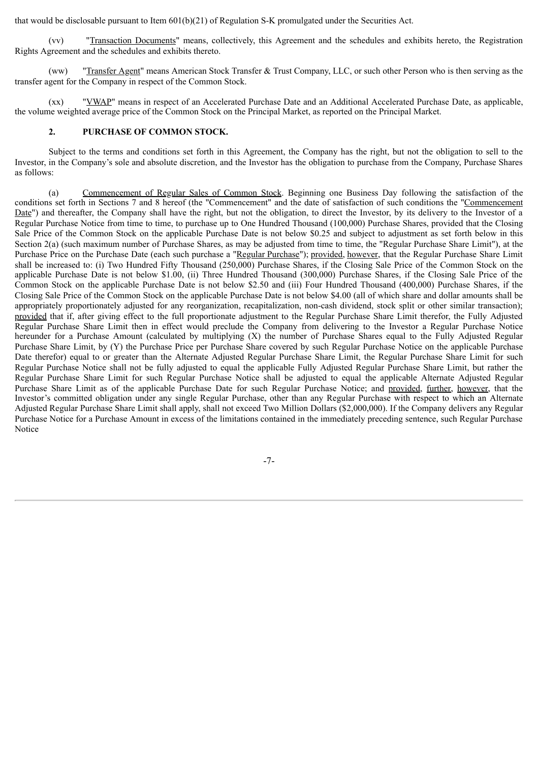that would be disclosable pursuant to Item 601(b)(21) of Regulation S-K promulgated under the Securities Act.

(vv) "Transaction Documents" means, collectively, this Agreement and the schedules and exhibits hereto, the Registration Rights Agreement and the schedules and exhibits thereto.

(ww) "Transfer Agent" means American Stock Transfer & Trust Company, LLC, or such other Person who is then serving as the transfer agent for the Company in respect of the Common Stock.

(xx) "VWAP" means in respect of an Accelerated Purchase Date and an Additional Accelerated Purchase Date, as applicable, the volume weighted average price of the Common Stock on the Principal Market, as reported on the Principal Market.

**2. PURCHASE OF COMMON STOCK.**

Subject to the terms and conditions set forth in this Agreement, the Company has the right, but not the obligation to sell to the Investor, in the Company's sole and absolute discretion, and the Investor has the obligation to purchase from the Company, Purchase Shares as follows:

(a) Commencement of Regular Sales of Common Stock. Beginning one Business Day following the satisfaction of the conditions set forth in Sections 7 and 8 hereof (the "Commencement" and the date of satisfaction of such conditions the "Commencement Date") and thereafter, the Company shall have the right, but not the obligation, to direct the Investor, by its delivery to the Investor of a Regular Purchase Notice from time to time, to purchase up to One Hundred Thousand (100,000) Purchase Shares, provided that the Closing Sale Price of the Common Stock on the applicable Purchase Date is not below $0.25 and subject to adjustment as set forth below in this Section 2(a) (such maximum number of Purchase Shares, as may be adjusted from time to time, the "Regular Purchase Share Limit"), at the Purchase Price on the Purchase Date (each such purchase a "Regular Purchase"); provided, however, that the Regular Purchase Share Limit shall be increased to: (i) Two Hundred Fifty Thousand (250,000) Purchase Shares, if the Closing Sale Price of the Common Stock on the applicable Purchase Date is not below $1.00, (ii) Three Hundred Thousand (300,000) Purchase Shares, if the Closing Sale Price of the Common Stock on the applicable Purchase Date is not below $2.50 and (iii) Four Hundred Thousand (400,000) Purchase Shares, if the Closing Sale Price of the Common Stock on the applicable Purchase Date is not below $4.00 (all of which share and dollar amounts shall be appropriately proportionately adjusted for any reorganization, recapitalization, non-cash dividend, stock split or other similar transaction); provided that if, after giving effect to the full proportionate adjustment to the Regular Purchase Share Limit therefor, the Fully Adjusted Regular Purchase Share Limit then in effect would preclude the Company from delivering to the Investor a Regular Purchase Notice hereunder for a Purchase Amount (calculated by multiplying (X) the number of Purchase Shares equal to the Fully Adjusted Regular Purchase Share Limit, by (Y) the Purchase Price per Purchase Share covered by such Regular Purchase Notice on the applicable Purchase Date therefor) equal to or greater than the Alternate Adjusted Regular Purchase Share Limit, the Regular Purchase Share Limit for such Regular Purchase Notice shall not be fully adjusted to equal the applicable Fully Adjusted Regular Purchase Share Limit, but rather the Regular Purchase Share Limit for such Regular Purchase Notice shall be adjusted to equal the applicable Alternate Adjusted Regular Purchase Share Limit as of the applicable Purchase Date for such Regular Purchase Notice; and provided, further, however, that the Investor's committed obligation under any single Regular Purchase, other than any Regular Purchase with respect to which an Alternate Adjusted Regular Purchase Share Limit shall apply, shall not exceed Two Million Dollars ($2,000,000). If the Company delivers any Regular Purchase Notice for a Purchase Amount in excess of the limitations contained in the immediately preceding sentence, such Regular Purchase Notice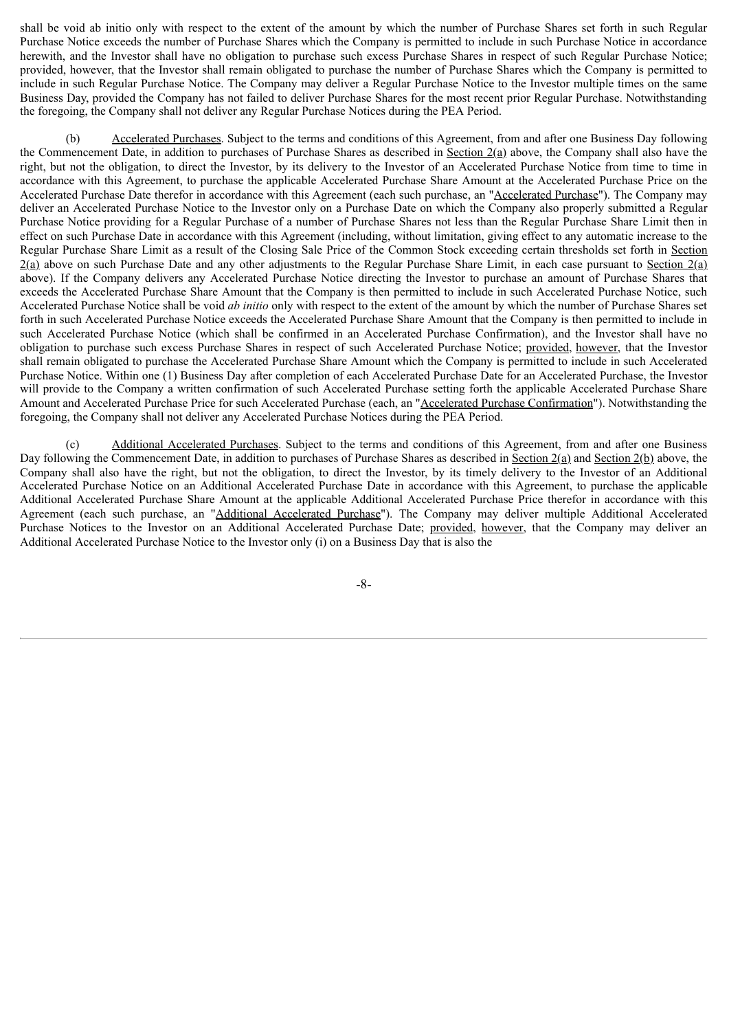shall be void ab initio only with respect to the extent of the amount by which the number of Purchase Shares set forth in such Regular Purchase Notice exceeds the number of Purchase Shares which the Company is permitted to include in such Purchase Notice in accordance herewith, and the Investor shall have no obligation to purchase such excess Purchase Shares in respect of such Regular Purchase Notice; provided, however, that the Investor shall remain obligated to purchase the number of Purchase Shares which the Company is permitted to include in such Regular Purchase Notice. The Company may deliver a Regular Purchase Notice to the Investor multiple times on the same Business Day, provided the Company has not failed to deliver Purchase Shares for the most recent prior Regular Purchase. Notwithstanding the foregoing, the Company shall not deliver any Regular Purchase Notices during the PEA Period.

(b) Accelerated Purchases. Subject to the terms and conditions of this Agreement, from and after one Business Day following the Commencement Date, in addition to purchases of Purchase Shares as described in Section 2(a) above, the Company shall also have the right, but not the obligation, to direct the Investor, by its delivery to the Investor of an Accelerated Purchase Notice from time to time in accordance with this Agreement, to purchase the applicable Accelerated Purchase Share Amount at the Accelerated Purchase Price on the Accelerated Purchase Date therefor in accordance with this Agreement (each such purchase, an "Accelerated Purchase"). The Company may deliver an Accelerated Purchase Notice to the Investor only on a Purchase Date on which the Company also properly submitted a Regular Purchase Notice providing for a Regular Purchase of a number of Purchase Shares not less than the Regular Purchase Share Limit then in effect on such Purchase Date in accordance with this Agreement (including, without limitation, giving effect to any automatic increase to the Regular Purchase Share Limit as a result of the Closing Sale Price of the Common Stock exceeding certain thresholds set forth in Section 2(a) above on such Purchase Date and any other adjustments to the Regular Purchase Share Limit, in each case pursuant to Section 2(a) above). If the Company delivers any Accelerated Purchase Notice directing the Investor to purchase an amount of Purchase Shares that exceeds the Accelerated Purchase Share Amount that the Company is then permitted to include in such Accelerated Purchase Notice, such Accelerated Purchase Notice shall be void *ab initio* only with respect to the extent of the amount by which the number of Purchase Shares set forth in such Accelerated Purchase Notice exceeds the Accelerated Purchase Share Amount that the Company is then permitted to include in such Accelerated Purchase Notice (which shall be confirmed in an Accelerated Purchase Confirmation), and the Investor shall have no obligation to purchase such excess Purchase Shares in respect of such Accelerated Purchase Notice; provided, however, that the Investor shall remain obligated to purchase the Accelerated Purchase Share Amount which the Company is permitted to include in such Accelerated Purchase Notice. Within one (1) Business Day after completion of each Accelerated Purchase Date for an Accelerated Purchase, the Investor will provide to the Company a written confirmation of such Accelerated Purchase setting forth the applicable Accelerated Purchase Share Amount and Accelerated Purchase Price for such Accelerated Purchase (each, an "Accelerated Purchase Confirmation"). Notwithstanding the foregoing, the Company shall not deliver any Accelerated Purchase Notices during the PEA Period.

(c) Additional Accelerated Purchases. Subject to the terms and conditions of this Agreement, from and after one Business Day following the Commencement Date, in addition to purchases of Purchase Shares as described in Section 2(a) and Section 2(b) above, the Company shall also have the right, but not the obligation, to direct the Investor, by its timely delivery to the Investor of an Additional Accelerated Purchase Notice on an Additional Accelerated Purchase Date in accordance with this Agreement, to purchase the applicable Additional Accelerated Purchase Share Amount at the applicable Additional Accelerated Purchase Price therefor in accordance with this Agreement (each such purchase, an "Additional Accelerated Purchase"). The Company may deliver multiple Additional Accelerated Purchase Notices to the Investor on an Additional Accelerated Purchase Date; provided, however, that the Company may deliver an Additional Accelerated Purchase Notice to the Investor only (i) on a Business Day that is also the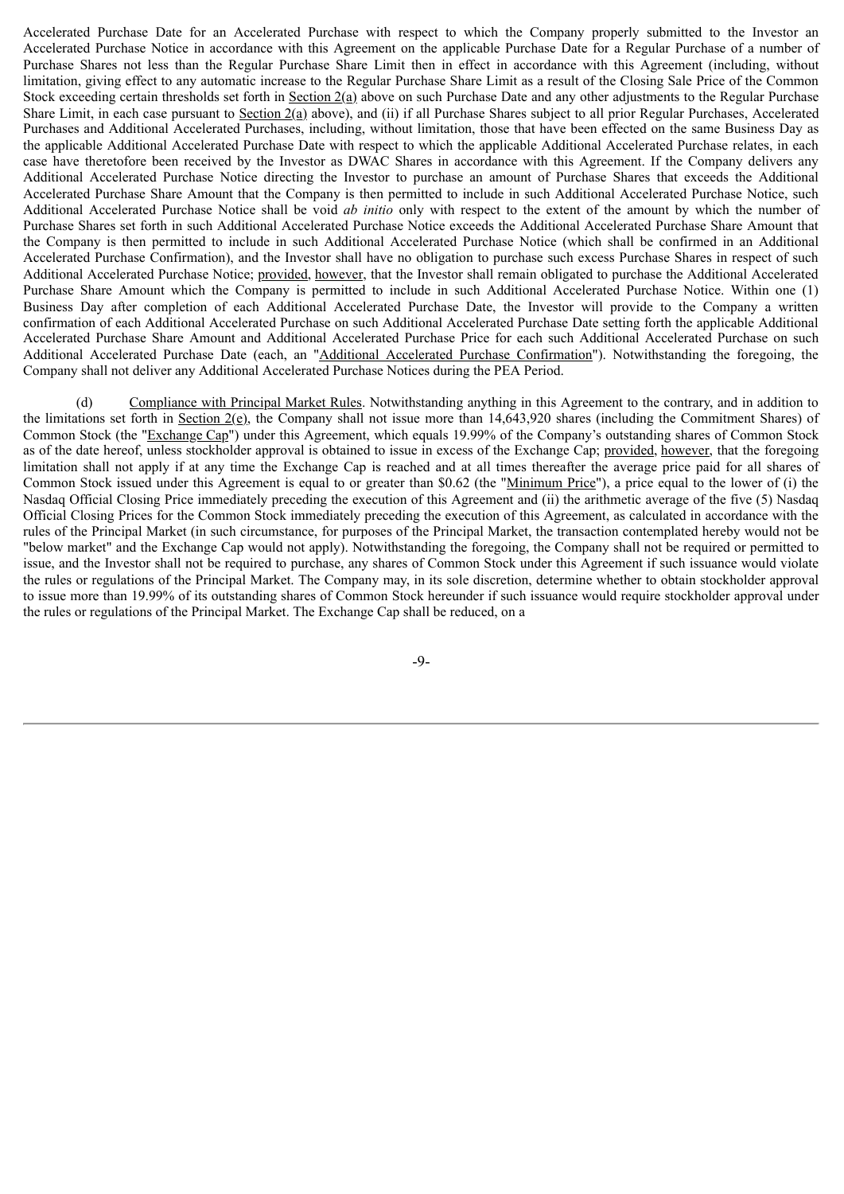Accelerated Purchase Date for an Accelerated Purchase with respect to which the Company properly submitted to the Investor an Accelerated Purchase Notice in accordance with this Agreement on the applicable Purchase Date for a Regular Purchase of a number of Purchase Shares not less than the Regular Purchase Share Limit then in effect in accordance with this Agreement (including, without limitation, giving effect to any automatic increase to the Regular Purchase Share Limit as a result of the Closing Sale Price of the Common Stock exceeding certain thresholds set forth in Section 2(a) above on such Purchase Date and any other adjustments to the Regular Purchase Share Limit, in each case pursuant to Section 2(a) above), and (ii) if all Purchase Shares subject to all prior Regular Purchases, Accelerated Purchases and Additional Accelerated Purchases, including, without limitation, those that have been effected on the same Business Day as the applicable Additional Accelerated Purchase Date with respect to which the applicable Additional Accelerated Purchase relates, in each case have theretofore been received by the Investor as DWAC Shares in accordance with this Agreement. If the Company delivers any Additional Accelerated Purchase Notice directing the Investor to purchase an amount of Purchase Shares that exceeds the Additional Accelerated Purchase Share Amount that the Company is then permitted to include in such Additional Accelerated Purchase Notice, such Additional Accelerated Purchase Notice shall be void *ab initio* only with respect to the extent of the amount by which the number of Purchase Shares set forth in such Additional Accelerated Purchase Notice exceeds the Additional Accelerated Purchase Share Amount that the Company is then permitted to include in such Additional Accelerated Purchase Notice (which shall be confirmed in an Additional Accelerated Purchase Confirmation), and the Investor shall have no obligation to purchase such excess Purchase Shares in respect of such Additional Accelerated Purchase Notice; provided, however, that the Investor shall remain obligated to purchase the Additional Accelerated Purchase Share Amount which the Company is permitted to include in such Additional Accelerated Purchase Notice. Within one (1) Business Day after completion of each Additional Accelerated Purchase Date, the Investor will provide to the Company a written confirmation of each Additional Accelerated Purchase on such Additional Accelerated Purchase Date setting forth the applicable Additional Accelerated Purchase Share Amount and Additional Accelerated Purchase Price for each such Additional Accelerated Purchase on such Additional Accelerated Purchase Date (each, an "Additional Accelerated Purchase Confirmation"). Notwithstanding the foregoing, the Company shall not deliver any Additional Accelerated Purchase Notices during the PEA Period.

(d) Compliance with Principal Market Rules. Notwithstanding anything in this Agreement to the contrary, and in addition to the limitations set forth in Section 2(e), the Company shall not issue more than 14,643,920 shares (including the Commitment Shares) of Common Stock (the "Exchange Cap") under this Agreement, which equals 19.99% of the Company's outstanding shares of Common Stock as of the date hereof, unless stockholder approval is obtained to issue in excess of the Exchange Cap; provided, however, that the foregoing limitation shall not apply if at any time the Exchange Cap is reached and at all times thereafter the average price paid for all shares of Common Stock issued under this Agreement is equal to or greater than $0.62 (the "Minimum Price"), a price equal to the lower of (i) the Nasdaq Official Closing Price immediately preceding the execution of this Agreement and (ii) the arithmetic average of the five (5) Nasdaq Official Closing Prices for the Common Stock immediately preceding the execution of this Agreement, as calculated in accordance with the rules of the Principal Market (in such circumstance, for purposes of the Principal Market, the transaction contemplated hereby would not be "below market" and the Exchange Cap would not apply). Notwithstanding the foregoing, the Company shall not be required or permitted to issue, and the Investor shall not be required to purchase, any shares of Common Stock under this Agreement if such issuance would violate the rules or regulations of the Principal Market. The Company may, in its sole discretion, determine whether to obtain stockholder approval to issue more than 19.99% of its outstanding shares of Common Stock hereunder if such issuance would require stockholder approval under the rules or regulations of the Principal Market. The Exchange Cap shall be reduced, on a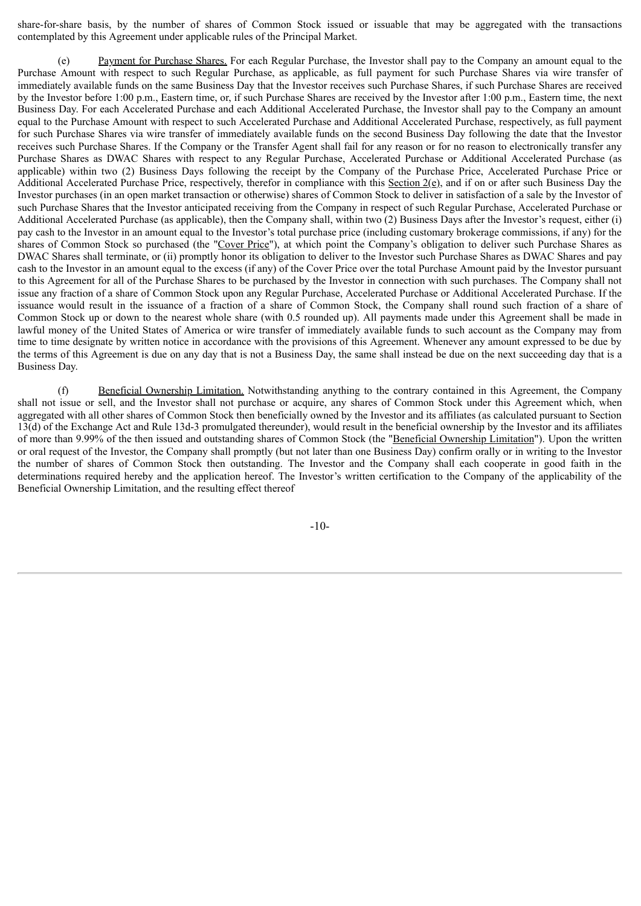share-for-share basis, by the number of shares of Common Stock issued or issuable that may be aggregated with the transactions contemplated by this Agreement under applicable rules of the Principal Market.

(e) Payment for Purchase Shares. For each Regular Purchase, the Investor shall pay to the Company an amount equal to the Purchase Amount with respect to such Regular Purchase, as applicable, as full payment for such Purchase Shares via wire transfer of immediately available funds on the same Business Day that the Investor receives such Purchase Shares, if such Purchase Shares are received by the Investor before 1:00 p.m., Eastern time, or, if such Purchase Shares are received by the Investor after 1:00 p.m., Eastern time, the next Business Day. For each Accelerated Purchase and each Additional Accelerated Purchase, the Investor shall pay to the Company an amount equal to the Purchase Amount with respect to such Accelerated Purchase and Additional Accelerated Purchase, respectively, as full payment for such Purchase Shares via wire transfer of immediately available funds on the second Business Day following the date that the Investor receives such Purchase Shares. If the Company or the Transfer Agent shall fail for any reason or for no reason to electronically transfer any Purchase Shares as DWAC Shares with respect to any Regular Purchase, Accelerated Purchase or Additional Accelerated Purchase (as applicable) within two (2) Business Days following the receipt by the Company of the Purchase Price, Accelerated Purchase Price or Additional Accelerated Purchase Price, respectively, therefor in compliance with this Section 2(e), and if on or after such Business Day the Investor purchases (in an open market transaction or otherwise) shares of Common Stock to deliver in satisfaction of a sale by the Investor of such Purchase Shares that the Investor anticipated receiving from the Company in respect of such Regular Purchase, Accelerated Purchase or Additional Accelerated Purchase (as applicable), then the Company shall, within two (2) Business Days after the Investor's request, either (i) pay cash to the Investor in an amount equal to the Investor's total purchase price (including customary brokerage commissions, if any) for the shares of Common Stock so purchased (the "Cover Price"), at which point the Company's obligation to deliver such Purchase Shares as DWAC Shares shall terminate, or (ii) promptly honor its obligation to deliver to the Investor such Purchase Shares as DWAC Shares and pay cash to the Investor in an amount equal to the excess (if any) of the Cover Price over the total Purchase Amount paid by the Investor pursuant to this Agreement for all of the Purchase Shares to be purchased by the Investor in connection with such purchases. The Company shall not issue any fraction of a share of Common Stock upon any Regular Purchase, Accelerated Purchase or Additional Accelerated Purchase. If the issuance would result in the issuance of a fraction of a share of Common Stock, the Company shall round such fraction of a share of Common Stock up or down to the nearest whole share (with 0.5 rounded up). All payments made under this Agreement shall be made in lawful money of the United States of America or wire transfer of immediately available funds to such account as the Company may from time to time designate by written notice in accordance with the provisions of this Agreement. Whenever any amount expressed to be due by the terms of this Agreement is due on any day that is not a Business Day, the same shall instead be due on the next succeeding day that is a Business Day.

(f) Beneficial Ownership Limitation. Notwithstanding anything to the contrary contained in this Agreement, the Company shall not issue or sell, and the Investor shall not purchase or acquire, any shares of Common Stock under this Agreement which, when aggregated with all other shares of Common Stock then beneficially owned by the Investor and its affiliates (as calculated pursuant to Section 13(d) of the Exchange Act and Rule 13d-3 promulgated thereunder), would result in the beneficial ownership by the Investor and its affiliates of more than 9.99% of the then issued and outstanding shares of Common Stock (the "Beneficial Ownership Limitation"). Upon the written or oral request of the Investor, the Company shall promptly (but not later than one Business Day) confirm orally or in writing to the Investor the number of shares of Common Stock then outstanding. The Investor and the Company shall each cooperate in good faith in the determinations required hereby and the application hereof. The Investor's written certification to the Company of the applicability of the Beneficial Ownership Limitation, and the resulting effect thereof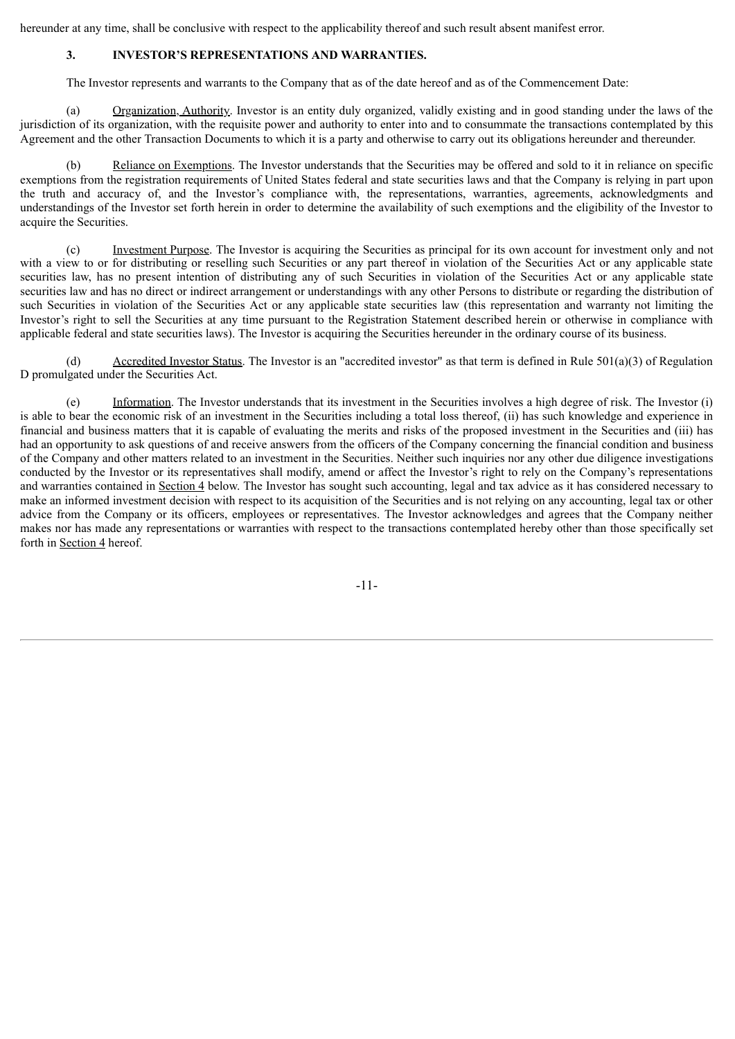hereunder at any time, shall be conclusive with respect to the applicability thereof and such result absent manifest error.

### 3. INVESTOR'S REPRESENTATIONS AND WARRANTIES.

The Investor represents and warrants to the Company that as of the date hereof and as of the Commencement Date:

(a) Organization, Authority. Investor is an entity duly organized, validly existing and in good standing under the laws of the jurisdiction of its organization, with the requisite power and authority to enter into and to consummate the transactions contemplated by this Agreement and the other Transaction Documents to which it is a party and otherwise to carry out its obligations hereunder and thereunder.

(b) Reliance on Exemptions. The Investor understands that the Securities may be offered and sold to it in reliance on specific exemptions from the registration requirements of United States federal and state securities laws and that the Company is relying in part upon the truth and accuracy of, and the Investor's compliance with, the representations, warranties, agreements, acknowledgments and understandings of the Investor set forth herein in order to determine the availability of such exemptions and the eligibility of the Investor to acquire the Securities.

(c) Investment Purpose. The Investor is acquiring the Securities as principal for its own account for investment only and not with a view to or for distributing or reselling such Securities or any part thereof in violation of the Securities Act or any applicable state securities law, has no present intention of distributing any of such Securities in violation of the Securities Act or any applicable state securities law and has no direct or indirect arrangement or understandings with any other Persons to distribute or regarding the distribution of such Securities in violation of the Securities Act or any applicable state securities law (this representation and warranty not limiting the Investor's right to sell the Securities at any time pursuant to the Registration Statement described herein or otherwise in compliance with applicable federal and state securities laws). The Investor is acquiring the Securities hereunder in the ordinary course of its business.

(d) Accredited Investor Status. The Investor is an "accredited investor" as that term is defined in Rule 501(a)(3) of Regulation D promulgated under the Securities Act.

(e) Information. The Investor understands that its investment in the Securities involves a high degree of risk. The Investor (i) is able to bear the economic risk of an investment in the Securities including a total loss thereof, (ii) has such knowledge and experience in financial and business matters that it is capable of evaluating the merits and risks of the proposed investment in the Securities and (iii) has had an opportunity to ask questions of and receive answers from the officers of the Company concerning the financial condition and business of the Company and other matters related to an investment in the Securities. Neither such inquiries nor any other due diligence investigations conducted by the Investor or its representatives shall modify, amend or affect the Investor's right to rely on the Company's representations and warranties contained in Section 4 below. The Investor has sought such accounting, legal and tax advice as it has considered necessary to make an informed investment decision with respect to its acquisition of the Securities and is not relying on any accounting, legal tax or other advice from the Company or its officers, employees or representatives. The Investor acknowledges and agrees that the Company neither makes nor has made any representations or warranties with respect to the transactions contemplated hereby other than those specifically set forth in Section 4 hereof.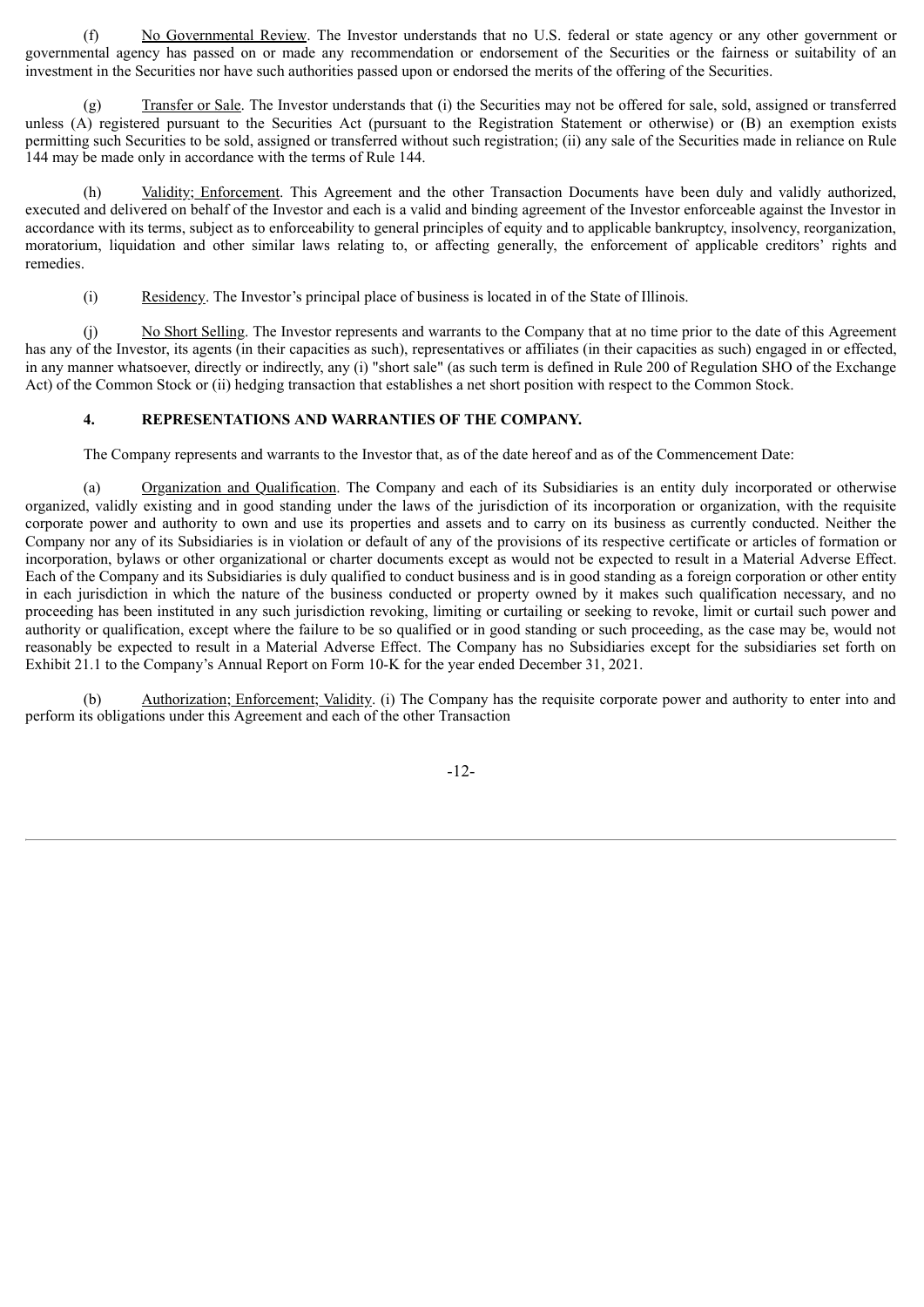(f) No Governmental Review. The Investor understands that no U.S. federal or state agency or any other government or governmental agency has passed on or made any recommendation or endorsement of the Securities or the fairness or suitability of an investment in the Securities nor have such authorities passed upon or endorsed the merits of the offering of the Securities.

(g) Transfer or Sale. The Investor understands that (i) the Securities may not be offered for sale, sold, assigned or transferred unless (A) registered pursuant to the Securities Act (pursuant to the Registration Statement or otherwise) or (B) an exemption exists permitting such Securities to be sold, assigned or transferred without such registration; (ii) any sale of the Securities made in reliance on Rule 144 may be made only in accordance with the terms of Rule 144.

(h) Validity; Enforcement. This Agreement and the other Transaction Documents have been duly and validly authorized, executed and delivered on behalf of the Investor and each is a valid and binding agreement of the Investor enforceable against the Investor in accordance with its terms, subject as to enforceability to general principles of equity and to applicable bankruptcy, insolvency, reorganization, moratorium, liquidation and other similar laws relating to, or affecting generally, the enforcement of applicable creditors' rights and remedies.

(i) Residency. The Investor's principal place of business is located in of the State of Illinois.

(j) No Short Selling. The Investor represents and warrants to the Company that at no time prior to the date of this Agreement has any of the Investor, its agents (in their capacities as such), representatives or affiliates (in their capacities as such) engaged in or effected, in any manner whatsoever, directly or indirectly, any (i) "short sale" (as such term is defined in Rule 200 of Regulation SHO of the Exchange Act) of the Common Stock or (ii) hedging transaction that establishes a net short position with respect to the Common Stock.

**4. REPRESENTATIONS AND WARRANTIES OF THE COMPANY.**

The Company represents and warrants to the Investor that, as of the date hereof and as of the Commencement Date:

(a) Organization and Qualification. The Company and each of its Subsidiaries is an entity duly incorporated or otherwise organized, validly existing and in good standing under the laws of the jurisdiction of its incorporation or organization, with the requisite corporate power and authority to own and use its properties and assets and to carry on its business as currently conducted. Neither the Company nor any of its Subsidiaries is in violation or default of any of the provisions of its respective certificate or articles of formation or incorporation, bylaws or other organizational or charter documents except as would not be expected to result in a Material Adverse Effect. Each of the Company and its Subsidiaries is duly qualified to conduct business and is in good standing as a foreign corporation or other entity in each jurisdiction in which the nature of the business conducted or property owned by it makes such qualification necessary, and no proceeding has been instituted in any such jurisdiction revoking, limiting or curtailing or seeking to revoke, limit or curtail such power and authority or qualification, except where the failure to be so qualified or in good standing or such proceeding, as the case may be, would not reasonably be expected to result in a Material Adverse Effect. The Company has no Subsidiaries except for the subsidiaries set forth on Exhibit 21.1 to the Company's Annual Report on Form 10-K for the year ended December 31, 2021.

(b) Authorization; Enforcement; Validity. (i) The Company has the requisite corporate power and authority to enter into and perform its obligations under this Agreement and each of the other Transaction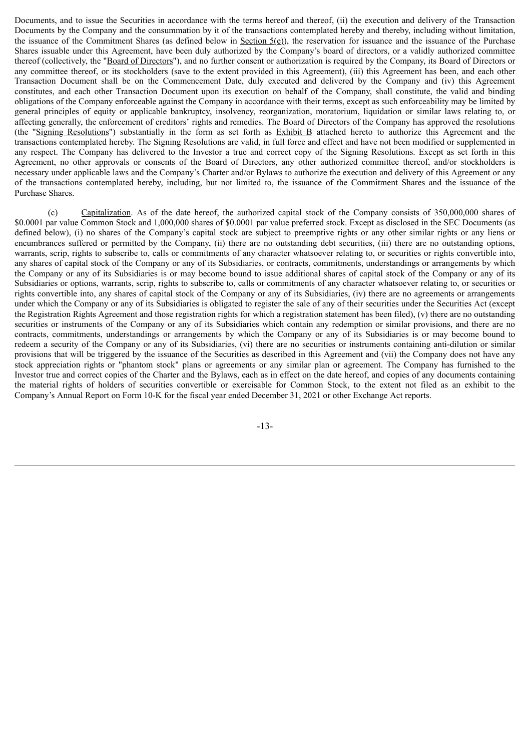Documents, and to issue the Securities in accordance with the terms hereof and thereof, (ii) the execution and delivery of the Transaction Documents by the Company and the consummation by it of the transactions contemplated hereby and thereby, including without limitation, the issuance of the Commitment Shares (as defined below in Section 5(e)), the reservation for issuance and the issuance of the Purchase Shares issuable under this Agreement, have been duly authorized by the Company's board of directors, or a validly authorized committee thereof (collectively, the "Board of Directors"), and no further consent or authorization is required by the Company, its Board of Directors or any committee thereof, or its stockholders (save to the extent provided in this Agreement), (iii) this Agreement has been, and each other Transaction Document shall be on the Commencement Date, duly executed and delivered by the Company and (iv) this Agreement constitutes, and each other Transaction Document upon its execution on behalf of the Company, shall constitute, the valid and binding obligations of the Company enforceable against the Company in accordance with their terms, except as such enforceability may be limited by general principles of equity or applicable bankruptcy, insolvency, reorganization, moratorium, liquidation or similar laws relating to, or affecting generally, the enforcement of creditors' rights and remedies. The Board of Directors of the Company has approved the resolutions (the "Signing Resolutions") substantially in the form as set forth as Exhibit B attached hereto to authorize this Agreement and the transactions contemplated hereby. The Signing Resolutions are valid, in full force and effect and have not been modified or supplemented in any respect. The Company has delivered to the Investor a true and correct copy of the Signing Resolutions. Except as set forth in this Agreement, no other approvals or consents of the Board of Directors, any other authorized committee thereof, and/or stockholders is necessary under applicable laws and the Company's Charter and/or Bylaws to authorize the execution and delivery of this Agreement or any of the transactions contemplated hereby, including, but not limited to, the issuance of the Commitment Shares and the issuance of the Purchase Shares.

(c) Capitalization. As of the date hereof, the authorized capital stock of the Company consists of 350,000,000 shares of $0.0001 par value Common Stock and 1,000,000 shares of $0.0001 par value preferred stock. Except as disclosed in the SEC Documents (as defined below), (i) no shares of the Company's capital stock are subject to preemptive rights or any other similar rights or any liens or encumbrances suffered or permitted by the Company, (ii) there are no outstanding debt securities, (iii) there are no outstanding options, warrants, scrip, rights to subscribe to, calls or commitments of any character whatsoever relating to, or securities or rights convertible into, any shares of capital stock of the Company or any of its Subsidiaries, or contracts, commitments, understandings or arrangements by which the Company or any of its Subsidiaries is or may become bound to issue additional shares of capital stock of the Company or any of its Subsidiaries or options, warrants, scrip, rights to subscribe to, calls or commitments of any character whatsoever relating to, or securities or rights convertible into, any shares of capital stock of the Company or any of its Subsidiaries, (iv) there are no agreements or arrangements under which the Company or any of its Subsidiaries is obligated to register the sale of any of their securities under the Securities Act (except the Registration Rights Agreement and those registration rights for which a registration statement has been filed), (v) there are no outstanding securities or instruments of the Company or any of its Subsidiaries which contain any redemption or similar provisions, and there are no contracts, commitments, understandings or arrangements by which the Company or any of its Subsidiaries is or may become bound to redeem a security of the Company or any of its Subsidiaries, (vi) there are no securities or instruments containing anti-dilution or similar provisions that will be triggered by the issuance of the Securities as described in this Agreement and (vii) the Company does not have any stock appreciation rights or "phantom stock" plans or agreements or any similar plan or agreement. The Company has furnished to the Investor true and correct copies of the Charter and the Bylaws, each as in effect on the date hereof, and copies of any documents containing the material rights of holders of securities convertible or exercisable for Common Stock, to the extent not filed as an exhibit to the Company's Annual Report on Form 10-K for the fiscal year ended December 31, 2021 or other Exchange Act reports.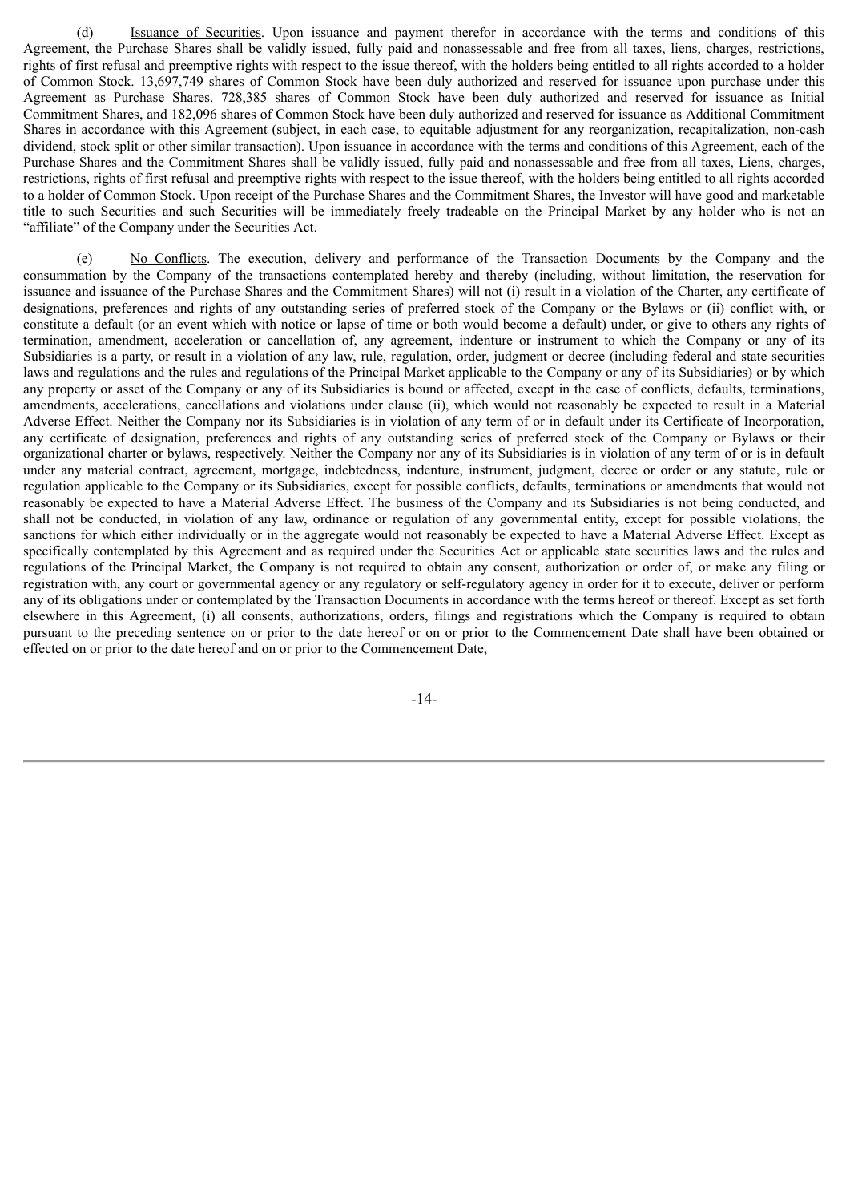(d) Issuance of Securities. Upon issuance and payment therefor in accordance with the terms and conditions of this Agreement, the Purchase Shares shall be validly issued, fully paid and nonassessable and free from all taxes, liens, charges, restrictions, rights of first refusal and preemptive rights with respect to the issue thereof, with the holders being entitled to all rights accorded to a holder of Common Stock. 13,697,749 shares of Common Stock have been duly authorized and reserved for issuance upon purchase under this Agreement as Purchase Shares. 728,385 shares of Common Stock have been duly authorized and reserved for issuance as Initial Commitment Shares, and 182,096 shares of Common Stock have been duly authorized and reserved for issuance as Additional Commitment Shares in accordance with this Agreement (subject, in each case, to equitable adjustment for any reorganization, recapitalization, non-cash dividend, stock split or other similar transaction). Upon issuance in accordance with the terms and conditions of this Agreement, each of the Purchase Shares and the Commitment Shares shall be validly issued, fully paid and nonassessable and free from all taxes, Liens, charges, restrictions, rights of first refusal and preemptive rights with respect to the issue thereof, with the holders being entitled to all rights accorded to a holder of Common Stock. Upon receipt of the Purchase Shares and the Commitment Shares, the Investor will have good and marketable title to such Securities and such Securities will be immediately freely tradeable on the Principal Market by any holder who is not an "affiliate" of the Company under the Securities Act.

(e) No Conflicts. The execution, delivery and performance of the Transaction Documents by the Company and the consummation by the Company of the transactions contemplated hereby and thereby (including, without limitation, the reservation for issuance and issuance of the Purchase Shares and the Commitment Shares) will not (i) result in a violation of the Charter, any certificate of designations, preferences and rights of any outstanding series of preferred stock of the Company or the Bylaws or (ii) conflict with, or constitute a default (or an event which with notice or lapse of time or both would become a default) under, or give to others any rights of termination, amendment, acceleration or cancellation of, any agreement, indenture or instrument to which the Company or any of its Subsidiaries is a party, or result in a violation of any law, rule, regulation, order, judgment or decree (including federal and state securities laws and regulations and the rules and regulations of the Principal Market applicable to the Company or any of its Subsidiaries) or by which any property or asset of the Company or any of its Subsidiaries is bound or affected, except in the case of conflicts, defaults, terminations, amendments, accelerations, cancellations and violations under clause (ii), which would not reasonably be expected to result in a Material Adverse Effect. Neither the Company nor its Subsidiaries is in violation of any term of or in default under its Certificate of Incorporation, any certificate of designation, preferences and rights of any outstanding series of preferred stock of the Company or Bylaws or their organizational charter or bylaws, respectively. Neither the Company nor any of its Subsidiaries is in violation of any term of or is in default under any material contract, agreement, mortgage, indebtedness, indenture, instrument, judgment, decree or order or any statute, rule or regulation applicable to the Company or its Subsidiaries, except for possible conflicts, defaults, terminations or amendments that would not reasonably be expected to have a Material Adverse Effect. The business of the Company and its Subsidiaries is not being conducted, and shall not be conducted, in violation of any law, ordinance or regulation of any governmental entity, except for possible violations, the sanctions for which either individually or in the aggregate would not reasonably be expected to have a Material Adverse Effect. Except as specifically contemplated by this Agreement and as required under the Securities Act or applicable state securities laws and the rules and regulations of the Principal Market, the Company is not required to obtain any consent, authorization or order of, or make any filing or registration with, any court or governmental agency or any regulatory or self-regulatory agency in order for it to execute, deliver or perform any of its obligations under or contemplated by the Transaction Documents in accordance with the terms hereof or thereof. Except as set forth elsewhere in this Agreement, (i) all consents, authorizations, orders, filings and registrations which the Company is required to obtain pursuant to the preceding sentence on or prior to the date hereof or on or prior to the Commencement Date shall have been obtained or effected on or prior to the date hereof and on or prior to the Commencement Date,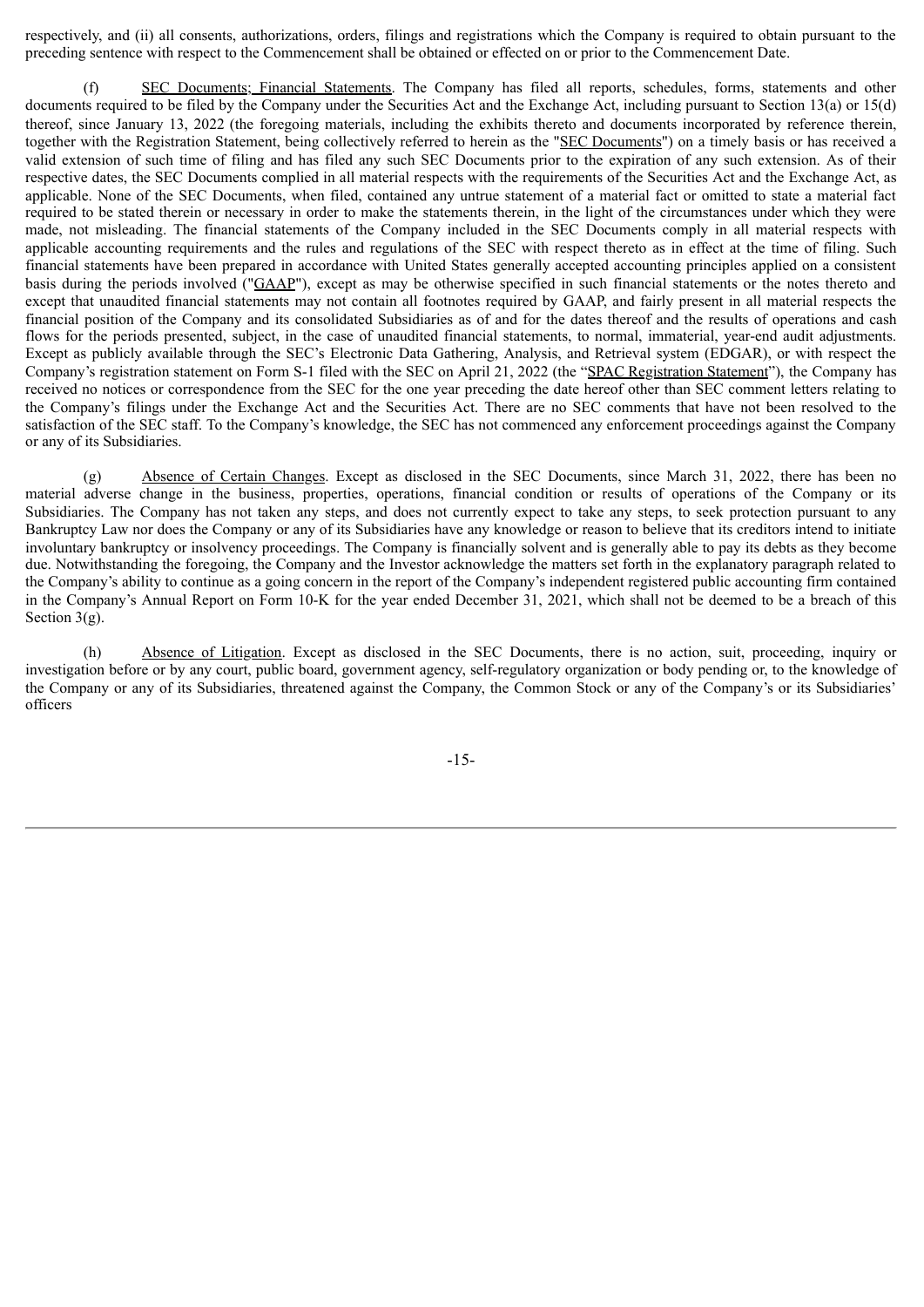respectively, and (ii) all consents, authorizations, orders, filings and registrations which the Company is required to obtain pursuant to the preceding sentence with respect to the Commencement shall be obtained or effected on or prior to the Commencement Date.

(f) SEC Documents; Financial Statements. The Company has filed all reports, schedules, forms, statements and other documents required to be filed by the Company under the Securities Act and the Exchange Act, including pursuant to Section 13(a) or 15(d) thereof, since January 13, 2022 (the foregoing materials, including the exhibits thereto and documents incorporated by reference therein, together with the Registration Statement, being collectively referred to herein as the "SEC Documents") on a timely basis or has received a valid extension of such time of filing and has filed any such SEC Documents prior to the expiration of any such extension. As of their respective dates, the SEC Documents complied in all material respects with the requirements of the Securities Act and the Exchange Act, as applicable. None of the SEC Documents, when filed, contained any untrue statement of a material fact or omitted to state a material fact required to be stated therein or necessary in order to make the statements therein, in the light of the circumstances under which they were made, not misleading. The financial statements of the Company included in the SEC Documents comply in all material respects with applicable accounting requirements and the rules and regulations of the SEC with respect thereto as in effect at the time of filing. Such financial statements have been prepared in accordance with United States generally accepted accounting principles applied on a consistent basis during the periods involved ("GAAP"), except as may be otherwise specified in such financial statements or the notes thereto and except that unaudited financial statements may not contain all footnotes required by GAAP, and fairly present in all material respects the financial position of the Company and its consolidated Subsidiaries as of and for the dates thereof and the results of operations and cash flows for the periods presented, subject, in the case of unaudited financial statements, to normal, immaterial, year-end audit adjustments. Except as publicly available through the SEC's Electronic Data Gathering, Analysis, and Retrieval system (EDGAR), or with respect the Company's registration statement on Form S-1 filed with the SEC on April 21, 2022 (the "SPAC Registration Statement"), the Company has received no notices or correspondence from the SEC for the one year preceding the date hereof other than SEC comment letters relating to the Company's filings under the Exchange Act and the Securities Act. There are no SEC comments that have not been resolved to the satisfaction of the SEC staff. To the Company's knowledge, the SEC has not commenced any enforcement proceedings against the Company or any of its Subsidiaries.

(g) Absence of Certain Changes. Except as disclosed in the SEC Documents, since March 31, 2022, there has been no material adverse change in the business, properties, operations, financial condition or results of operations of the Company or its Subsidiaries. The Company has not taken any steps, and does not currently expect to take any steps, to seek protection pursuant to any Bankruptcy Law nor does the Company or any of its Subsidiaries have any knowledge or reason to believe that its creditors intend to initiate involuntary bankruptcy or insolvency proceedings. The Company is financially solvent and is generally able to pay its debts as they become due. Notwithstanding the foregoing, the Company and the Investor acknowledge the matters set forth in the explanatory paragraph related to the Company's ability to continue as a going concern in the report of the Company's independent registered public accounting firm contained in the Company's Annual Report on Form 10-K for the year ended December 31, 2021, which shall not be deemed to be a breach of this Section 3(g).

(h) Absence of Litigation. Except as disclosed in the SEC Documents, there is no action, suit, proceeding, inquiry or investigation before or by any court, public board, government agency, self-regulatory organization or body pending or, to the knowledge of the Company or any of its Subsidiaries, threatened against the Company, the Common Stock or any of the Company's or its Subsidiaries' officers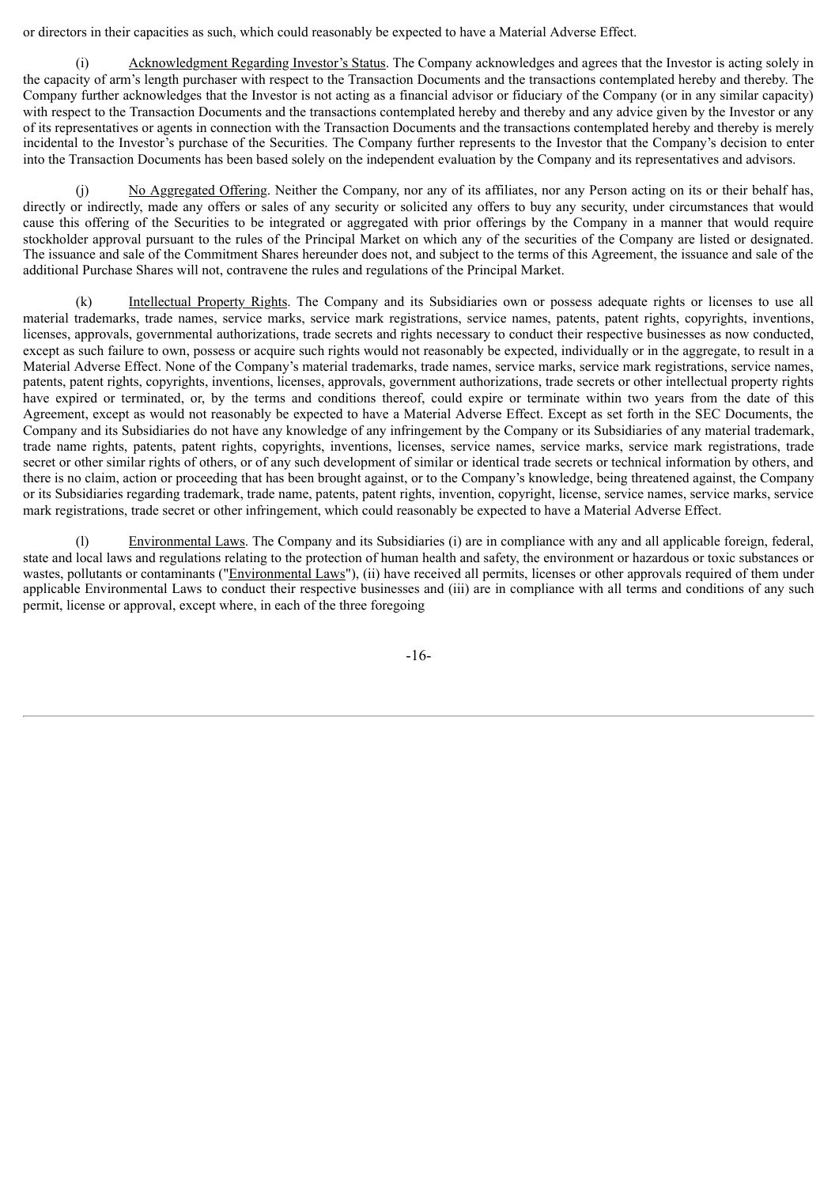or directors in their capacities as such, which could reasonably be expected to have a Material Adverse Effect.

(i) Acknowledgment Regarding Investor's Status. The Company acknowledges and agrees that the Investor is acting solely in the capacity of arm's length purchaser with respect to the Transaction Documents and the transactions contemplated hereby and thereby. The Company further acknowledges that the Investor is not acting as a financial advisor or fiduciary of the Company (or in any similar capacity) with respect to the Transaction Documents and the transactions contemplated hereby and thereby and any advice given by the Investor or any of its representatives or agents in connection with the Transaction Documents and the transactions contemplated hereby and thereby is merely incidental to the Investor's purchase of the Securities. The Company further represents to the Investor that the Company's decision to enter into the Transaction Documents has been based solely on the independent evaluation by the Company and its representatives and advisors.

(j) No Aggregated Offering. Neither the Company, nor any of its affiliates, nor any Person acting on its or their behalf has, directly or indirectly, made any offers or sales of any security or solicited any offers to buy any security, under circumstances that would cause this offering of the Securities to be integrated or aggregated with prior offerings by the Company in a manner that would require stockholder approval pursuant to the rules of the Principal Market on which any of the securities of the Company are listed or designated. The issuance and sale of the Commitment Shares hereunder does not, and subject to the terms of this Agreement, the issuance and sale of the additional Purchase Shares will not, contravene the rules and regulations of the Principal Market.

(k) Intellectual Property Rights. The Company and its Subsidiaries own or possess adequate rights or licenses to use all material trademarks, trade names, service marks, service mark registrations, service names, patents, patent rights, copyrights, inventions, licenses, approvals, governmental authorizations, trade secrets and rights necessary to conduct their respective businesses as now conducted, except as such failure to own, possess or acquire such rights would not reasonably be expected, individually or in the aggregate, to result in a Material Adverse Effect. None of the Company's material trademarks, trade names, service marks, service mark registrations, service names, patents, patent rights, copyrights, inventions, licenses, approvals, government authorizations, trade secrets or other intellectual property rights have expired or terminated, or, by the terms and conditions thereof, could expire or terminate within two years from the date of this Agreement, except as would not reasonably be expected to have a Material Adverse Effect. Except as set forth in the SEC Documents, the Company and its Subsidiaries do not have any knowledge of any infringement by the Company or its Subsidiaries of any material trademark, trade name rights, patents, patent rights, copyrights, inventions, licenses, service names, service marks, service mark registrations, trade secret or other similar rights of others, or of any such development of similar or identical trade secrets or technical information by others, and there is no claim, action or proceeding that has been brought against, or to the Company's knowledge, being threatened against, the Company or its Subsidiaries regarding trademark, trade name, patents, patent rights, invention, copyright, license, service names, service marks, service mark registrations, trade secret or other infringement, which could reasonably be expected to have a Material Adverse Effect.

(l) Environmental Laws. The Company and its Subsidiaries (i) are in compliance with any and all applicable foreign, federal, state and local laws and regulations relating to the protection of human health and safety, the environment or hazardous or toxic substances or wastes, pollutants or contaminants ("Environmental Laws"), (ii) have received all permits, licenses or other approvals required of them under applicable Environmental Laws to conduct their respective businesses and (iii) are in compliance with all terms and conditions of any such permit, license or approval, except where, in each of the three foregoing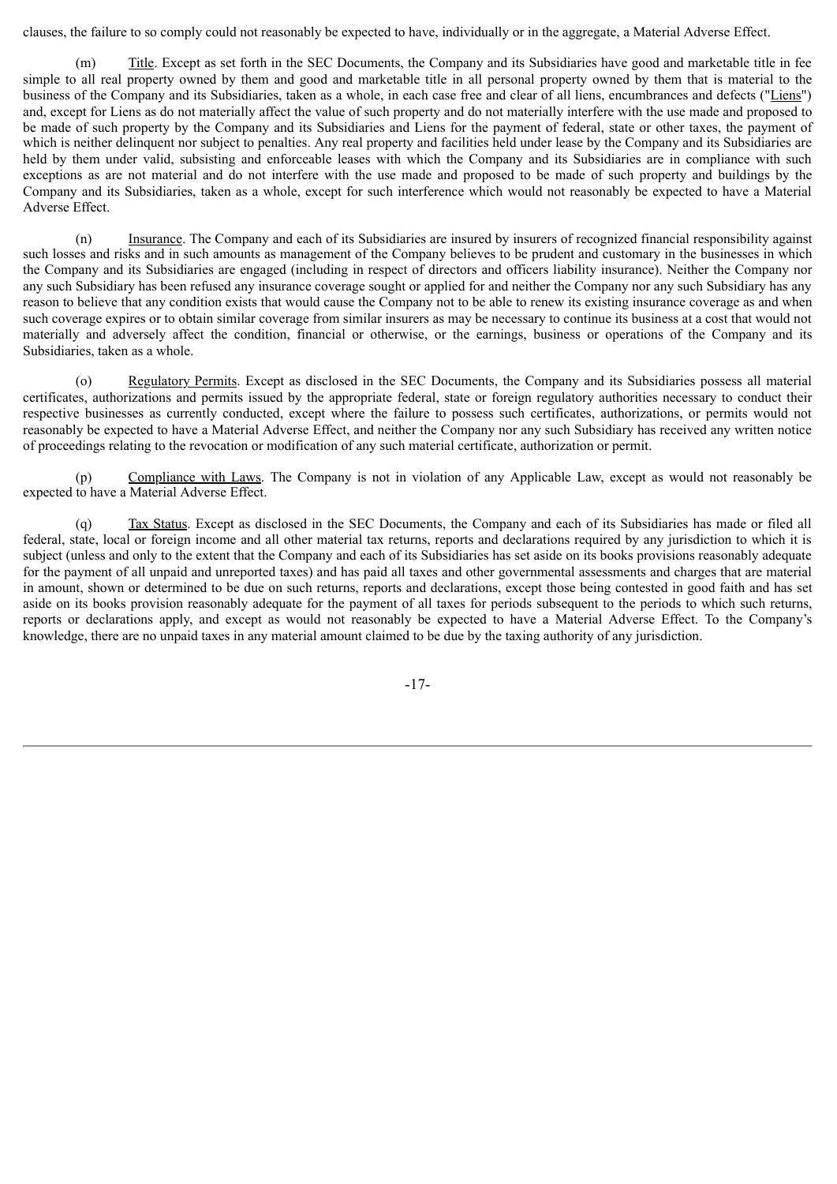clauses, the failure to so comply could not reasonably be expected to have, individually or in the aggregate, a Material Adverse Effect.

(m) Title. Except as set forth in the SEC Documents, the Company and its Subsidiaries have good and marketable title in fee simple to all real property owned by them and good and marketable title in all personal property owned by them that is material to the business of the Company and its Subsidiaries, taken as a whole, in each case free and clear of all liens, encumbrances and defects ("Liens") and, except for Liens as do not materially affect the value of such property and do not materially interfere with the use made and proposed to be made of such property by the Company and its Subsidiaries and Liens for the payment of federal, state or other taxes, the payment of which is neither delinquent nor subject to penalties. Any real property and facilities held under lease by the Company and its Subsidiaries are held by them under valid, subsisting and enforceable leases with which the Company and its Subsidiaries are in compliance with such exceptions as are not material and do not interfere with the use made and proposed to be made of such property and buildings by the Company and its Subsidiaries, taken as a whole, except for such interference which would not reasonably be expected to have a Material Adverse Effect.

(n) Insurance. The Company and each of its Subsidiaries are insured by insurers of recognized financial responsibility against such losses and risks and in such amounts as management of the Company believes to be prudent and customary in the businesses in which the Company and its Subsidiaries are engaged (including in respect of directors and officers liability insurance). Neither the Company nor any such Subsidiary has been refused any insurance coverage sought or applied for and neither the Company nor any such Subsidiary has any reason to believe that any condition exists that would cause the Company not to be able to renew its existing insurance coverage as and when such coverage expires or to obtain similar coverage from similar insurers as may be necessary to continue its business at a cost that would not materially and adversely affect the condition, financial or otherwise, or the earnings, business or operations of the Company and its Subsidiaries, taken as a whole.

(o) Regulatory Permits. Except as disclosed in the SEC Documents, the Company and its Subsidiaries possess all material certificates, authorizations and permits issued by the appropriate federal, state or foreign regulatory authorities necessary to conduct their respective businesses as currently conducted, except where the failure to possess such certificates, authorizations, or permits would not reasonably be expected to have a Material Adverse Effect, and neither the Company nor any such Subsidiary has received any written notice of proceedings relating to the revocation or modification of any such material certificate, authorization or permit.

(p) Compliance with Laws. The Company is not in violation of any Applicable Law, except as would not reasonably be expected to have a Material Adverse Effect.

(q) Tax Status. Except as disclosed in the SEC Documents, the Company and each of its Subsidiaries has made or filed all federal, state, local or foreign income and all other material tax returns, reports and declarations required by any jurisdiction to which it is subject (unless and only to the extent that the Company and each of its Subsidiaries has set aside on its books provisions reasonably adequate for the payment of all unpaid and unreported taxes) and has paid all taxes and other governmental assessments and charges that are material in amount, shown or determined to be due on such returns, reports and declarations, except those being contested in good faith and has set aside on its books provision reasonably adequate for the payment of all taxes for periods subsequent to the periods to which such returns, reports or declarations apply, and except as would not reasonably be expected to have a Material Adverse Effect. To the Company's knowledge, there are no unpaid taxes in any material amount claimed to be due by the taxing authority of any jurisdiction.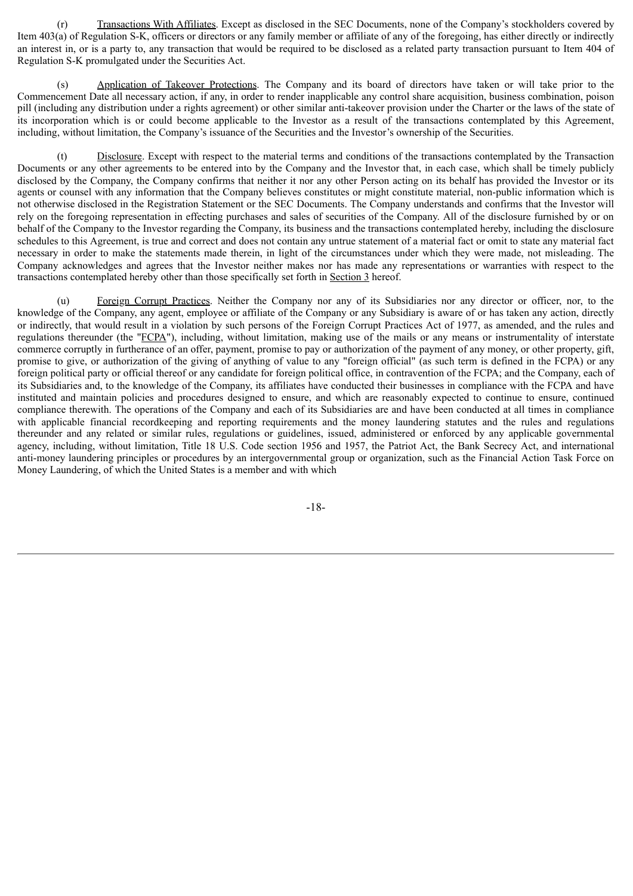(r) Transactions With Affiliates. Except as disclosed in the SEC Documents, none of the Company's stockholders covered by Item 403(a) of Regulation S-K, officers or directors or any family member or affiliate of any of the foregoing, has either directly or indirectly an interest in, or is a party to, any transaction that would be required to be disclosed as a related party transaction pursuant to Item 404 of Regulation S-K promulgated under the Securities Act.

(s) Application of Takeover Protections. The Company and its board of directors have taken or will take prior to the Commencement Date all necessary action, if any, in order to render inapplicable any control share acquisition, business combination, poison pill (including any distribution under a rights agreement) or other similar anti-takeover provision under the Charter or the laws of the state of its incorporation which is or could become applicable to the Investor as a result of the transactions contemplated by this Agreement, including, without limitation, the Company's issuance of the Securities and the Investor's ownership of the Securities.

(t) Disclosure. Except with respect to the material terms and conditions of the transactions contemplated by the Transaction Documents or any other agreements to be entered into by the Company and the Investor that, in each case, which shall be timely publicly disclosed by the Company, the Company confirms that neither it nor any other Person acting on its behalf has provided the Investor or its agents or counsel with any information that the Company believes constitutes or might constitute material, non-public information which is not otherwise disclosed in the Registration Statement or the SEC Documents. The Company understands and confirms that the Investor will rely on the foregoing representation in effecting purchases and sales of securities of the Company. All of the disclosure furnished by or on behalf of the Company to the Investor regarding the Company, its business and the transactions contemplated hereby, including the disclosure schedules to this Agreement, is true and correct and does not contain any untrue statement of a material fact or omit to state any material fact necessary in order to make the statements made therein, in light of the circumstances under which they were made, not misleading. The Company acknowledges and agrees that the Investor neither makes nor has made any representations or warranties with respect to the transactions contemplated hereby other than those specifically set forth in Section 3 hereof.

(u) Foreign Corrupt Practices. Neither the Company nor any of its Subsidiaries nor any director or officer, nor, to the knowledge of the Company, any agent, employee or affiliate of the Company or any Subsidiary is aware of or has taken any action, directly or indirectly, that would result in a violation by such persons of the Foreign Corrupt Practices Act of 1977, as amended, and the rules and regulations thereunder (the "FCPA"), including, without limitation, making use of the mails or any means or instrumentality of interstate commerce corruptly in furtherance of an offer, payment, promise to pay or authorization of the payment of any money, or other property, gift, promise to give, or authorization of the giving of anything of value to any "foreign official" (as such term is defined in the FCPA) or any foreign political party or official thereof or any candidate for foreign political office, in contravention of the FCPA; and the Company, each of its Subsidiaries and, to the knowledge of the Company, its affiliates have conducted their businesses in compliance with the FCPA and have instituted and maintain policies and procedures designed to ensure, and which are reasonably expected to continue to ensure, continued compliance therewith. The operations of the Company and each of its Subsidiaries are and have been conducted at all times in compliance with applicable financial recordkeeping and reporting requirements and the money laundering statutes and the rules and regulations thereunder and any related or similar rules, regulations or guidelines, issued, administered or enforced by any applicable governmental agency, including, without limitation, Title 18 U.S. Code section 1956 and 1957, the Patriot Act, the Bank Secrecy Act, and international anti-money laundering principles or procedures by an intergovernmental group or organization, such as the Financial Action Task Force on Money Laundering, of which the United States is a member and with which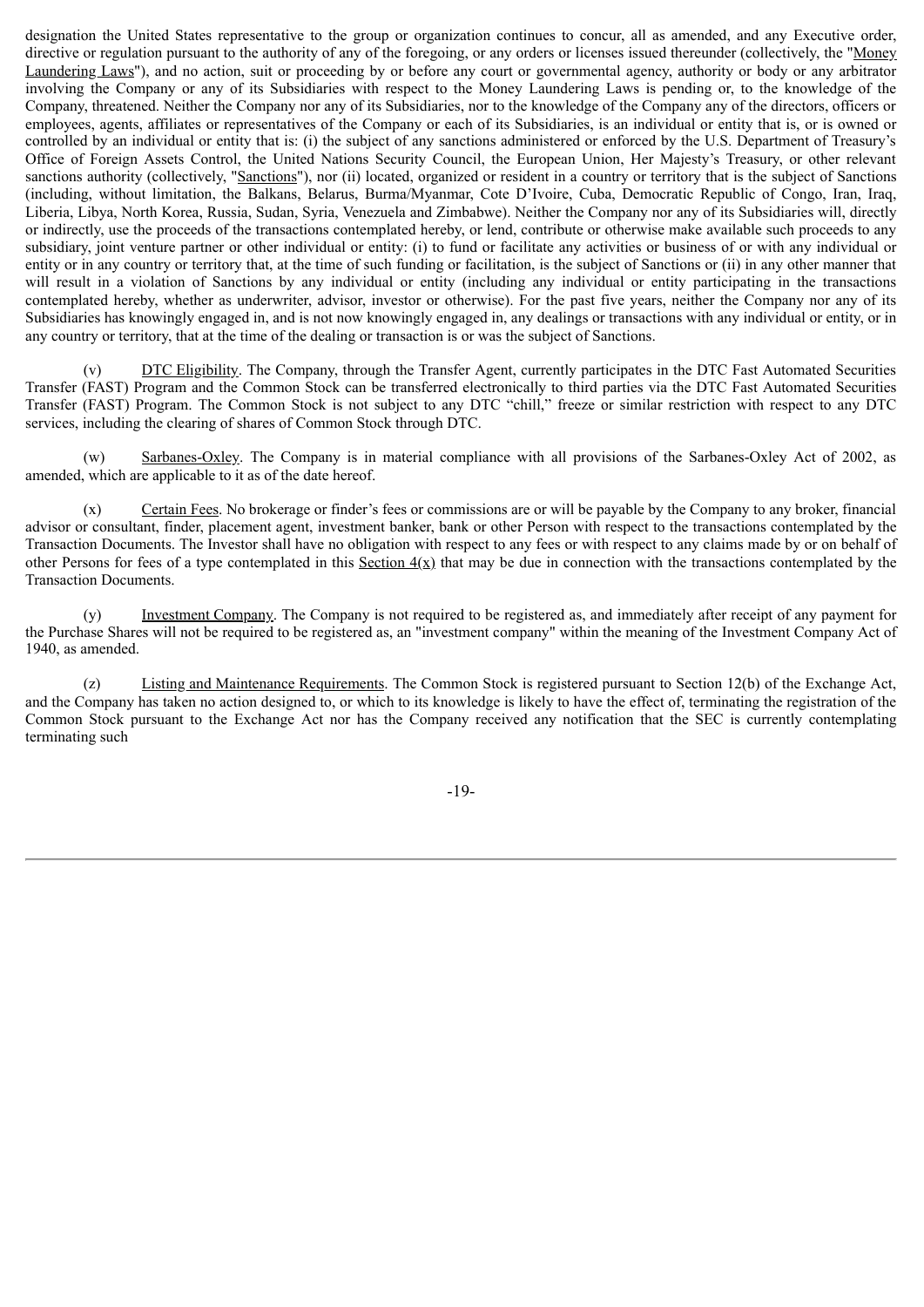designation the United States representative to the group or organization continues to concur, all as amended, and any Executive order, directive or regulation pursuant to the authority of any of the foregoing, or any orders or licenses issued thereunder (collectively, the "Money Laundering Laws"), and no action, suit or proceeding by or before any court or governmental agency, authority or body or any arbitrator involving the Company or any of its Subsidiaries with respect to the Money Laundering Laws is pending or, to the knowledge of the Company, threatened. Neither the Company nor any of its Subsidiaries, nor to the knowledge of the Company any of the directors, officers or employees, agents, affiliates or representatives of the Company or each of its Subsidiaries, is an individual or entity that is, or is owned or controlled by an individual or entity that is: (i) the subject of any sanctions administered or enforced by the U.S. Department of Treasury's Office of Foreign Assets Control, the United Nations Security Council, the European Union, Her Majesty's Treasury, or other relevant sanctions authority (collectively, "Sanctions"), nor (ii) located, organized or resident in a country or territory that is the subject of Sanctions (including, without limitation, the Balkans, Belarus, Burma/Myanmar, Cote D'Ivoire, Cuba, Democratic Republic of Congo, Iran, Iraq, Liberia, Libya, North Korea, Russia, Sudan, Syria, Venezuela and Zimbabwe). Neither the Company nor any of its Subsidiaries will, directly or indirectly, use the proceeds of the transactions contemplated hereby, or lend, contribute or otherwise make available such proceeds to any subsidiary, joint venture partner or other individual or entity: (i) to fund or facilitate any activities or business of or with any individual or entity or in any country or territory that, at the time of such funding or facilitation, is the subject of Sanctions or (ii) in any other manner that will result in a violation of Sanctions by any individual or entity (including any individual or entity participating in the transactions contemplated hereby, whether as underwriter, advisor, investor or otherwise). For the past five years, neither the Company nor any of its Subsidiaries has knowingly engaged in, and is not now knowingly engaged in, any dealings or transactions with any individual or entity, or in any country or territory, that at the time of the dealing or transaction is or was the subject of Sanctions.

(v) DTC Eligibility. The Company, through the Transfer Agent, currently participates in the DTC Fast Automated Securities Transfer (FAST) Program and the Common Stock can be transferred electronically to third parties via the DTC Fast Automated Securities Transfer (FAST) Program. The Common Stock is not subject to any DTC "chill," freeze or similar restriction with respect to any DTC services, including the clearing of shares of Common Stock through DTC.

(w) Sarbanes-Oxley. The Company is in material compliance with all provisions of the Sarbanes-Oxley Act of 2002, as amended, which are applicable to it as of the date hereof.

(x) Certain Fees. No brokerage or finder's fees or commissions are or will be payable by the Company to any broker, financial advisor or consultant, finder, placement agent, investment banker, bank or other Person with respect to the transactions contemplated by the Transaction Documents. The Investor shall have no obligation with respect to any fees or with respect to any claims made by or on behalf of other Persons for fees of a type contemplated in this Section 4(x) that may be due in connection with the transactions contemplated by the Transaction Documents.

(y) Investment Company. The Company is not required to be registered as, and immediately after receipt of any payment for the Purchase Shares will not be required to be registered as, an "investment company" within the meaning of the Investment Company Act of 1940, as amended.

(z) Listing and Maintenance Requirements. The Common Stock is registered pursuant to Section 12(b) of the Exchange Act, and the Company has taken no action designed to, or which to its knowledge is likely to have the effect of, terminating the registration of the Common Stock pursuant to the Exchange Act nor has the Company received any notification that the SEC is currently contemplating terminating such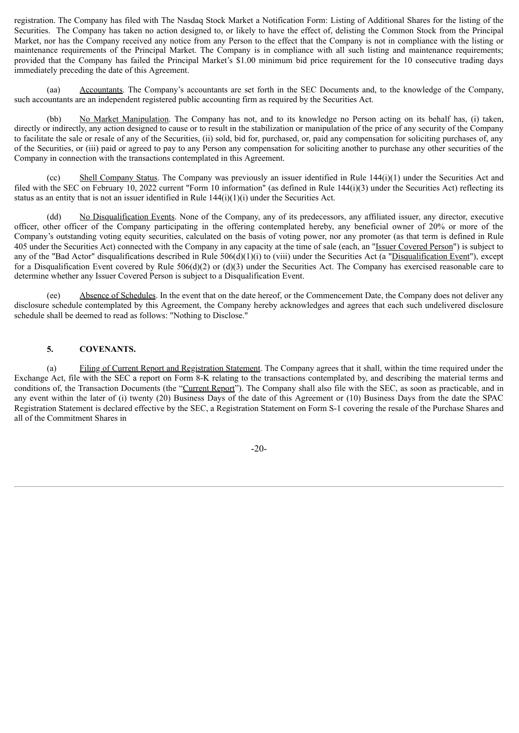registration. The Company has filed with The Nasdaq Stock Market a Notification Form: Listing of Additional Shares for the listing of the Securities. The Company has taken no action designed to, or likely to have the effect of, delisting the Common Stock from the Principal Market, nor has the Company received any notice from any Person to the effect that the Company is not in compliance with the listing or maintenance requirements of the Principal Market. The Company is in compliance with all such listing and maintenance requirements; provided that the Company has failed the Principal Market's $1.00 minimum bid price requirement for the 10 consecutive trading days immediately preceding the date of this Agreement.

(aa) Accountants. The Company's accountants are set forth in the SEC Documents and, to the knowledge of the Company, such accountants are an independent registered public accounting firm as required by the Securities Act.

(bb) No Market Manipulation. The Company has not, and to its knowledge no Person acting on its behalf has, (i) taken, directly or indirectly, any action designed to cause or to result in the stabilization or manipulation of the price of any security of the Company to facilitate the sale or resale of any of the Securities, (ii) sold, bid for, purchased, or, paid any compensation for soliciting purchases of, any of the Securities, or (iii) paid or agreed to pay to any Person any compensation for soliciting another to purchase any other securities of the Company in connection with the transactions contemplated in this Agreement.

(cc) Shell Company Status. The Company was previously an issuer identified in Rule 144(i)(1) under the Securities Act and filed with the SEC on February 10, 2022 current "Form 10 information" (as defined in Rule 144(i)(3) under the Securities Act) reflecting its status as an entity that is not an issuer identified in Rule 144(i)(1)(i) under the Securities Act.

(dd) No Disqualification Events. None of the Company, any of its predecessors, any affiliated issuer, any director, executive officer, other officer of the Company participating in the offering contemplated hereby, any beneficial owner of 20% or more of the Company's outstanding voting equity securities, calculated on the basis of voting power, nor any promoter (as that term is defined in Rule 405 under the Securities Act) connected with the Company in any capacity at the time of sale (each, an "Issuer Covered Person") is subject to any of the "Bad Actor" disqualifications described in Rule 506(d)(1)(i) to (viii) under the Securities Act (a "Disqualification Event"), except for a Disqualification Event covered by Rule 506(d)(2) or (d)(3) under the Securities Act. The Company has exercised reasonable care to determine whether any Issuer Covered Person is subject to a Disqualification Event.

(ee) Absence of Schedules. In the event that on the date hereof, or the Commencement Date, the Company does not deliver any disclosure schedule contemplated by this Agreement, the Company hereby acknowledges and agrees that each such undelivered disclosure schedule shall be deemed to read as follows: "Nothing to Disclose."

## 5. COVENANTS.

(a) Filing of Current Report and Registration Statement. The Company agrees that it shall, within the time required under the Exchange Act, file with the SEC a report on Form 8-K relating to the transactions contemplated by, and describing the material terms and conditions of, the Transaction Documents (the "Current Report"). The Company shall also file with the SEC, as soon as practicable, and in any event within the later of (i) twenty (20) Business Days of the date of this Agreement or (10) Business Days from the date the SPAC Registration Statement is declared effective by the SEC, a Registration Statement on Form S-1 covering the resale of the Purchase Shares and all of the Commitment Shares in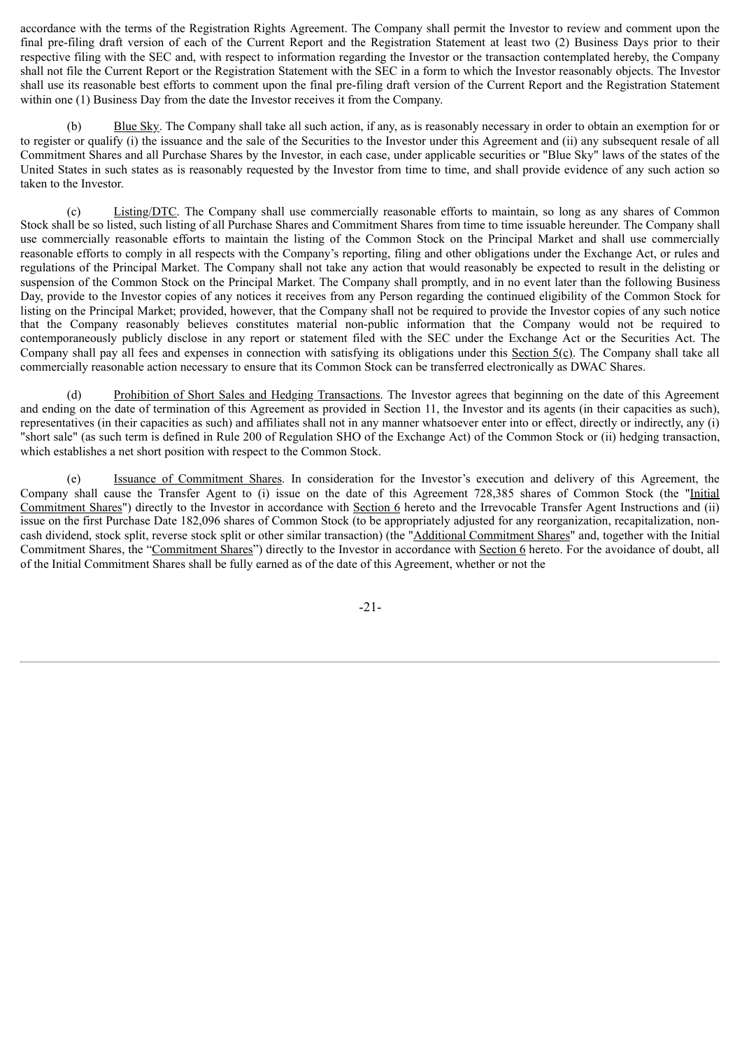accordance with the terms of the Registration Rights Agreement. The Company shall permit the Investor to review and comment upon the final pre-filing draft version of each of the Current Report and the Registration Statement at least two (2) Business Days prior to their respective filing with the SEC and, with respect to information regarding the Investor or the transaction contemplated hereby, the Company shall not file the Current Report or the Registration Statement with the SEC in a form to which the Investor reasonably objects. The Investor shall use its reasonable best efforts to comment upon the final pre-filing draft version of the Current Report and the Registration Statement within one (1) Business Day from the date the Investor receives it from the Company.

(b) Blue Sky. The Company shall take all such action, if any, as is reasonably necessary in order to obtain an exemption for or to register or qualify (i) the issuance and the sale of the Securities to the Investor under this Agreement and (ii) any subsequent resale of all Commitment Shares and all Purchase Shares by the Investor, in each case, under applicable securities or "Blue Sky" laws of the states of the United States in such states as is reasonably requested by the Investor from time to time, and shall provide evidence of any such action so taken to the Investor.

(c) Listing/DTC. The Company shall use commercially reasonable efforts to maintain, so long as any shares of Common Stock shall be so listed, such listing of all Purchase Shares and Commitment Shares from time to time issuable hereunder. The Company shall use commercially reasonable efforts to maintain the listing of the Common Stock on the Principal Market and shall use commercially reasonable efforts to comply in all respects with the Company's reporting, filing and other obligations under the Exchange Act, or rules and regulations of the Principal Market. The Company shall not take any action that would reasonably be expected to result in the delisting or suspension of the Common Stock on the Principal Market. The Company shall promptly, and in no event later than the following Business Day, provide to the Investor copies of any notices it receives from any Person regarding the continued eligibility of the Common Stock for listing on the Principal Market; provided, however, that the Company shall not be required to provide the Investor copies of any such notice that the Company reasonably believes constitutes material non-public information that the Company would not be required to contemporaneously publicly disclose in any report or statement filed with the SEC under the Exchange Act or the Securities Act. The Company shall pay all fees and expenses in connection with satisfying its obligations under this Section 5(c). The Company shall take all commercially reasonable action necessary to ensure that its Common Stock can be transferred electronically as DWAC Shares.

(d) Prohibition of Short Sales and Hedging Transactions. The Investor agrees that beginning on the date of this Agreement and ending on the date of termination of this Agreement as provided in Section 11, the Investor and its agents (in their capacities as such), representatives (in their capacities as such) and affiliates shall not in any manner whatsoever enter into or effect, directly or indirectly, any (i) "short sale" (as such term is defined in Rule 200 of Regulation SHO of the Exchange Act) of the Common Stock or (ii) hedging transaction, which establishes a net short position with respect to the Common Stock.

(e) Issuance of Commitment Shares. In consideration for the Investor's execution and delivery of this Agreement, the Company shall cause the Transfer Agent to (i) issue on the date of this Agreement 728,385 shares of Common Stock (the "Initial Commitment Shares") directly to the Investor in accordance with Section 6 hereto and the Irrevocable Transfer Agent Instructions and (ii) issue on the first Purchase Date 182,096 shares of Common Stock (to be appropriately adjusted for any reorganization, recapitalization, non-cash dividend, stock split, reverse stock split or other similar transaction) (the "Additional Commitment Shares" and, together with the Initial Commitment Shares, the "Commitment Shares") directly to the Investor in accordance with Section 6 hereto. For the avoidance of doubt, all of the Initial Commitment Shares shall be fully earned as of the date of this Agreement, whether or not the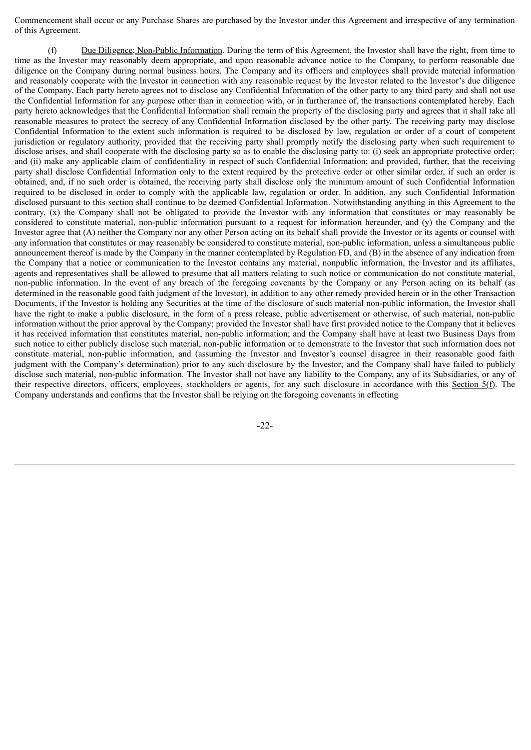Commencement shall occur or any Purchase Shares are purchased by the Investor under this Agreement and irrespective of any termination of this Agreement.

(f) Due Diligence; Non-Public Information. During the term of this Agreement, the Investor shall have the right, from time to time as the Investor may reasonably deem appropriate, and upon reasonable advance notice to the Company, to perform reasonable due diligence on the Company during normal business hours. The Company and its officers and employees shall provide material information and reasonably cooperate with the Investor in connection with any reasonable request by the Investor related to the Investor's due diligence of the Company. Each party hereto agrees not to disclose any Confidential Information of the other party to any third party and shall not use the Confidential Information for any purpose other than in connection with, or in furtherance of, the transactions contemplated hereby. Each party hereto acknowledges that the Confidential Information shall remain the property of the disclosing party and agrees that it shall take all reasonable measures to protect the secrecy of any Confidential Information disclosed by the other party. The receiving party may disclose Confidential Information to the extent such information is required to be disclosed by law, regulation or order of a court of competent jurisdiction or regulatory authority, provided that the receiving party shall promptly notify the disclosing party when such requirement to disclose arises, and shall cooperate with the disclosing party so as to enable the disclosing party to: (i) seek an appropriate protective order; and (ii) make any applicable claim of confidentiality in respect of such Confidential Information; and provided, further, that the receiving party shall disclose Confidential Information only to the extent required by the protective order or other similar order, if such an order is obtained, and, if no such order is obtained, the receiving party shall disclose only the minimum amount of such Confidential Information required to be disclosed in order to comply with the applicable law, regulation or order. In addition, any such Confidential Information disclosed pursuant to this section shall continue to be deemed Confidential Information. Notwithstanding anything in this Agreement to the contrary, (x) the Company shall not be obligated to provide the Investor with any information that constitutes or may reasonably be considered to constitute material, non-public information pursuant to a request for information hereunder, and (y) the Company and the Investor agree that (A) neither the Company nor any other Person acting on its behalf shall provide the Investor or its agents or counsel with any information that constitutes or may reasonably be considered to constitute material, non-public information, unless a simultaneous public announcement thereof is made by the Company in the manner contemplated by Regulation FD, and (B) in the absence of any indication from the Company that a notice or communication to the Investor contains any material, nonpublic information, the Investor and its affiliates, agents and representatives shall be allowed to presume that all matters relating to such notice or communication do not constitute material, non-public information. In the event of any breach of the foregoing covenants by the Company or any Person acting on its behalf (as determined in the reasonable good faith judgment of the Investor), in addition to any other remedy provided herein or in the other Transaction Documents, if the Investor is holding any Securities at the time of the disclosure of such material non-public information, the Investor shall have the right to make a public disclosure, in the form of a press release, public advertisement or otherwise, of such material, non-public information without the prior approval by the Company; provided the Investor shall have first provided notice to the Company that it believes it has received information that constitutes material, non-public information; and the Company shall have at least two Business Days from such notice to either publicly disclose such material, non-public information or to demonstrate to the Investor that such information does not constitute material, non-public information, and (assuming the Investor and Investor's counsel disagree in their reasonable good faith judgment with the Company's determination) prior to any such disclosure by the Investor; and the Company shall have failed to publicly disclose such material, non-public information. The Investor shall not have any liability to the Company, any of its Subsidiaries, or any of their respective directors, officers, employees, stockholders or agents, for any such disclosure in accordance with this Section 5(f). The Company understands and confirms that the Investor shall be relying on the foregoing covenants in effecting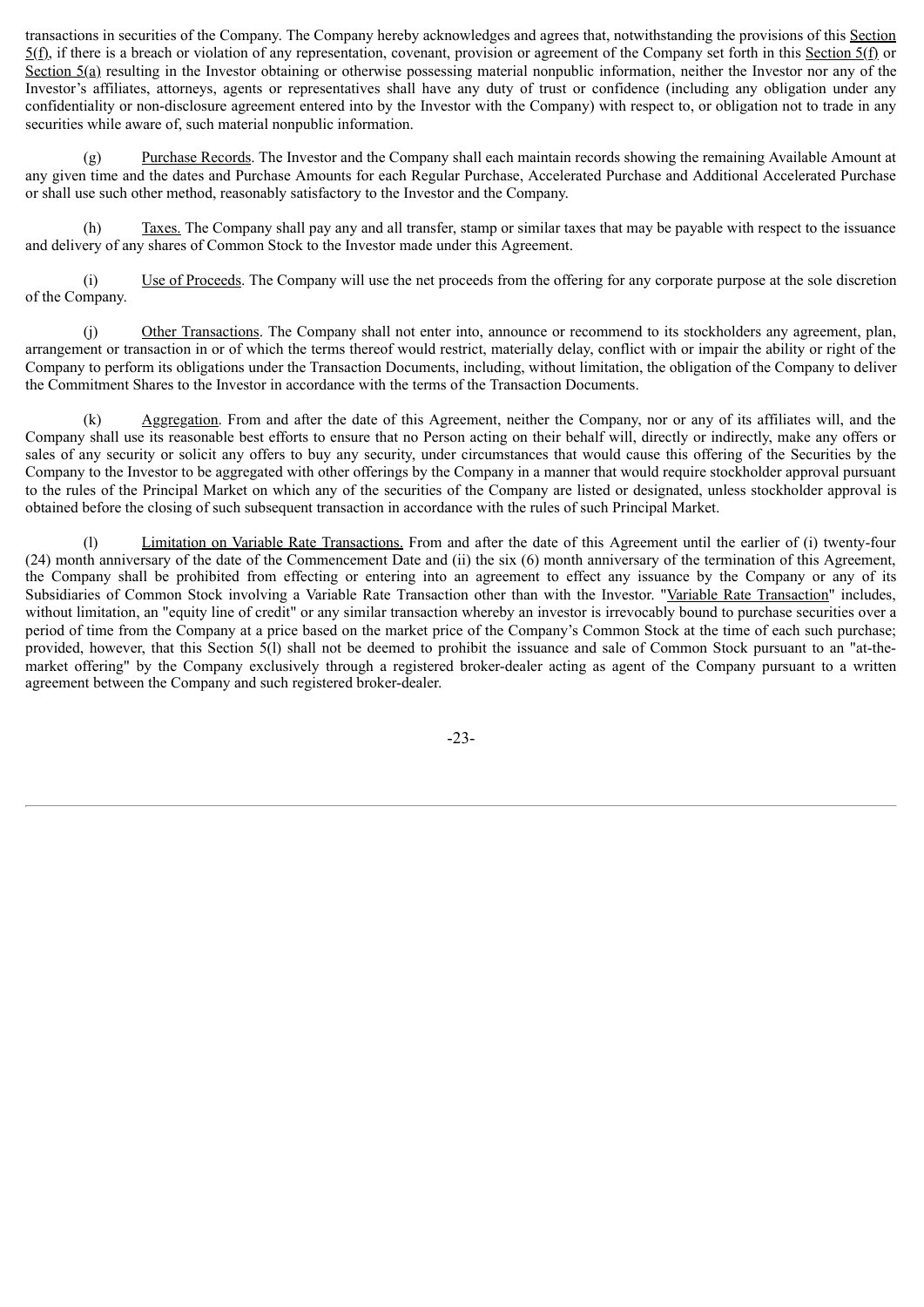transactions in securities of the Company. The Company hereby acknowledges and agrees that, notwithstanding the provisions of this Section 5(f), if there is a breach or violation of any representation, covenant, provision or agreement of the Company set forth in this Section 5(f) or Section 5(a) resulting in the Investor obtaining or otherwise possessing material nonpublic information, neither the Investor nor any of the Investor's affiliates, attorneys, agents or representatives shall have any duty of trust or confidence (including any obligation under any confidentiality or non-disclosure agreement entered into by the Investor with the Company) with respect to, or obligation not to trade in any securities while aware of, such material nonpublic information.

(g) Purchase Records. The Investor and the Company shall each maintain records showing the remaining Available Amount at any given time and the dates and Purchase Amounts for each Regular Purchase, Accelerated Purchase and Additional Accelerated Purchase or shall use such other method, reasonably satisfactory to the Investor and the Company.

(h) Taxes. The Company shall pay any and all transfer, stamp or similar taxes that may be payable with respect to the issuance and delivery of any shares of Common Stock to the Investor made under this Agreement.

(i) Use of Proceeds. The Company will use the net proceeds from the offering for any corporate purpose at the sole discretion of the Company.

(j) Other Transactions. The Company shall not enter into, announce or recommend to its stockholders any agreement, plan, arrangement or transaction in or of which the terms thereof would restrict, materially delay, conflict with or impair the ability or right of the Company to perform its obligations under the Transaction Documents, including, without limitation, the obligation of the Company to deliver the Commitment Shares to the Investor in accordance with the terms of the Transaction Documents.

(k) Aggregation. From and after the date of this Agreement, neither the Company, nor or any of its affiliates will, and the Company shall use its reasonable best efforts to ensure that no Person acting on their behalf will, directly or indirectly, make any offers or sales of any security or solicit any offers to buy any security, under circumstances that would cause this offering of the Securities by the Company to the Investor to be aggregated with other offerings by the Company in a manner that would require stockholder approval pursuant to the rules of the Principal Market on which any of the securities of the Company are listed or designated, unless stockholder approval is obtained before the closing of such subsequent transaction in accordance with the rules of such Principal Market.

(l) Limitation on Variable Rate Transactions. From and after the date of this Agreement until the earlier of (i) twenty-four (24) month anniversary of the date of the Commencement Date and (ii) the six (6) month anniversary of the termination of this Agreement, the Company shall be prohibited from effecting or entering into an agreement to effect any issuance by the Company or any of its Subsidiaries of Common Stock involving a Variable Rate Transaction other than with the Investor. "Variable Rate Transaction" includes, without limitation, an "equity line of credit" or any similar transaction whereby an investor is irrevocably bound to purchase securities over a period of time from the Company at a price based on the market price of the Company's Common Stock at the time of each such purchase; provided, however, that this Section 5(l) shall not be deemed to prohibit the issuance and sale of Common Stock pursuant to an "at-the-market offering" by the Company exclusively through a registered broker-dealer acting as agent of the Company pursuant to a written agreement between the Company and such registered broker-dealer.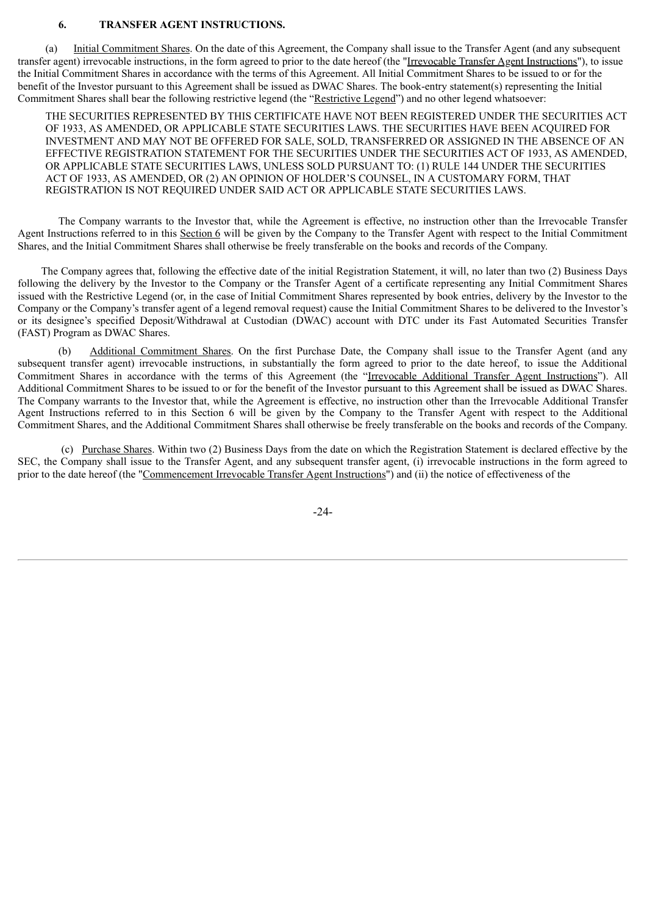## 6. TRANSFER AGENT INSTRUCTIONS.

(a) Initial Commitment Shares. On the date of this Agreement, the Company shall issue to the Transfer Agent (and any subsequent transfer agent) irrevocable instructions, in the form agreed to prior to the date hereof (the "Irrevocable Transfer Agent Instructions"), to issue the Initial Commitment Shares in accordance with the terms of this Agreement. All Initial Commitment Shares to be issued to or for the benefit of the Investor pursuant to this Agreement shall be issued as DWAC Shares. The book-entry statement(s) representing the Initial Commitment Shares shall bear the following restrictive legend (the "Restrictive Legend") and no other legend whatsoever:

> THE SECURITIES REPRESENTED BY THIS CERTIFICATE HAVE NOT BEEN REGISTERED UNDER THE SECURITIES ACT OF 1933, AS AMENDED, OR APPLICABLE STATE SECURITIES LAWS. THE SECURITIES HAVE BEEN ACQUIRED FOR INVESTMENT AND MAY NOT BE OFFERED FOR SALE, SOLD, TRANSFERRED OR ASSIGNED IN THE ABSENCE OF AN EFFECTIVE REGISTRATION STATEMENT FOR THE SECURITIES UNDER THE SECURITIES ACT OF 1933, AS AMENDED, OR APPLICABLE STATE SECURITIES LAWS, UNLESS SOLD PURSUANT TO: (1) RULE 144 UNDER THE SECURITIES ACT OF 1933, AS AMENDED, OR (2) AN OPINION OF HOLDER'S COUNSEL, IN A CUSTOMARY FORM, THAT REGISTRATION IS NOT REQUIRED UNDER SAID ACT OR APPLICABLE STATE SECURITIES LAWS.

The Company warrants to the Investor that, while the Agreement is effective, no instruction other than the Irrevocable Transfer Agent Instructions referred to in this Section 6 will be given by the Company to the Transfer Agent with respect to the Initial Commitment Shares, and the Initial Commitment Shares shall otherwise be freely transferable on the books and records of the Company.

The Company agrees that, following the effective date of the initial Registration Statement, it will, no later than two (2) Business Days following the delivery by the Investor to the Company or the Transfer Agent of a certificate representing any Initial Commitment Shares issued with the Restrictive Legend (or, in the case of Initial Commitment Shares represented by book entries, delivery by the Investor to the Company or the Company's transfer agent of a legend removal request) cause the Initial Commitment Shares to be delivered to the Investor's or its designee's specified Deposit/Withdrawal at Custodian (DWAC) account with DTC under its Fast Automated Securities Transfer (FAST) Program as DWAC Shares.

(b) Additional Commitment Shares. On the first Purchase Date, the Company shall issue to the Transfer Agent (and any subsequent transfer agent) irrevocable instructions, in substantially the form agreed to prior to the date hereof, to issue the Additional Commitment Shares in accordance with the terms of this Agreement (the "Irrevocable Additional Transfer Agent Instructions"). All Additional Commitment Shares to be issued to or for the benefit of the Investor pursuant to this Agreement shall be issued as DWAC Shares. The Company warrants to the Investor that, while the Agreement is effective, no instruction other than the Irrevocable Additional Transfer Agent Instructions referred to in this Section 6 will be given by the Company to the Transfer Agent with respect to the Additional Commitment Shares, and the Additional Commitment Shares shall otherwise be freely transferable on the books and records of the Company.

(c) Purchase Shares. Within two (2) Business Days from the date on which the Registration Statement is declared effective by the SEC, the Company shall issue to the Transfer Agent, and any subsequent transfer agent, (i) irrevocable instructions in the form agreed to prior to the date hereof (the "Commencement Irrevocable Transfer Agent Instructions") and (ii) the notice of effectiveness of the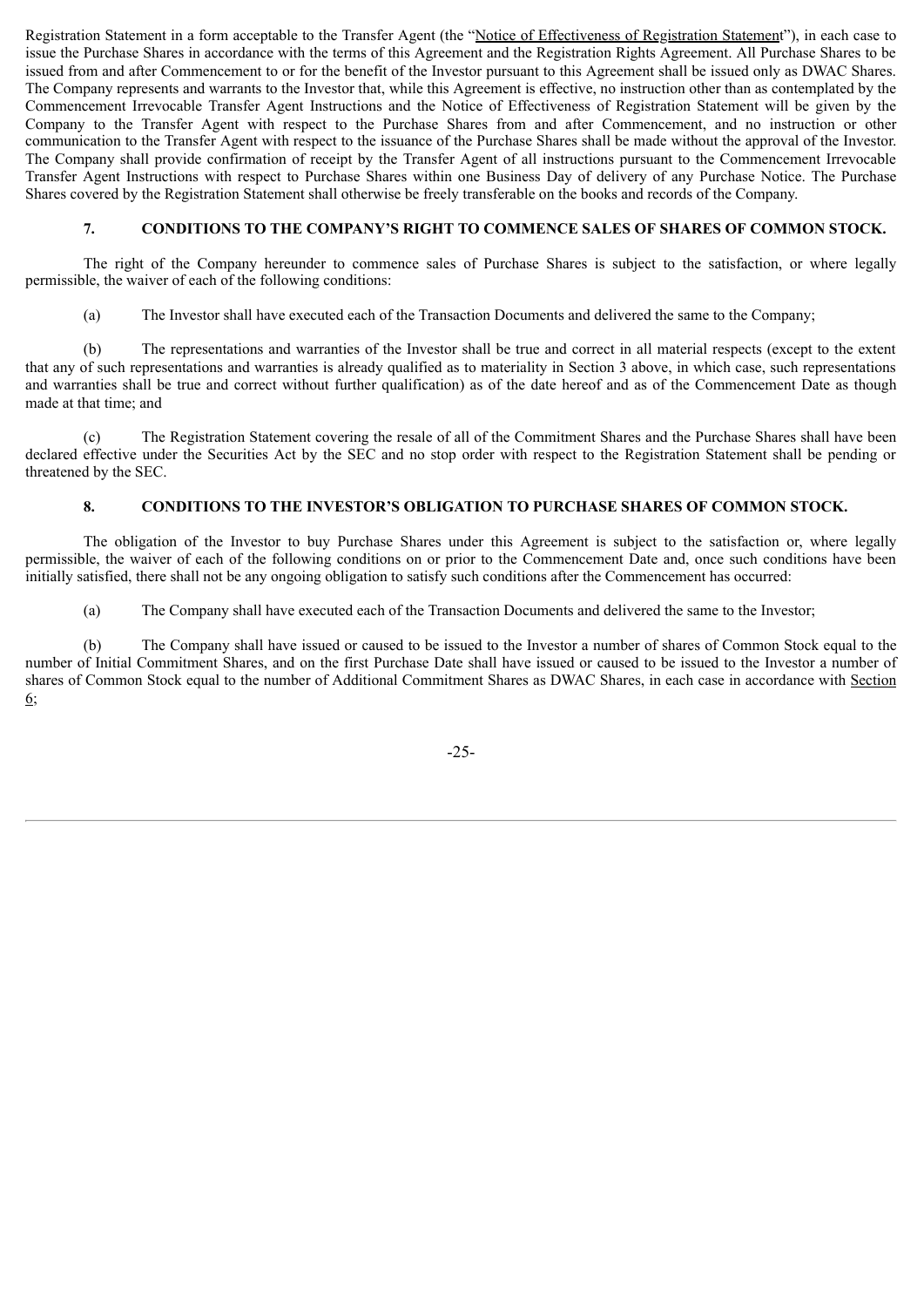Registration Statement in a form acceptable to the Transfer Agent (the "Notice of Effectiveness of Registration Statement"), in each case to issue the Purchase Shares in accordance with the terms of this Agreement and the Registration Rights Agreement. All Purchase Shares to be issued from and after Commencement to or for the benefit of the Investor pursuant to this Agreement shall be issued only as DWAC Shares. The Company represents and warrants to the Investor that, while this Agreement is effective, no instruction other than as contemplated by the Commencement Irrevocable Transfer Agent Instructions and the Notice of Effectiveness of Registration Statement will be given by the Company to the Transfer Agent with respect to the Purchase Shares from and after Commencement, and no instruction or other communication to the Transfer Agent with respect to the issuance of the Purchase Shares shall be made without the approval of the Investor. The Company shall provide confirmation of receipt by the Transfer Agent of all instructions pursuant to the Commencement Irrevocable Transfer Agent Instructions with respect to Purchase Shares within one Business Day of delivery of any Purchase Notice. The Purchase Shares covered by the Registration Statement shall otherwise be freely transferable on the books and records of the Company.

## 7. CONDITIONS TO THE COMPANY'S RIGHT TO COMMENCE SALES OF SHARES OF COMMON STOCK.

The right of the Company hereunder to commence sales of Purchase Shares is subject to the satisfaction, or where legally permissible, the waiver of each of the following conditions:

(a) The Investor shall have executed each of the Transaction Documents and delivered the same to the Company;

(b) The representations and warranties of the Investor shall be true and correct in all material respects (except to the extent that any of such representations and warranties is already qualified as to materiality in Section 3 above, in which case, such representations and warranties shall be true and correct without further qualification) as of the date hereof and as of the Commencement Date as though made at that time; and

(c) The Registration Statement covering the resale of all of the Commitment Shares and the Purchase Shares shall have been declared effective under the Securities Act by the SEC and no stop order with respect to the Registration Statement shall be pending or threatened by the SEC.

## 8. CONDITIONS TO THE INVESTOR'S OBLIGATION TO PURCHASE SHARES OF COMMON STOCK.

The obligation of the Investor to buy Purchase Shares under this Agreement is subject to the satisfaction or, where legally permissible, the waiver of each of the following conditions on or prior to the Commencement Date and, once such conditions have been initially satisfied, there shall not be any ongoing obligation to satisfy such conditions after the Commencement has occurred:

(a) The Company shall have executed each of the Transaction Documents and delivered the same to the Investor;

(b) The Company shall have issued or caused to be issued to the Investor a number of shares of Common Stock equal to the number of Initial Commitment Shares, and on the first Purchase Date shall have issued or caused to be issued to the Investor a number of shares of Common Stock equal to the number of Additional Commitment Shares as DWAC Shares, in each case in accordance with Section 6;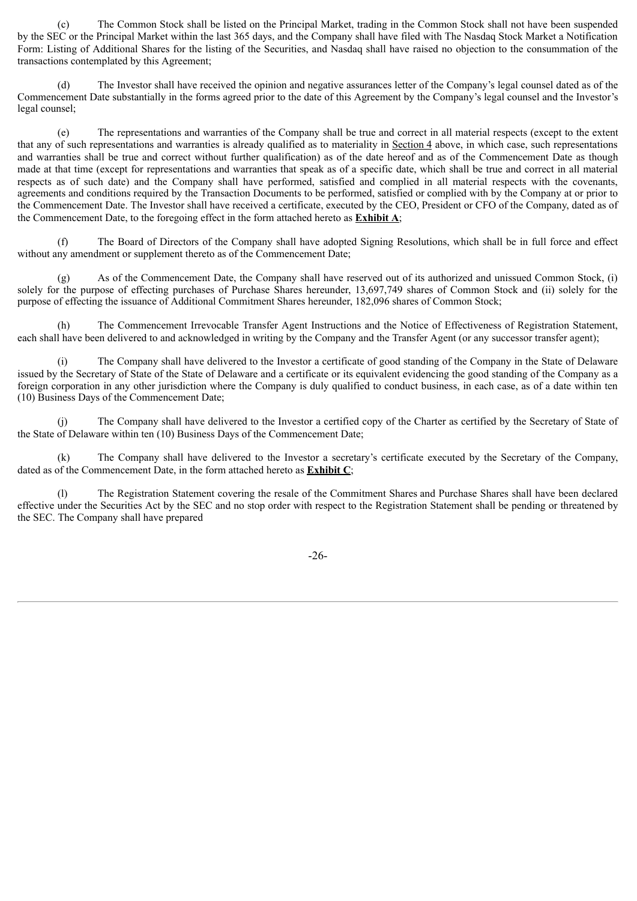(c) The Common Stock shall be listed on the Principal Market, trading in the Common Stock shall not have been suspended by the SEC or the Principal Market within the last 365 days, and the Company shall have filed with The Nasdaq Stock Market a Notification Form: Listing of Additional Shares for the listing of the Securities, and Nasdaq shall have raised no objection to the consummation of the transactions contemplated by this Agreement;

(d) The Investor shall have received the opinion and negative assurances letter of the Company's legal counsel dated as of the Commencement Date substantially in the forms agreed prior to the date of this Agreement by the Company's legal counsel and the Investor's legal counsel;

(e) The representations and warranties of the Company shall be true and correct in all material respects (except to the extent that any of such representations and warranties is already qualified as to materiality in Section 4 above, in which case, such representations and warranties shall be true and correct without further qualification) as of the date hereof and as of the Commencement Date as though made at that time (except for representations and warranties that speak as of a specific date, which shall be true and correct in all material respects as of such date) and the Company shall have performed, satisfied and complied in all material respects with the covenants, agreements and conditions required by the Transaction Documents to be performed, satisfied or complied with by the Company at or prior to the Commencement Date. The Investor shall have received a certificate, executed by the CEO, President or CFO of the Company, dated as of the Commencement Date, to the foregoing effect in the form attached hereto as **Exhibit A**;

(f) The Board of Directors of the Company shall have adopted Signing Resolutions, which shall be in full force and effect without any amendment or supplement thereto as of the Commencement Date;

(g) As of the Commencement Date, the Company shall have reserved out of its authorized and unissued Common Stock, (i) solely for the purpose of effecting purchases of Purchase Shares hereunder, 13,697,749 shares of Common Stock and (ii) solely for the purpose of effecting the issuance of Additional Commitment Shares hereunder, 182,096 shares of Common Stock;

(h) The Commencement Irrevocable Transfer Agent Instructions and the Notice of Effectiveness of Registration Statement, each shall have been delivered to and acknowledged in writing by the Company and the Transfer Agent (or any successor transfer agent);

(i) The Company shall have delivered to the Investor a certificate of good standing of the Company in the State of Delaware issued by the Secretary of State of the State of Delaware and a certificate or its equivalent evidencing the good standing of the Company as a foreign corporation in any other jurisdiction where the Company is duly qualified to conduct business, in each case, as of a date within ten (10) Business Days of the Commencement Date;

(j) The Company shall have delivered to the Investor a certified copy of the Charter as certified by the Secretary of State of the State of Delaware within ten (10) Business Days of the Commencement Date;

(k) The Company shall have delivered to the Investor a secretary's certificate executed by the Secretary of the Company, dated as of the Commencement Date, in the form attached hereto as **Exhibit C**;

(l) The Registration Statement covering the resale of the Commitment Shares and Purchase Shares shall have been declared effective under the Securities Act by the SEC and no stop order with respect to the Registration Statement shall be pending or threatened by the SEC. The Company shall have prepared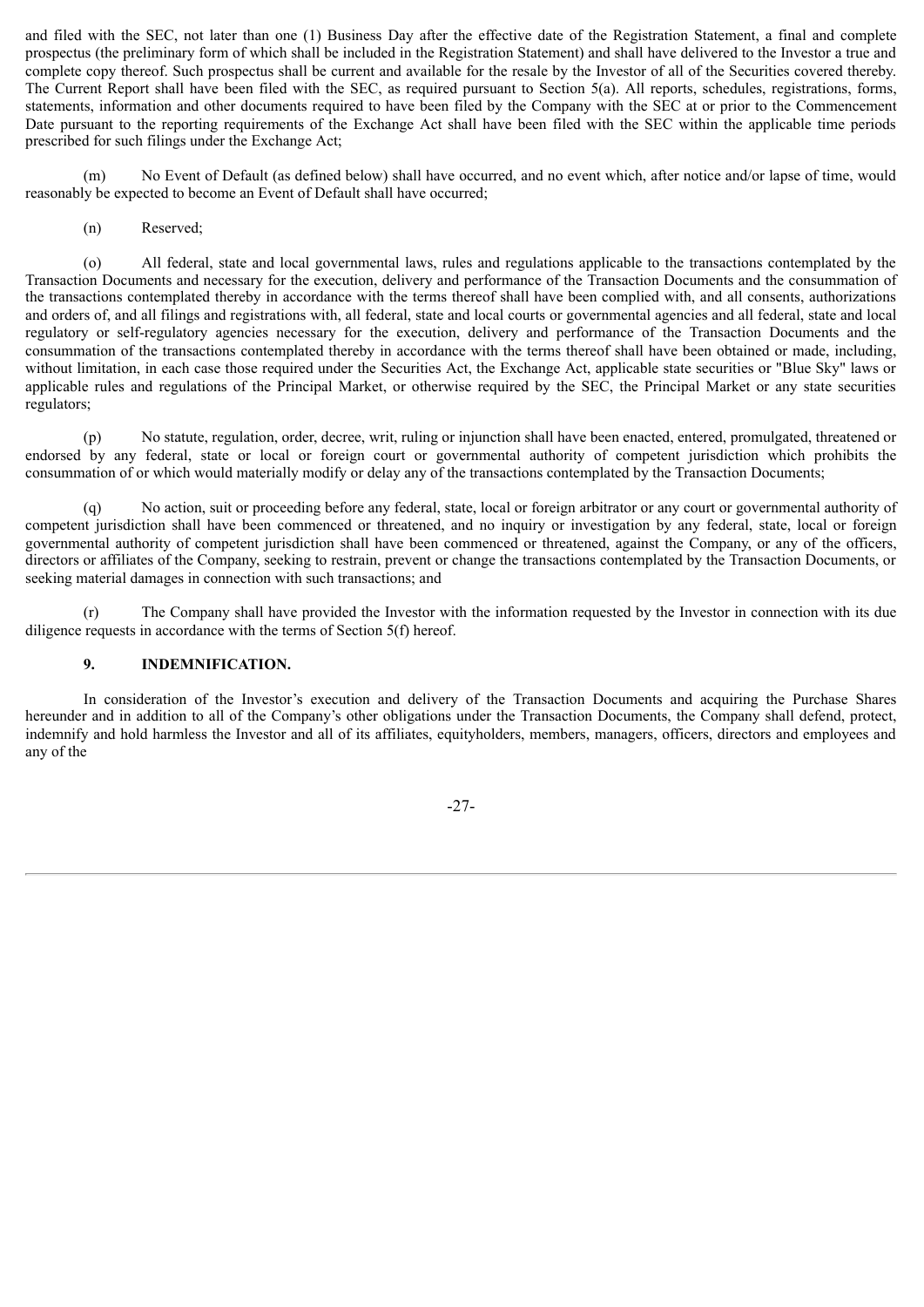and filed with the SEC, not later than one (1) Business Day after the effective date of the Registration Statement, a final and complete prospectus (the preliminary form of which shall be included in the Registration Statement) and shall have delivered to the Investor a true and complete copy thereof. Such prospectus shall be current and available for the resale by the Investor of all of the Securities covered thereby. The Current Report shall have been filed with the SEC, as required pursuant to Section 5(a). All reports, schedules, registrations, forms, statements, information and other documents required to have been filed by the Company with the SEC at or prior to the Commencement Date pursuant to the reporting requirements of the Exchange Act shall have been filed with the SEC within the applicable time periods prescribed for such filings under the Exchange Act;

(m) No Event of Default (as defined below) shall have occurred, and no event which, after notice and/or lapse of time, would reasonably be expected to become an Event of Default shall have occurred;

(n) Reserved;

(o) All federal, state and local governmental laws, rules and regulations applicable to the transactions contemplated by the Transaction Documents and necessary for the execution, delivery and performance of the Transaction Documents and the consummation of the transactions contemplated thereby in accordance with the terms thereof shall have been complied with, and all consents, authorizations and orders of, and all filings and registrations with, all federal, state and local courts or governmental agencies and all federal, state and local regulatory or self-regulatory agencies necessary for the execution, delivery and performance of the Transaction Documents and the consummation of the transactions contemplated thereby in accordance with the terms thereof shall have been obtained or made, including, without limitation, in each case those required under the Securities Act, the Exchange Act, applicable state securities or "Blue Sky" laws or applicable rules and regulations of the Principal Market, or otherwise required by the SEC, the Principal Market or any state securities regulators;

(p) No statute, regulation, order, decree, writ, ruling or injunction shall have been enacted, entered, promulgated, threatened or endorsed by any federal, state or local or foreign court or governmental authority of competent jurisdiction which prohibits the consummation of or which would materially modify or delay any of the transactions contemplated by the Transaction Documents;

(q) No action, suit or proceeding before any federal, state, local or foreign arbitrator or any court or governmental authority of competent jurisdiction shall have been commenced or threatened, and no inquiry or investigation by any federal, state, local or foreign governmental authority of competent jurisdiction shall have been commenced or threatened, against the Company, or any of the officers, directors or affiliates of the Company, seeking to restrain, prevent or change the transactions contemplated by the Transaction Documents, or seeking material damages in connection with such transactions; and

(r) The Company shall have provided the Investor with the information requested by the Investor in connection with its due diligence requests in accordance with the terms of Section 5(f) hereof.

**9. INDEMNIFICATION.**

In consideration of the Investor's execution and delivery of the Transaction Documents and acquiring the Purchase Shares hereunder and in addition to all of the Company's other obligations under the Transaction Documents, the Company shall defend, protect, indemnify and hold harmless the Investor and all of its affiliates, equityholders, members, managers, officers, directors and employees and any of the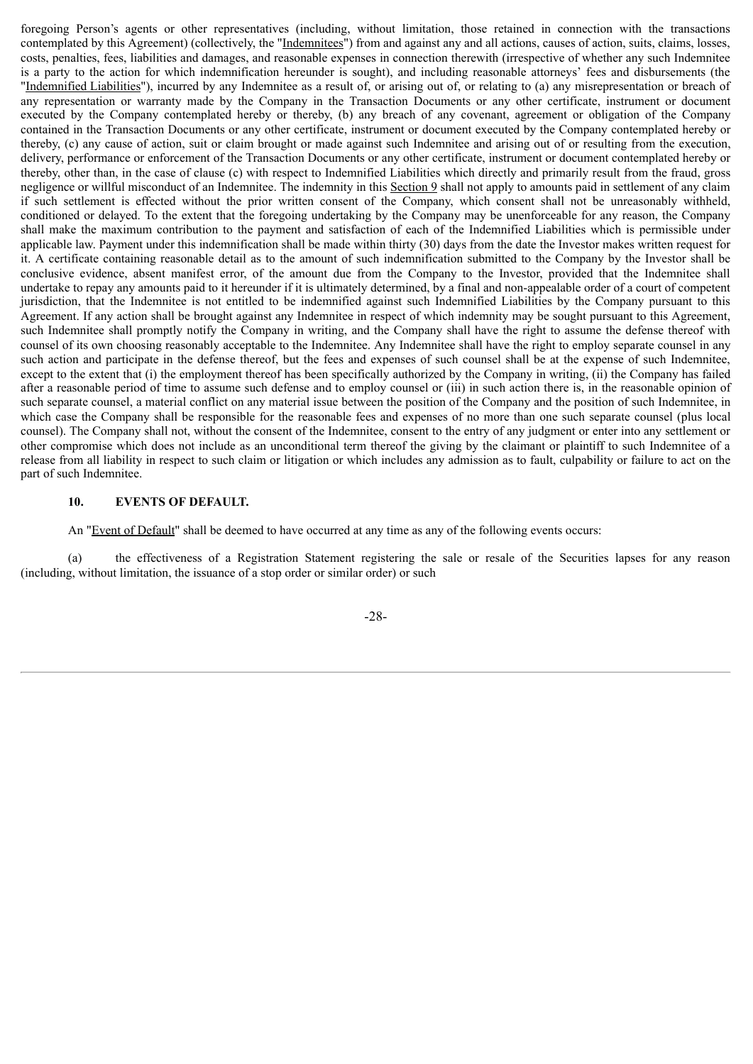foregoing Person's agents or other representatives (including, without limitation, those retained in connection with the transactions contemplated by this Agreement) (collectively, the "Indemnitees") from and against any and all actions, causes of action, suits, claims, losses, costs, penalties, fees, liabilities and damages, and reasonable expenses in connection therewith (irrespective of whether any such Indemnitee is a party to the action for which indemnification hereunder is sought), and including reasonable attorneys' fees and disbursements (the "Indemnified Liabilities"), incurred by any Indemnitee as a result of, or arising out of, or relating to (a) any misrepresentation or breach of any representation or warranty made by the Company in the Transaction Documents or any other certificate, instrument or document executed by the Company contemplated hereby or thereby, (b) any breach of any covenant, agreement or obligation of the Company contained in the Transaction Documents or any other certificate, instrument or document executed by the Company contemplated hereby or thereby, (c) any cause of action, suit or claim brought or made against such Indemnitee and arising out of or resulting from the execution, delivery, performance or enforcement of the Transaction Documents or any other certificate, instrument or document contemplated hereby or thereby, other than, in the case of clause (c) with respect to Indemnified Liabilities which directly and primarily result from the fraud, gross negligence or willful misconduct of an Indemnitee. The indemnity in this Section 9 shall not apply to amounts paid in settlement of any claim if such settlement is effected without the prior written consent of the Company, which consent shall not be unreasonably withheld, conditioned or delayed. To the extent that the foregoing undertaking by the Company may be unenforceable for any reason, the Company shall make the maximum contribution to the payment and satisfaction of each of the Indemnified Liabilities which is permissible under applicable law. Payment under this indemnification shall be made within thirty (30) days from the date the Investor makes written request for it. A certificate containing reasonable detail as to the amount of such indemnification submitted to the Company by the Investor shall be conclusive evidence, absent manifest error, of the amount due from the Company to the Investor, provided that the Indemnitee shall undertake to repay any amounts paid to it hereunder if it is ultimately determined, by a final and non-appealable order of a court of competent jurisdiction, that the Indemnitee is not entitled to be indemnified against such Indemnified Liabilities by the Company pursuant to this Agreement. If any action shall be brought against any Indemnitee in respect of which indemnity may be sought pursuant to this Agreement, such Indemnitee shall promptly notify the Company in writing, and the Company shall have the right to assume the defense thereof with counsel of its own choosing reasonably acceptable to the Indemnitee. Any Indemnitee shall have the right to employ separate counsel in any such action and participate in the defense thereof, but the fees and expenses of such counsel shall be at the expense of such Indemnitee, except to the extent that (i) the employment thereof has been specifically authorized by the Company in writing, (ii) the Company has failed after a reasonable period of time to assume such defense and to employ counsel or (iii) in such action there is, in the reasonable opinion of such separate counsel, a material conflict on any material issue between the position of the Company and the position of such Indemnitee, in which case the Company shall be responsible for the reasonable fees and expenses of no more than one such separate counsel (plus local counsel). The Company shall not, without the consent of the Indemnitee, consent to the entry of any judgment or enter into any settlement or other compromise which does not include as an unconditional term thereof the giving by the claimant or plaintiff to such Indemnitee of a release from all liability in respect to such claim or litigation or which includes any admission as to fault, culpability or failure to act on the part of such Indemnitee.

**10. EVENTS OF DEFAULT.**

An "Event of Default" shall be deemed to have occurred at any time as any of the following events occurs:

(a) the effectiveness of a Registration Statement registering the sale or resale of the Securities lapses for any reason (including, without limitation, the issuance of a stop order or similar order) or such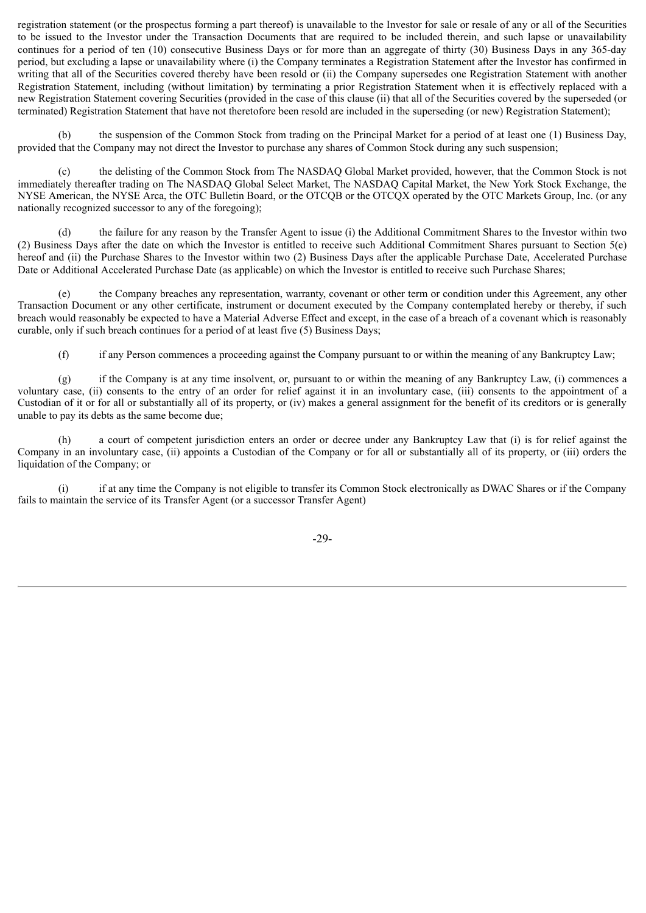registration statement (or the prospectus forming a part thereof) is unavailable to the Investor for sale or resale of any or all of the Securities to be issued to the Investor under the Transaction Documents that are required to be included therein, and such lapse or unavailability continues for a period of ten (10) consecutive Business Days or for more than an aggregate of thirty (30) Business Days in any 365-day period, but excluding a lapse or unavailability where (i) the Company terminates a Registration Statement after the Investor has confirmed in writing that all of the Securities covered thereby have been resold or (ii) the Company supersedes one Registration Statement with another Registration Statement, including (without limitation) by terminating a prior Registration Statement when it is effectively replaced with a new Registration Statement covering Securities (provided in the case of this clause (ii) that all of the Securities covered by the superseded (or terminated) Registration Statement that have not theretofore been resold are included in the superseding (or new) Registration Statement);

(b) the suspension of the Common Stock from trading on the Principal Market for a period of at least one (1) Business Day, provided that the Company may not direct the Investor to purchase any shares of Common Stock during any such suspension;

(c) the delisting of the Common Stock from The NASDAQ Global Market provided, however, that the Common Stock is not immediately thereafter trading on The NASDAQ Global Select Market, The NASDAQ Capital Market, the New York Stock Exchange, the NYSE American, the NYSE Arca, the OTC Bulletin Board, or the OTCQB or the OTCQX operated by the OTC Markets Group, Inc. (or any nationally recognized successor to any of the foregoing);

(d) the failure for any reason by the Transfer Agent to issue (i) the Additional Commitment Shares to the Investor within two (2) Business Days after the date on which the Investor is entitled to receive such Additional Commitment Shares pursuant to Section 5(e) hereof and (ii) the Purchase Shares to the Investor within two (2) Business Days after the applicable Purchase Date, Accelerated Purchase Date or Additional Accelerated Purchase Date (as applicable) on which the Investor is entitled to receive such Purchase Shares;

(e) the Company breaches any representation, warranty, covenant or other term or condition under this Agreement, any other Transaction Document or any other certificate, instrument or document executed by the Company contemplated hereby or thereby, if such breach would reasonably be expected to have a Material Adverse Effect and except, in the case of a breach of a covenant which is reasonably curable, only if such breach continues for a period of at least five (5) Business Days;

(f) if any Person commences a proceeding against the Company pursuant to or within the meaning of any Bankruptcy Law;

(g) if the Company is at any time insolvent, or, pursuant to or within the meaning of any Bankruptcy Law, (i) commences a voluntary case, (ii) consents to the entry of an order for relief against it in an involuntary case, (iii) consents to the appointment of a Custodian of it or for all or substantially all of its property, or (iv) makes a general assignment for the benefit of its creditors or is generally unable to pay its debts as the same become due;

(h) a court of competent jurisdiction enters an order or decree under any Bankruptcy Law that (i) is for relief against the Company in an involuntary case, (ii) appoints a Custodian of the Company or for all or substantially all of its property, or (iii) orders the liquidation of the Company; or

(i) if at any time the Company is not eligible to transfer its Common Stock electronically as DWAC Shares or if the Company fails to maintain the service of its Transfer Agent (or a successor Transfer Agent)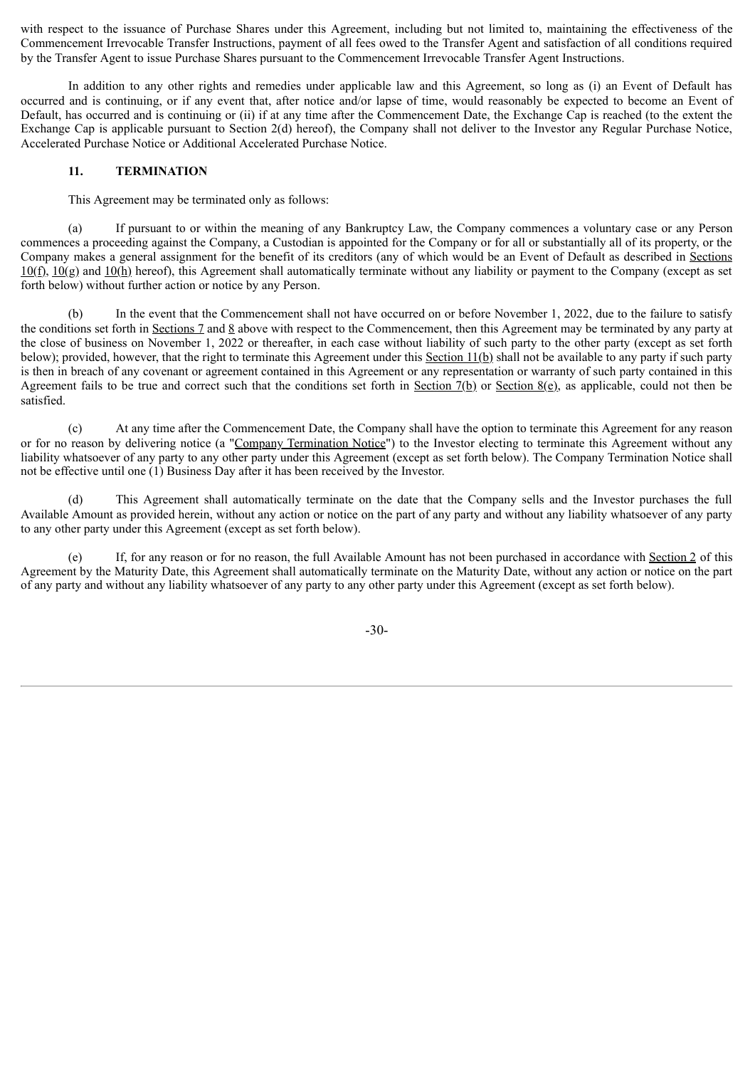with respect to the issuance of Purchase Shares under this Agreement, including but not limited to, maintaining the effectiveness of the Commencement Irrevocable Transfer Instructions, payment of all fees owed to the Transfer Agent and satisfaction of all conditions required by the Transfer Agent to issue Purchase Shares pursuant to the Commencement Irrevocable Transfer Agent Instructions.

In addition to any other rights and remedies under applicable law and this Agreement, so long as (i) an Event of Default has occurred and is continuing, or if any event that, after notice and/or lapse of time, would reasonably be expected to become an Event of Default, has occurred and is continuing or (ii) if at any time after the Commencement Date, the Exchange Cap is reached (to the extent the Exchange Cap is applicable pursuant to Section 2(d) hereof), the Company shall not deliver to the Investor any Regular Purchase Notice, Accelerated Purchase Notice or Additional Accelerated Purchase Notice.

**11. TERMINATION**

This Agreement may be terminated only as follows:

(a) If pursuant to or within the meaning of any Bankruptcy Law, the Company commences a voluntary case or any Person commences a proceeding against the Company, a Custodian is appointed for the Company or for all or substantially all of its property, or the Company makes a general assignment for the benefit of its creditors (any of which would be an Event of Default as described in Sections 10(f), 10(g) and 10(h) hereof), this Agreement shall automatically terminate without any liability or payment to the Company (except as set forth below) without further action or notice by any Person.

(b) In the event that the Commencement shall not have occurred on or before November 1, 2022, due to the failure to satisfy the conditions set forth in Sections 7 and 8 above with respect to the Commencement, then this Agreement may be terminated by any party at the close of business on November 1, 2022 or thereafter, in each case without liability of such party to the other party (except as set forth below); provided, however, that the right to terminate this Agreement under this Section 11(b) shall not be available to any party if such party is then in breach of any covenant or agreement contained in this Agreement or any representation or warranty of such party contained in this Agreement fails to be true and correct such that the conditions set forth in Section 7(b) or Section 8(e), as applicable, could not then be satisfied.

(c) At any time after the Commencement Date, the Company shall have the option to terminate this Agreement for any reason or for no reason by delivering notice (a "Company Termination Notice") to the Investor electing to terminate this Agreement without any liability whatsoever of any party to any other party under this Agreement (except as set forth below). The Company Termination Notice shall not be effective until one (1) Business Day after it has been received by the Investor.

(d) This Agreement shall automatically terminate on the date that the Company sells and the Investor purchases the full Available Amount as provided herein, without any action or notice on the part of any party and without any liability whatsoever of any party to any other party under this Agreement (except as set forth below).

(e) If, for any reason or for no reason, the full Available Amount has not been purchased in accordance with Section 2 of this Agreement by the Maturity Date, this Agreement shall automatically terminate on the Maturity Date, without any action or notice on the part of any party and without any liability whatsoever of any party to any other party under this Agreement (except as set forth below).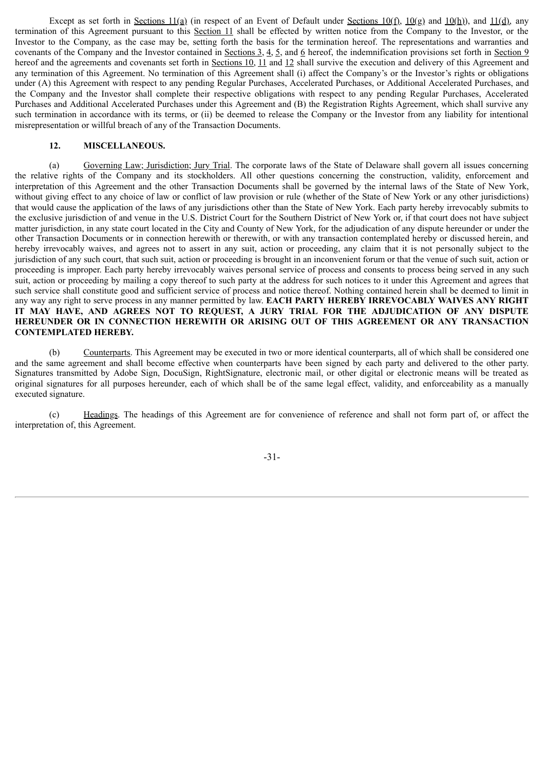Except as set forth in Sections 11(a) (in respect of an Event of Default under Sections 10(f), 10(g) and 10(h)), and 11(d), any termination of this Agreement pursuant to this Section 11 shall be effected by written notice from the Company to the Investor, or the Investor to the Company, as the case may be, setting forth the basis for the termination hereof. The representations and warranties and covenants of the Company and the Investor contained in Sections 3, 4, 5, and 6 hereof, the indemnification provisions set forth in Section 9 hereof and the agreements and covenants set forth in Sections 10, 11 and 12 shall survive the execution and delivery of this Agreement and any termination of this Agreement. No termination of this Agreement shall (i) affect the Company's or the Investor's rights or obligations under (A) this Agreement with respect to any pending Regular Purchases, Accelerated Purchases, or Additional Accelerated Purchases, and the Company and the Investor shall complete their respective obligations with respect to any pending Regular Purchases, Accelerated Purchases and Additional Accelerated Purchases under this Agreement and (B) the Registration Rights Agreement, which shall survive any such termination in accordance with its terms, or (ii) be deemed to release the Company or the Investor from any liability for intentional misrepresentation or willful breach of any of the Transaction Documents.

## 12. MISCELLANEOUS.

(a) Governing Law; Jurisdiction; Jury Trial. The corporate laws of the State of Delaware shall govern all issues concerning the relative rights of the Company and its stockholders. All other questions concerning the construction, validity, enforcement and interpretation of this Agreement and the other Transaction Documents shall be governed by the internal laws of the State of New York, without giving effect to any choice of law or conflict of law provision or rule (whether of the State of New York or any other jurisdictions) that would cause the application of the laws of any jurisdictions other than the State of New York. Each party hereby irrevocably submits to the exclusive jurisdiction of and venue in the U.S. District Court for the Southern District of New York or, if that court does not have subject matter jurisdiction, in any state court located in the City and County of New York, for the adjudication of any dispute hereunder or under the other Transaction Documents or in connection herewith or therewith, or with any transaction contemplated hereby or discussed herein, and hereby irrevocably waives, and agrees not to assert in any suit, action or proceeding, any claim that it is not personally subject to the jurisdiction of any such court, that such suit, action or proceeding is brought in an inconvenient forum or that the venue of such suit, action or proceeding is improper. Each party hereby irrevocably waives personal service of process and consents to process being served in any such suit, action or proceeding by mailing a copy thereof to such party at the address for such notices to it under this Agreement and agrees that such service shall constitute good and sufficient service of process and notice thereof. Nothing contained herein shall be deemed to limit in any way any right to serve process in any manner permitted by law. **EACH PARTY HEREBY IRREVOCABLY WAIVES ANY RIGHT IT MAY HAVE, AND AGREES NOT TO REQUEST, A JURY TRIAL FOR THE ADJUDICATION OF ANY DISPUTE HEREUNDER OR IN CONNECTION HEREWITH OR ARISING OUT OF THIS AGREEMENT OR ANY TRANSACTION CONTEMPLATED HEREBY.**

(b) Counterparts. This Agreement may be executed in two or more identical counterparts, all of which shall be considered one and the same agreement and shall become effective when counterparts have been signed by each party and delivered to the other party. Signatures transmitted by Adobe Sign, DocuSign, RightSignature, electronic mail, or other digital or electronic means will be treated as original signatures for all purposes hereunder, each of which shall be of the same legal effect, validity, and enforceability as a manually executed signature.

(c) Headings. The headings of this Agreement are for convenience of reference and shall not form part of, or affect the interpretation of, this Agreement.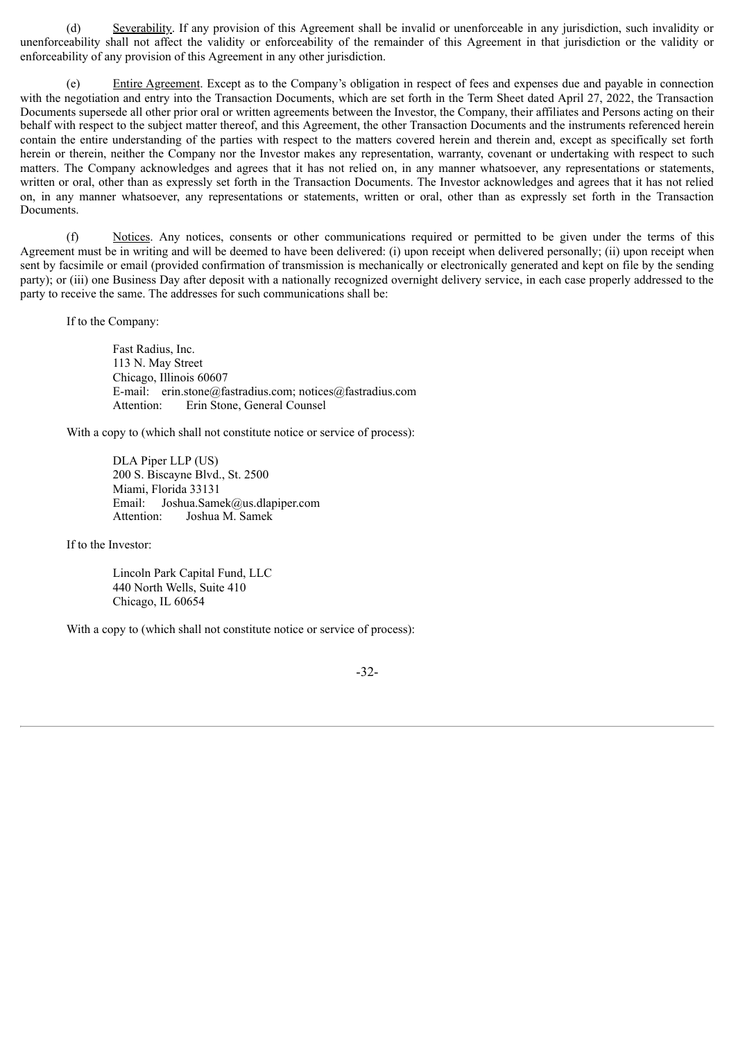(d) Severability. If any provision of this Agreement shall be invalid or unenforceable in any jurisdiction, such invalidity or unenforceability shall not affect the validity or enforceability of the remainder of this Agreement in that jurisdiction or the validity or enforceability of any provision of this Agreement in any other jurisdiction.

(e) Entire Agreement. Except as to the Company's obligation in respect of fees and expenses due and payable in connection with the negotiation and entry into the Transaction Documents, which are set forth in the Term Sheet dated April 27, 2022, the Transaction Documents supersede all other prior oral or written agreements between the Investor, the Company, their affiliates and Persons acting on their behalf with respect to the subject matter thereof, and this Agreement, the other Transaction Documents and the instruments referenced herein contain the entire understanding of the parties with respect to the matters covered herein and therein and, except as specifically set forth herein or therein, neither the Company nor the Investor makes any representation, warranty, covenant or undertaking with respect to such matters. The Company acknowledges and agrees that it has not relied on, in any manner whatsoever, any representations or statements, written or oral, other than as expressly set forth in the Transaction Documents. The Investor acknowledges and agrees that it has not relied on, in any manner whatsoever, any representations or statements, written or oral, other than as expressly set forth in the Transaction Documents.

(f) Notices. Any notices, consents or other communications required or permitted to be given under the terms of this Agreement must be in writing and will be deemed to have been delivered: (i) upon receipt when delivered personally; (ii) upon receipt when sent by facsimile or email (provided confirmation of transmission is mechanically or electronically generated and kept on file by the sending party); or (iii) one Business Day after deposit with a nationally recognized overnight delivery service, in each case properly addressed to the party to receive the same. The addresses for such communications shall be:

If to the Company:

Fast Radius, Inc.
113 N. May Street
Chicago, Illinois 60607
E-mail: erin.stone@fastradius.com; notices@fastradius.com
Attention: Erin Stone, General Counsel

With a copy to (which shall not constitute notice or service of process):

DLA Piper LLP (US)
200 S. Biscayne Blvd., St. 2500
Miami, Florida 33131
Email: Joshua.Samek@us.dlapiper.com
Attention: Joshua M. Samek

If to the Investor:

Lincoln Park Capital Fund, LLC
440 North Wells, Suite 410
Chicago, IL 60654

With a copy to (which shall not constitute notice or service of process):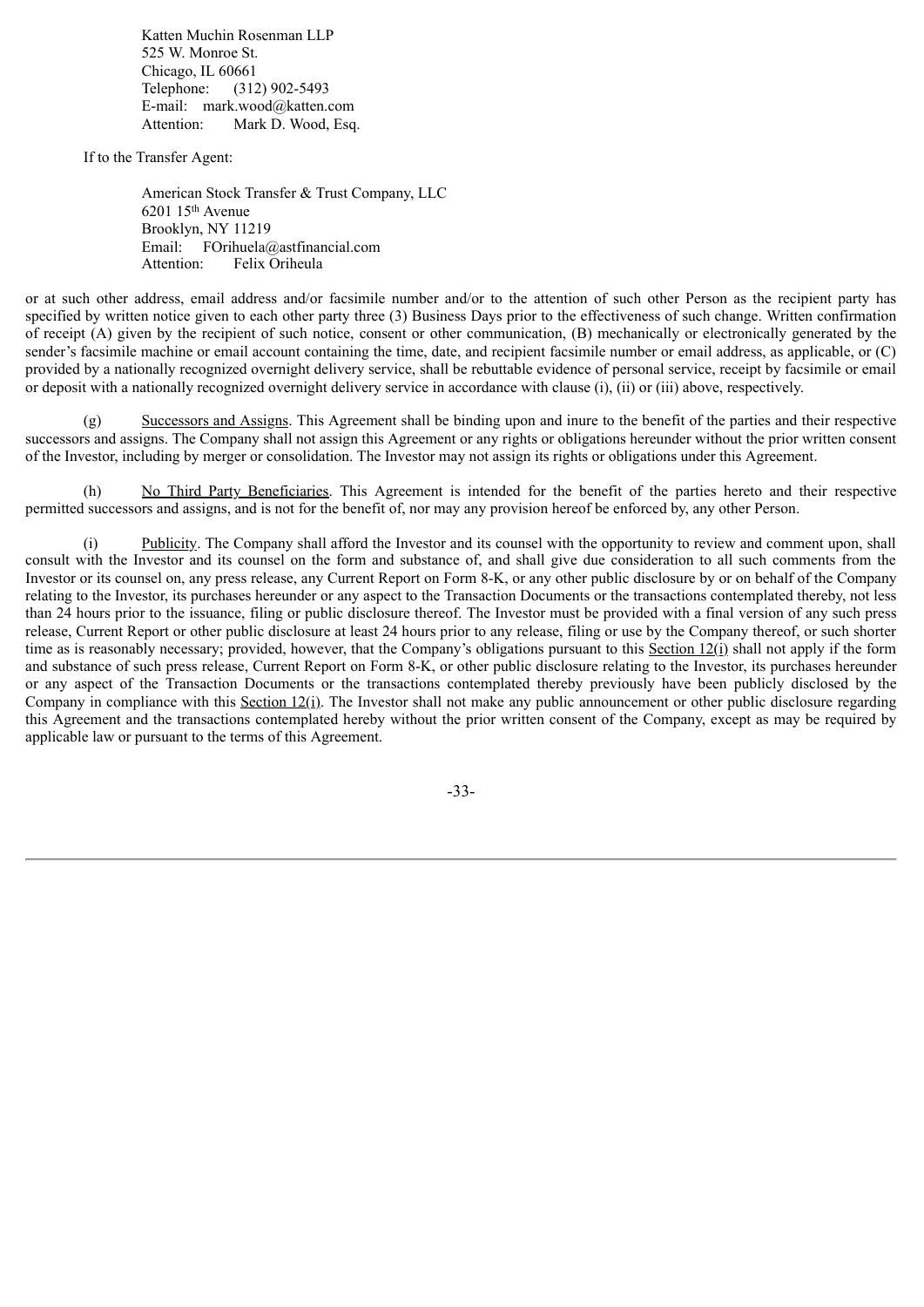Katten Muchin Rosenman LLP
525 W. Monroe St.
Chicago, IL 60661
Telephone: (312) 902-5493
E-mail: mark.wood@katten.com
Attention: Mark D. Wood, Esq.

If to the Transfer Agent:

American Stock Transfer & Trust Company, LLC
6201 15th Avenue
Brooklyn, NY 11219
Email: FOrihuela@astfinancial.com
Attention: Felix Oriheula

or at such other address, email address and/or facsimile number and/or to the attention of such other Person as the recipient party has specified by written notice given to each other party three (3) Business Days prior to the effectiveness of such change. Written confirmation of receipt (A) given by the recipient of such notice, consent or other communication, (B) mechanically or electronically generated by the sender's facsimile machine or email account containing the time, date, and recipient facsimile number or email address, as applicable, or (C) provided by a nationally recognized overnight delivery service, shall be rebuttable evidence of personal service, receipt by facsimile or email or deposit with a nationally recognized overnight delivery service in accordance with clause (i), (ii) or (iii) above, respectively.

(g) Successors and Assigns. This Agreement shall be binding upon and inure to the benefit of the parties and their respective successors and assigns. The Company shall not assign this Agreement or any rights or obligations hereunder without the prior written consent of the Investor, including by merger or consolidation. The Investor may not assign its rights or obligations under this Agreement.

(h) No Third Party Beneficiaries. This Agreement is intended for the benefit of the parties hereto and their respective permitted successors and assigns, and is not for the benefit of, nor may any provision hereof be enforced by, any other Person.

(i) Publicity. The Company shall afford the Investor and its counsel with the opportunity to review and comment upon, shall consult with the Investor and its counsel on the form and substance of, and shall give due consideration to all such comments from the Investor or its counsel on, any press release, any Current Report on Form 8-K, or any other public disclosure by or on behalf of the Company relating to the Investor, its purchases hereunder or any aspect to the Transaction Documents or the transactions contemplated thereby, not less than 24 hours prior to the issuance, filing or public disclosure thereof. The Investor must be provided with a final version of any such press release, Current Report or other public disclosure at least 24 hours prior to any release, filing or use by the Company thereof, or such shorter time as is reasonably necessary; provided, however, that the Company's obligations pursuant to this Section 12(i) shall not apply if the form and substance of such press release, Current Report on Form 8-K, or other public disclosure relating to the Investor, its purchases hereunder or any aspect of the Transaction Documents or the transactions contemplated thereby previously have been publicly disclosed by the Company in compliance with this Section 12(i). The Investor shall not make any public announcement or other public disclosure regarding this Agreement and the transactions contemplated hereby without the prior written consent of the Company, except as may be required by applicable law or pursuant to the terms of this Agreement.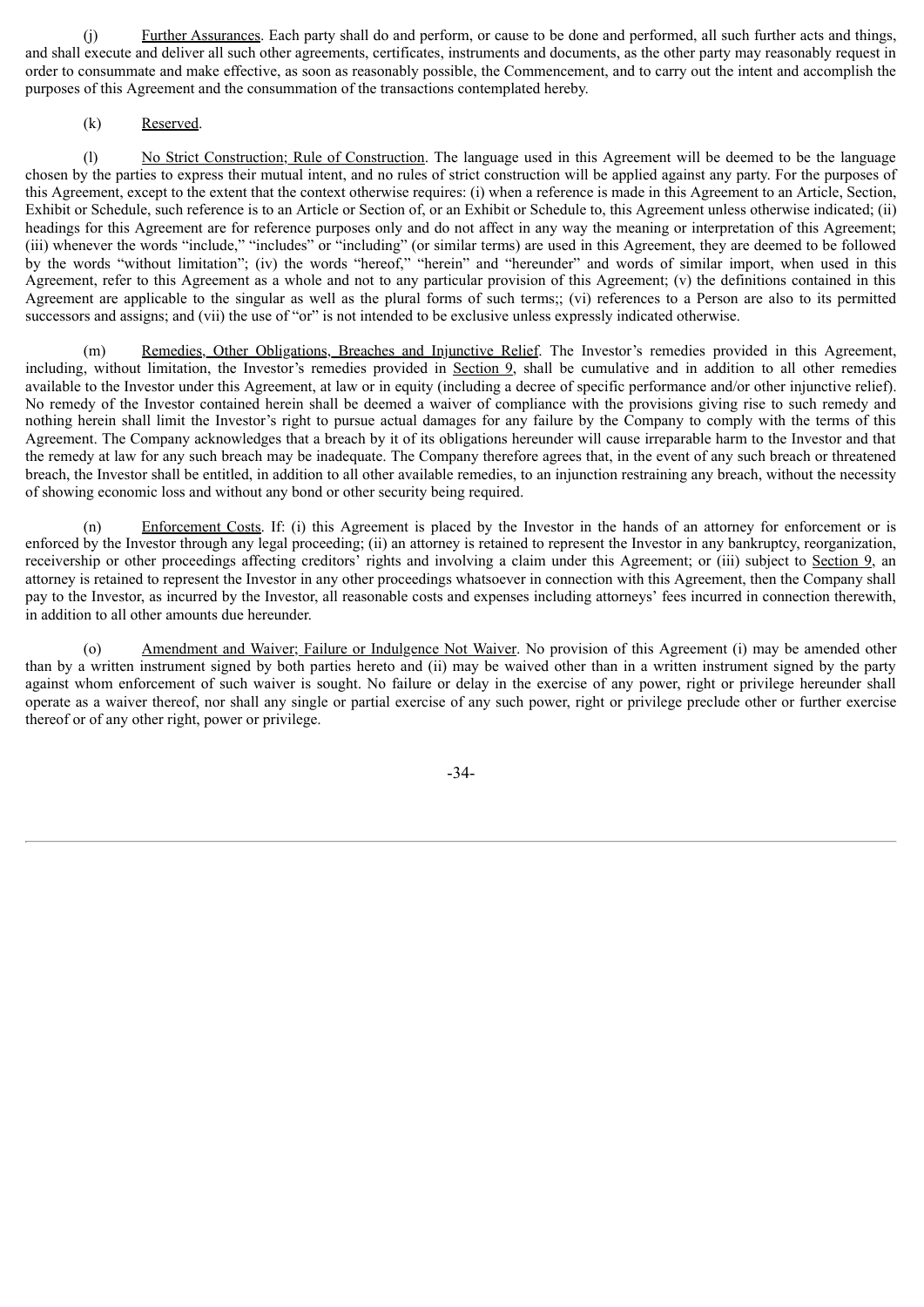(j) Further Assurances. Each party shall do and perform, or cause to be done and performed, all such further acts and things, and shall execute and deliver all such other agreements, certificates, instruments and documents, as the other party may reasonably request in order to consummate and make effective, as soon as reasonably possible, the Commencement, and to carry out the intent and accomplish the purposes of this Agreement and the consummation of the transactions contemplated hereby.

(k) Reserved.

(l) No Strict Construction; Rule of Construction. The language used in this Agreement will be deemed to be the language chosen by the parties to express their mutual intent, and no rules of strict construction will be applied against any party. For the purposes of this Agreement, except to the extent that the context otherwise requires: (i) when a reference is made in this Agreement to an Article, Section, Exhibit or Schedule, such reference is to an Article or Section of, or an Exhibit or Schedule to, this Agreement unless otherwise indicated; (ii) headings for this Agreement are for reference purposes only and do not affect in any way the meaning or interpretation of this Agreement; (iii) whenever the words "include," "includes" or "including" (or similar terms) are used in this Agreement, they are deemed to be followed by the words "without limitation"; (iv) the words "hereof," "herein" and "hereunder" and words of similar import, when used in this Agreement, refer to this Agreement as a whole and not to any particular provision of this Agreement; (v) the definitions contained in this Agreement are applicable to the singular as well as the plural forms of such terms;; (vi) references to a Person are also to its permitted successors and assigns; and (vii) the use of "or" is not intended to be exclusive unless expressly indicated otherwise.

(m) Remedies, Other Obligations, Breaches and Injunctive Relief. The Investor's remedies provided in this Agreement, including, without limitation, the Investor's remedies provided in Section 9, shall be cumulative and in addition to all other remedies available to the Investor under this Agreement, at law or in equity (including a decree of specific performance and/or other injunctive relief). No remedy of the Investor contained herein shall be deemed a waiver of compliance with the provisions giving rise to such remedy and nothing herein shall limit the Investor's right to pursue actual damages for any failure by the Company to comply with the terms of this Agreement. The Company acknowledges that a breach by it of its obligations hereunder will cause irreparable harm to the Investor and that the remedy at law for any such breach may be inadequate. The Company therefore agrees that, in the event of any such breach or threatened breach, the Investor shall be entitled, in addition to all other available remedies, to an injunction restraining any breach, without the necessity of showing economic loss and without any bond or other security being required.

(n) Enforcement Costs. If: (i) this Agreement is placed by the Investor in the hands of an attorney for enforcement or is enforced by the Investor through any legal proceeding; (ii) an attorney is retained to represent the Investor in any bankruptcy, reorganization, receivership or other proceedings affecting creditors' rights and involving a claim under this Agreement; or (iii) subject to Section 9, an attorney is retained to represent the Investor in any other proceedings whatsoever in connection with this Agreement, then the Company shall pay to the Investor, as incurred by the Investor, all reasonable costs and expenses including attorneys' fees incurred in connection therewith, in addition to all other amounts due hereunder.

(o) Amendment and Waiver; Failure or Indulgence Not Waiver. No provision of this Agreement (i) may be amended other than by a written instrument signed by both parties hereto and (ii) may be waived other than in a written instrument signed by the party against whom enforcement of such waiver is sought. No failure or delay in the exercise of any power, right or privilege hereunder shall operate as a waiver thereof, nor shall any single or partial exercise of any such power, right or privilege preclude other or further exercise thereof or of any other right, power or privilege.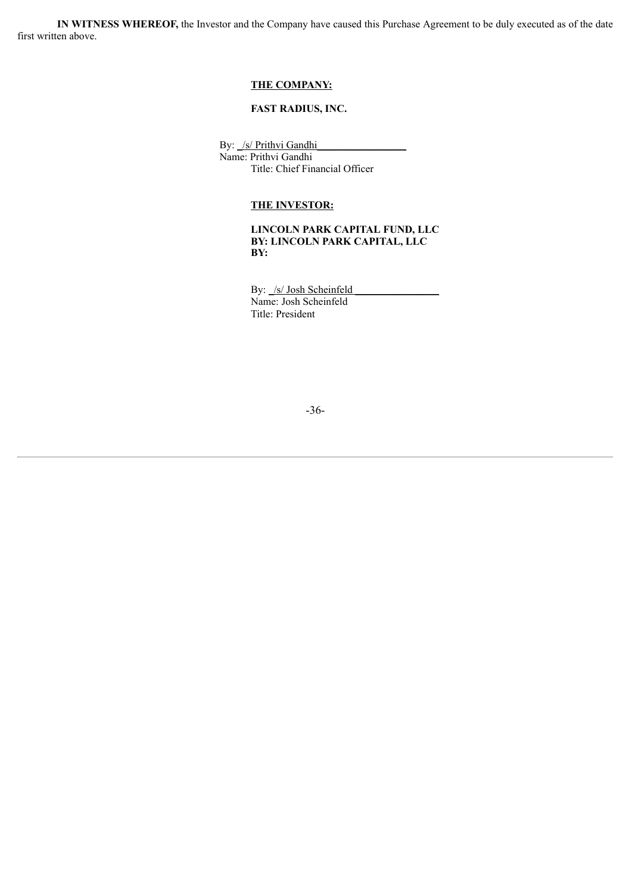**IN WITNESS WHEREOF,** the Investor and the Company have caused this Purchase Agreement to be duly executed as of the date first written above.

**THE COMPANY:**

**FAST RADIUS, INC.**

By: /s/ Prithvi Gandhi
Name: Prithvi Gandhi
Title: Chief Financial Officer

**THE INVESTOR:**

**LINCOLN PARK CAPITAL FUND, LLC**
**BY: LINCOLN PARK CAPITAL, LLC**
**BY:**

By: /s/ Josh Scheinfeld
Name: Josh Scheinfeld
Title: President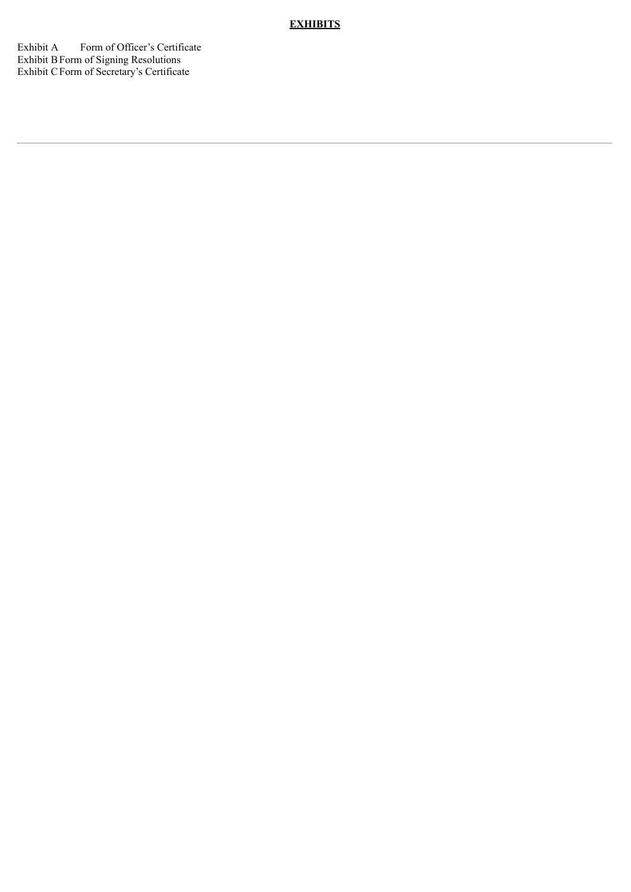**EXHIBITS**

Exhibit A Form of Officer's Certificate
Exhibit B Form of Signing Resolutions
Exhibit C Form of Secretary's Certificate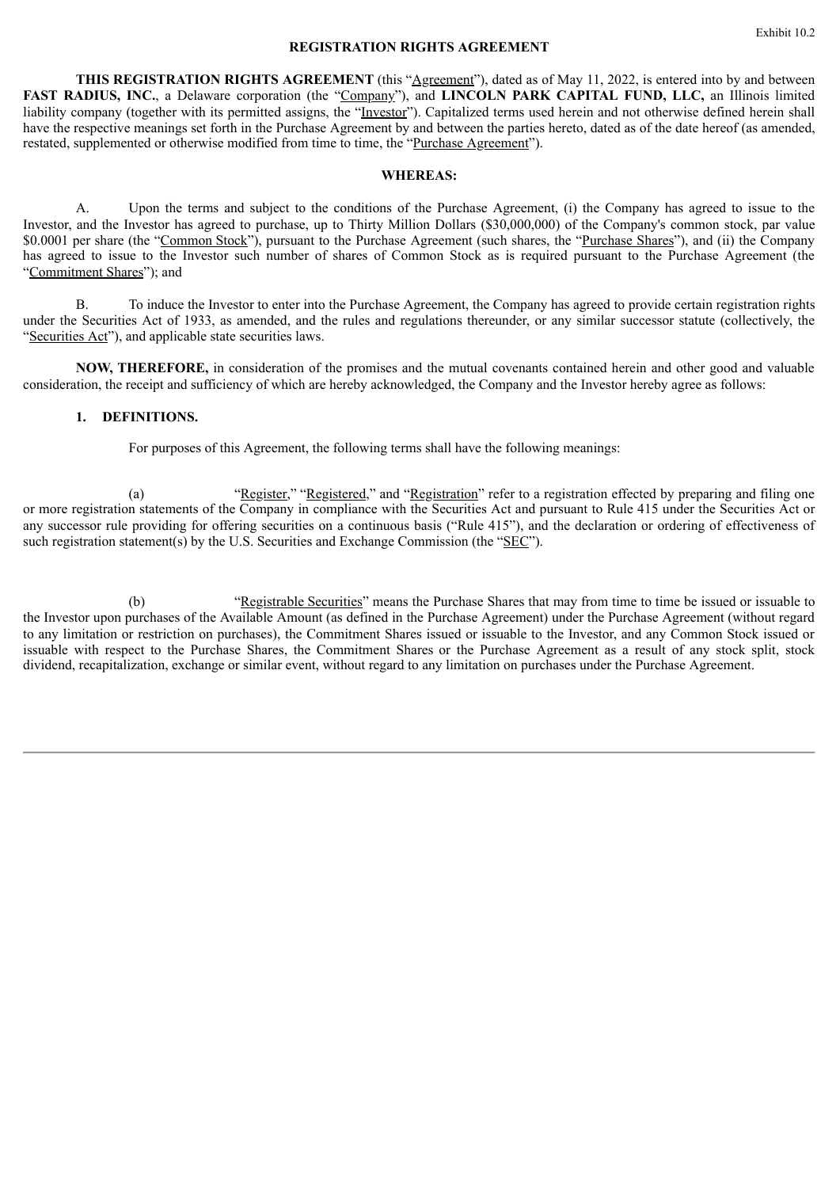Exhibit 10.2

# REGISTRATION RIGHTS AGREEMENT

**THIS REGISTRATION RIGHTS AGREEMENT** (this "Agreement"), dated as of May 11, 2022, is entered into by and between **FAST RADIUS, INC.**, a Delaware corporation (the "Company"), and **LINCOLN PARK CAPITAL FUND, LLC,** an Illinois limited liability company (together with its permitted assigns, the "Investor"). Capitalized terms used herein and not otherwise defined herein shall have the respective meanings set forth in the Purchase Agreement by and between the parties hereto, dated as of the date hereof (as amended, restated, supplemented or otherwise modified from time to time, the "Purchase Agreement").

**WHEREAS:**

A. Upon the terms and subject to the conditions of the Purchase Agreement, (i) the Company has agreed to issue to the Investor, and the Investor has agreed to purchase, up to Thirty Million Dollars ($30,000,000) of the Company's common stock, par value $0.0001 per share (the "Common Stock"), pursuant to the Purchase Agreement (such shares, the "Purchase Shares"), and (ii) the Company has agreed to issue to the Investor such number of shares of Common Stock as is required pursuant to the Purchase Agreement (the "Commitment Shares"); and

B. To induce the Investor to enter into the Purchase Agreement, the Company has agreed to provide certain registration rights under the Securities Act of 1933, as amended, and the rules and regulations thereunder, or any similar successor statute (collectively, the "Securities Act"), and applicable state securities laws.

**NOW, THEREFORE,** in consideration of the promises and the mutual covenants contained herein and other good and valuable consideration, the receipt and sufficiency of which are hereby acknowledged, the Company and the Investor hereby agree as follows:

**1. DEFINITIONS.**

For purposes of this Agreement, the following terms shall have the following meanings:

(a) "Register," "Registered," and "Registration" refer to a registration effected by preparing and filing one or more registration statements of the Company in compliance with the Securities Act and pursuant to Rule 415 under the Securities Act or any successor rule providing for offering securities on a continuous basis ("Rule 415"), and the declaration or ordering of effectiveness of such registration statement(s) by the U.S. Securities and Exchange Commission (the "SEC").

(b) "Registrable Securities" means the Purchase Shares that may from time to time be issued or issuable to the Investor upon purchases of the Available Amount (as defined in the Purchase Agreement) under the Purchase Agreement (without regard to any limitation or restriction on purchases), the Commitment Shares issued or issuable to the Investor, and any Common Stock issued or issuable with respect to the Purchase Shares, the Commitment Shares or the Purchase Agreement as a result of any stock split, stock dividend, recapitalization, exchange or similar event, without regard to any limitation on purchases under the Purchase Agreement.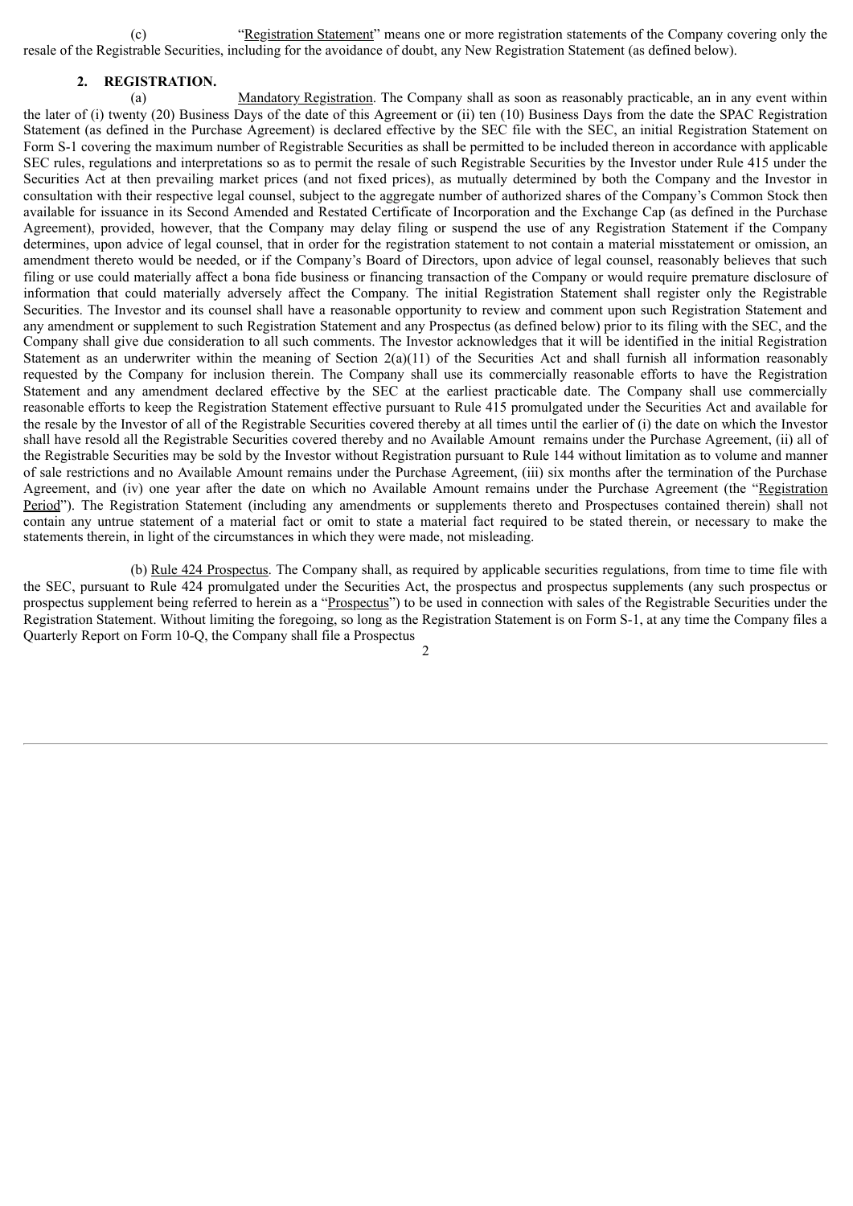(c) "Registration Statement" means one or more registration statements of the Company covering only the resale of the Registrable Securities, including for the avoidance of doubt, any New Registration Statement (as defined below).

## 2. REGISTRATION.

(a) Mandatory Registration. The Company shall as soon as reasonably practicable, an in any event within the later of (i) twenty (20) Business Days of the date of this Agreement or (ii) ten (10) Business Days from the date the SPAC Registration Statement (as defined in the Purchase Agreement) is declared effective by the SEC file with the SEC, an initial Registration Statement on Form S-1 covering the maximum number of Registrable Securities as shall be permitted to be included thereon in accordance with applicable SEC rules, regulations and interpretations so as to permit the resale of such Registrable Securities by the Investor under Rule 415 under the Securities Act at then prevailing market prices (and not fixed prices), as mutually determined by both the Company and the Investor in consultation with their respective legal counsel, subject to the aggregate number of authorized shares of the Company's Common Stock then available for issuance in its Second Amended and Restated Certificate of Incorporation and the Exchange Cap (as defined in the Purchase Agreement), provided, however, that the Company may delay filing or suspend the use of any Registration Statement if the Company determines, upon advice of legal counsel, that in order for the registration statement to not contain a material misstatement or omission, an amendment thereto would be needed, or if the Company's Board of Directors, upon advice of legal counsel, reasonably believes that such filing or use could materially affect a bona fide business or financing transaction of the Company or would require premature disclosure of information that could materially adversely affect the Company. The initial Registration Statement shall register only the Registrable Securities. The Investor and its counsel shall have a reasonable opportunity to review and comment upon such Registration Statement and any amendment or supplement to such Registration Statement and any Prospectus (as defined below) prior to its filing with the SEC, and the Company shall give due consideration to all such comments. The Investor acknowledges that it will be identified in the initial Registration Statement as an underwriter within the meaning of Section 2(a)(11) of the Securities Act and shall furnish all information reasonably requested by the Company for inclusion therein. The Company shall use its commercially reasonable efforts to have the Registration Statement and any amendment declared effective by the SEC at the earliest practicable date. The Company shall use commercially reasonable efforts to keep the Registration Statement effective pursuant to Rule 415 promulgated under the Securities Act and available for the resale by the Investor of all of the Registrable Securities covered thereby at all times until the earlier of (i) the date on which the Investor shall have resold all the Registrable Securities covered thereby and no Available Amount remains under the Purchase Agreement, (ii) all of the Registrable Securities may be sold by the Investor without Registration pursuant to Rule 144 without limitation as to volume and manner of sale restrictions and no Available Amount remains under the Purchase Agreement, (iii) six months after the termination of the Purchase Agreement, and (iv) one year after the date on which no Available Amount remains under the Purchase Agreement (the "Registration Period"). The Registration Statement (including any amendments or supplements thereto and Prospectuses contained therein) shall not contain any untrue statement of a material fact or omit to state a material fact required to be stated therein, or necessary to make the statements therein, in light of the circumstances in which they were made, not misleading.

(b) Rule 424 Prospectus. The Company shall, as required by applicable securities regulations, from time to time file with the SEC, pursuant to Rule 424 promulgated under the Securities Act, the prospectus and prospectus supplements (any such prospectus or prospectus supplement being referred to herein as a "Prospectus") to be used in connection with sales of the Registrable Securities under the Registration Statement. Without limiting the foregoing, so long as the Registration Statement is on Form S-1, at any time the Company files a Quarterly Report on Form 10-Q, the Company shall file a Prospectus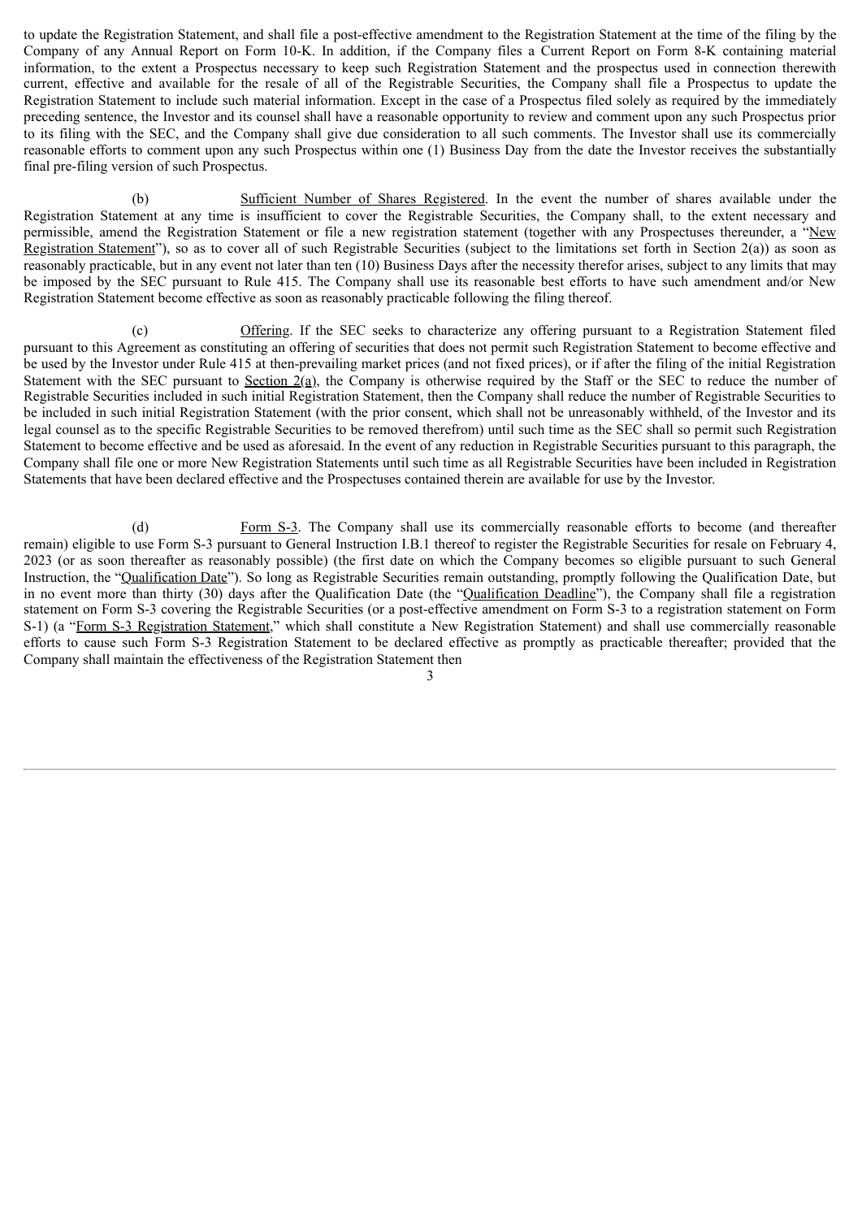to update the Registration Statement, and shall file a post-effective amendment to the Registration Statement at the time of the filing by the Company of any Annual Report on Form 10-K. In addition, if the Company files a Current Report on Form 8-K containing material information, to the extent a Prospectus necessary to keep such Registration Statement and the prospectus used in connection therewith current, effective and available for the resale of all of the Registrable Securities, the Company shall file a Prospectus to update the Registration Statement to include such material information. Except in the case of a Prospectus filed solely as required by the immediately preceding sentence, the Investor and its counsel shall have a reasonable opportunity to review and comment upon any such Prospectus prior to its filing with the SEC, and the Company shall give due consideration to all such comments. The Investor shall use its commercially reasonable efforts to comment upon any such Prospectus within one (1) Business Day from the date the Investor receives the substantially final pre-filing version of such Prospectus.

(b) Sufficient Number of Shares Registered. In the event the number of shares available under the Registration Statement at any time is insufficient to cover the Registrable Securities, the Company shall, to the extent necessary and permissible, amend the Registration Statement or file a new registration statement (together with any Prospectuses thereunder, a "New Registration Statement"), so as to cover all of such Registrable Securities (subject to the limitations set forth in Section 2(a)) as soon as reasonably practicable, but in any event not later than ten (10) Business Days after the necessity therefor arises, subject to any limits that may be imposed by the SEC pursuant to Rule 415. The Company shall use its reasonable best efforts to have such amendment and/or New Registration Statement become effective as soon as reasonably practicable following the filing thereof.

(c) Offering. If the SEC seeks to characterize any offering pursuant to a Registration Statement filed pursuant to this Agreement as constituting an offering of securities that does not permit such Registration Statement to become effective and be used by the Investor under Rule 415 at then-prevailing market prices (and not fixed prices), or if after the filing of the initial Registration Statement with the SEC pursuant to Section 2(a), the Company is otherwise required by the Staff or the SEC to reduce the number of Registrable Securities included in such initial Registration Statement, then the Company shall reduce the number of Registrable Securities to be included in such initial Registration Statement (with the prior consent, which shall not be unreasonably withheld, of the Investor and its legal counsel as to the specific Registrable Securities to be removed therefrom) until such time as the SEC shall so permit such Registration Statement to become effective and be used as aforesaid. In the event of any reduction in Registrable Securities pursuant to this paragraph, the Company shall file one or more New Registration Statements until such time as all Registrable Securities have been included in Registration Statements that have been declared effective and the Prospectuses contained therein are available for use by the Investor.

(d) Form S-3. The Company shall use its commercially reasonable efforts to become (and thereafter remain) eligible to use Form S-3 pursuant to General Instruction I.B.1 thereof to register the Registrable Securities for resale on February 4, 2023 (or as soon thereafter as reasonably possible) (the first date on which the Company becomes so eligible pursuant to such General Instruction, the "Qualification Date"). So long as Registrable Securities remain outstanding, promptly following the Qualification Date, but in no event more than thirty (30) days after the Qualification Date (the "Qualification Deadline"), the Company shall file a registration statement on Form S-3 covering the Registrable Securities (or a post-effective amendment on Form S-3 to a registration statement on Form S-1) (a "Form S-3 Registration Statement," which shall constitute a New Registration Statement) and shall use commercially reasonable efforts to cause such Form S-3 Registration Statement to be declared effective as promptly as practicable thereafter; provided that the Company shall maintain the effectiveness of the Registration Statement then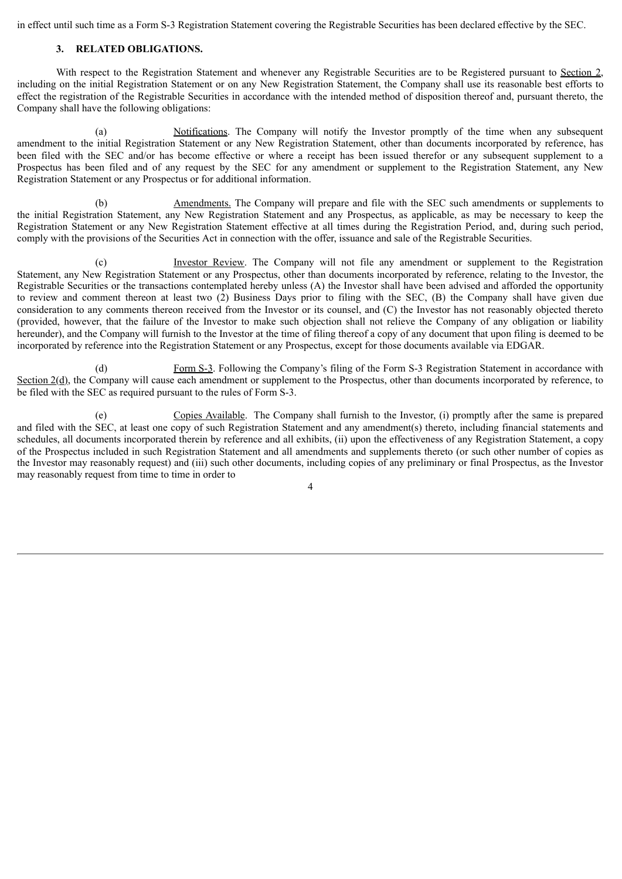in effect until such time as a Form S-3 Registration Statement covering the Registrable Securities has been declared effective by the SEC.

### 3. RELATED OBLIGATIONS.

With respect to the Registration Statement and whenever any Registrable Securities are to be Registered pursuant to Section 2, including on the initial Registration Statement or on any New Registration Statement, the Company shall use its reasonable best efforts to effect the registration of the Registrable Securities in accordance with the intended method of disposition thereof and, pursuant thereto, the Company shall have the following obligations:

(a) Notifications. The Company will notify the Investor promptly of the time when any subsequent amendment to the initial Registration Statement or any New Registration Statement, other than documents incorporated by reference, has been filed with the SEC and/or has become effective or where a receipt has been issued therefor or any subsequent supplement to a Prospectus has been filed and of any request by the SEC for any amendment or supplement to the Registration Statement, any New Registration Statement or any Prospectus or for additional information.

(b) Amendments. The Company will prepare and file with the SEC such amendments or supplements to the initial Registration Statement, any New Registration Statement and any Prospectus, as applicable, as may be necessary to keep the Registration Statement or any New Registration Statement effective at all times during the Registration Period, and, during such period, comply with the provisions of the Securities Act in connection with the offer, issuance and sale of the Registrable Securities.

(c) Investor Review. The Company will not file any amendment or supplement to the Registration Statement, any New Registration Statement or any Prospectus, other than documents incorporated by reference, relating to the Investor, the Registrable Securities or the transactions contemplated hereby unless (A) the Investor shall have been advised and afforded the opportunity to review and comment thereon at least two (2) Business Days prior to filing with the SEC, (B) the Company shall have given due consideration to any comments thereon received from the Investor or its counsel, and (C) the Investor has not reasonably objected thereto (provided, however, that the failure of the Investor to make such objection shall not relieve the Company of any obligation or liability hereunder), and the Company will furnish to the Investor at the time of filing thereof a copy of any document that upon filing is deemed to be incorporated by reference into the Registration Statement or any Prospectus, except for those documents available via EDGAR.

(d) Form S-3. Following the Company's filing of the Form S-3 Registration Statement in accordance with Section 2(d), the Company will cause each amendment or supplement to the Prospectus, other than documents incorporated by reference, to be filed with the SEC as required pursuant to the rules of Form S-3.

(e) Copies Available. The Company shall furnish to the Investor, (i) promptly after the same is prepared and filed with the SEC, at least one copy of such Registration Statement and any amendment(s) thereto, including financial statements and schedules, all documents incorporated therein by reference and all exhibits, (ii) upon the effectiveness of any Registration Statement, a copy of the Prospectus included in such Registration Statement and all amendments and supplements thereto (or such other number of copies as the Investor may reasonably request) and (iii) such other documents, including copies of any preliminary or final Prospectus, as the Investor may reasonably request from time to time in order to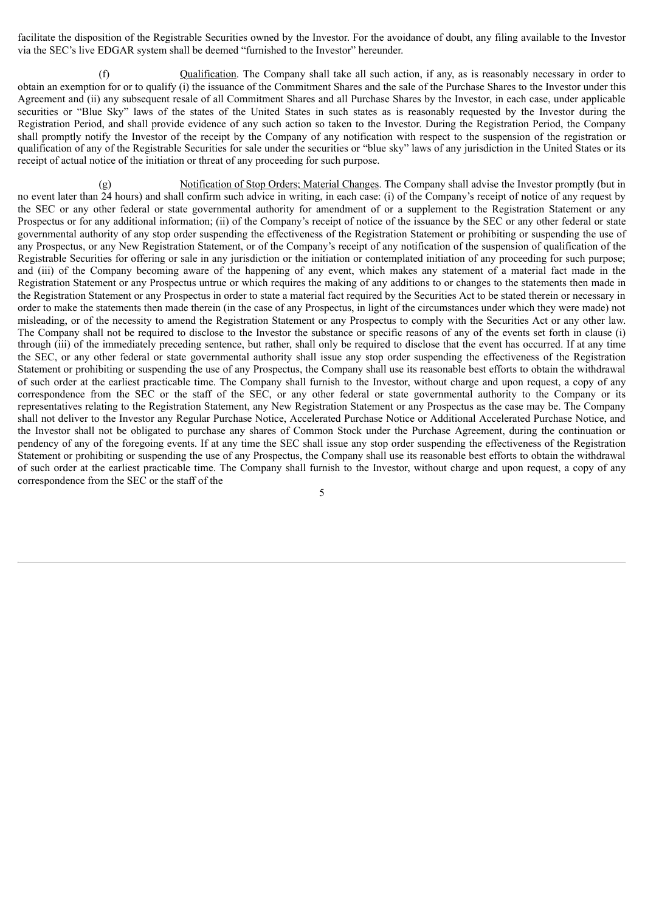facilitate the disposition of the Registrable Securities owned by the Investor. For the avoidance of doubt, any filing available to the Investor via the SEC's live EDGAR system shall be deemed "furnished to the Investor" hereunder.

(f) Qualification. The Company shall take all such action, if any, as is reasonably necessary in order to obtain an exemption for or to qualify (i) the issuance of the Commitment Shares and the sale of the Purchase Shares to the Investor under this Agreement and (ii) any subsequent resale of all Commitment Shares and all Purchase Shares by the Investor, in each case, under applicable securities or "Blue Sky" laws of the states of the United States in such states as is reasonably requested by the Investor during the Registration Period, and shall provide evidence of any such action so taken to the Investor. During the Registration Period, the Company shall promptly notify the Investor of the receipt by the Company of any notification with respect to the suspension of the registration or qualification of any of the Registrable Securities for sale under the securities or "blue sky" laws of any jurisdiction in the United States or its receipt of actual notice of the initiation or threat of any proceeding for such purpose.

(g) Notification of Stop Orders; Material Changes. The Company shall advise the Investor promptly (but in no event later than 24 hours) and shall confirm such advice in writing, in each case: (i) of the Company's receipt of notice of any request by the SEC or any other federal or state governmental authority for amendment of or a supplement to the Registration Statement or any Prospectus or for any additional information; (ii) of the Company's receipt of notice of the issuance by the SEC or any other federal or state governmental authority of any stop order suspending the effectiveness of the Registration Statement or prohibiting or suspending the use of any Prospectus, or any New Registration Statement, or of the Company's receipt of any notification of the suspension of qualification of the Registrable Securities for offering or sale in any jurisdiction or the initiation or contemplated initiation of any proceeding for such purpose; and (iii) of the Company becoming aware of the happening of any event, which makes any statement of a material fact made in the Registration Statement or any Prospectus untrue or which requires the making of any additions to or changes to the statements then made in the Registration Statement or any Prospectus in order to state a material fact required by the Securities Act to be stated therein or necessary in order to make the statements then made therein (in the case of any Prospectus, in light of the circumstances under which they were made) not misleading, or of the necessity to amend the Registration Statement or any Prospectus to comply with the Securities Act or any other law. The Company shall not be required to disclose to the Investor the substance or specific reasons of any of the events set forth in clause (i) through (iii) of the immediately preceding sentence, but rather, shall only be required to disclose that the event has occurred. If at any time the SEC, or any other federal or state governmental authority shall issue any stop order suspending the effectiveness of the Registration Statement or prohibiting or suspending the use of any Prospectus, the Company shall use its reasonable best efforts to obtain the withdrawal of such order at the earliest practicable time. The Company shall furnish to the Investor, without charge and upon request, a copy of any correspondence from the SEC or the staff of the SEC, or any other federal or state governmental authority to the Company or its representatives relating to the Registration Statement, any New Registration Statement or any Prospectus as the case may be. The Company shall not deliver to the Investor any Regular Purchase Notice, Accelerated Purchase Notice or Additional Accelerated Purchase Notice, and the Investor shall not be obligated to purchase any shares of Common Stock under the Purchase Agreement, during the continuation or pendency of any of the foregoing events. If at any time the SEC shall issue any stop order suspending the effectiveness of the Registration Statement or prohibiting or suspending the use of any Prospectus, the Company shall use its reasonable best efforts to obtain the withdrawal of such order at the earliest practicable time. The Company shall furnish to the Investor, without charge and upon request, a copy of any correspondence from the SEC or the staff of the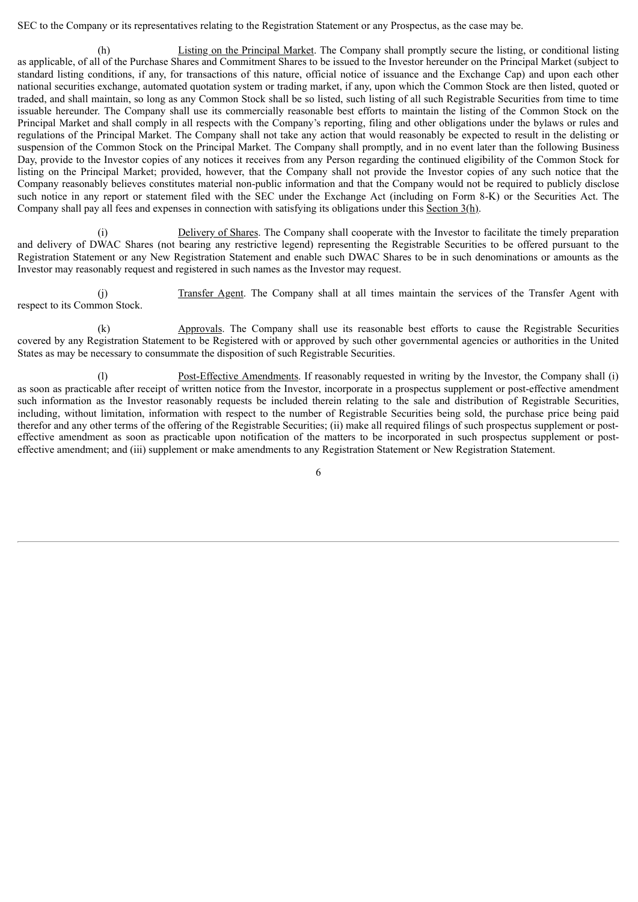SEC to the Company or its representatives relating to the Registration Statement or any Prospectus, as the case may be.

(h) Listing on the Principal Market. The Company shall promptly secure the listing, or conditional listing as applicable, of all of the Purchase Shares and Commitment Shares to be issued to the Investor hereunder on the Principal Market (subject to standard listing conditions, if any, for transactions of this nature, official notice of issuance and the Exchange Cap) and upon each other national securities exchange, automated quotation system or trading market, if any, upon which the Common Stock are then listed, quoted or traded, and shall maintain, so long as any Common Stock shall be so listed, such listing of all such Registrable Securities from time to time issuable hereunder. The Company shall use its commercially reasonable best efforts to maintain the listing of the Common Stock on the Principal Market and shall comply in all respects with the Company's reporting, filing and other obligations under the bylaws or rules and regulations of the Principal Market. The Company shall not take any action that would reasonably be expected to result in the delisting or suspension of the Common Stock on the Principal Market. The Company shall promptly, and in no event later than the following Business Day, provide to the Investor copies of any notices it receives from any Person regarding the continued eligibility of the Common Stock for listing on the Principal Market; provided, however, that the Company shall not provide the Investor copies of any such notice that the Company reasonably believes constitutes material non-public information and that the Company would not be required to publicly disclose such notice in any report or statement filed with the SEC under the Exchange Act (including on Form 8-K) or the Securities Act. The Company shall pay all fees and expenses in connection with satisfying its obligations under this Section 3(h).

(i) Delivery of Shares. The Company shall cooperate with the Investor to facilitate the timely preparation and delivery of DWAC Shares (not bearing any restrictive legend) representing the Registrable Securities to be offered pursuant to the Registration Statement or any New Registration Statement and enable such DWAC Shares to be in such denominations or amounts as the Investor may reasonably request and registered in such names as the Investor may request.

(j) Transfer Agent. The Company shall at all times maintain the services of the Transfer Agent with respect to its Common Stock.

(k) Approvals. The Company shall use its reasonable best efforts to cause the Registrable Securities covered by any Registration Statement to be Registered with or approved by such other governmental agencies or authorities in the United States as may be necessary to consummate the disposition of such Registrable Securities.

(l) Post-Effective Amendments. If reasonably requested in writing by the Investor, the Company shall (i) as soon as practicable after receipt of written notice from the Investor, incorporate in a prospectus supplement or post-effective amendment such information as the Investor reasonably requests be included therein relating to the sale and distribution of Registrable Securities, including, without limitation, information with respect to the number of Registrable Securities being sold, the purchase price being paid therefor and any other terms of the offering of the Registrable Securities; (ii) make all required filings of such prospectus supplement or post-effective amendment as soon as practicable upon notification of the matters to be incorporated in such prospectus supplement or post-effective amendment; and (iii) supplement or make amendments to any Registration Statement or New Registration Statement.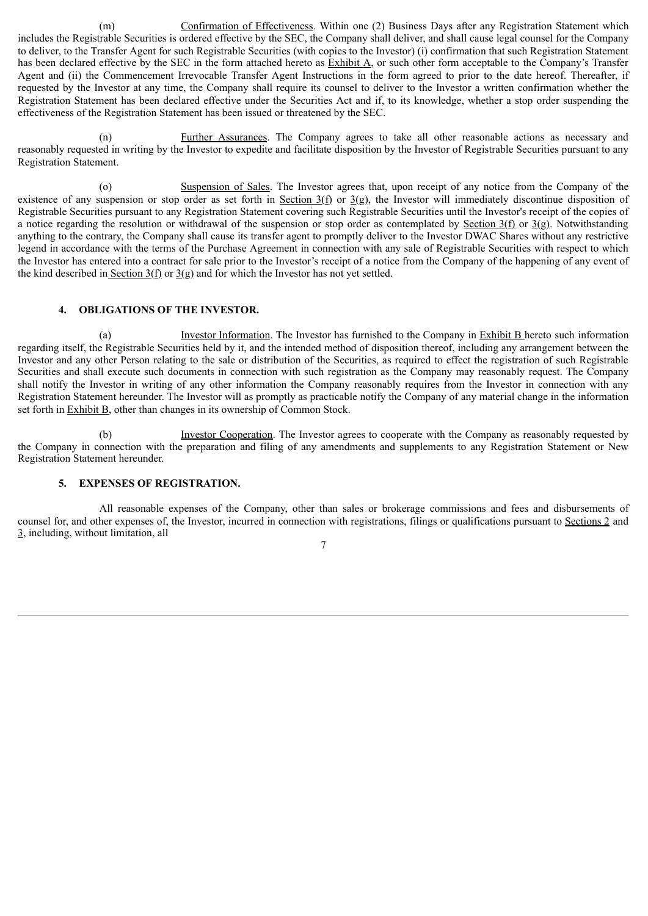(m) Confirmation of Effectiveness. Within one (2) Business Days after any Registration Statement which includes the Registrable Securities is ordered effective by the SEC, the Company shall deliver, and shall cause legal counsel for the Company to deliver, to the Transfer Agent for such Registrable Securities (with copies to the Investor) (i) confirmation that such Registration Statement has been declared effective by the SEC in the form attached hereto as Exhibit A, or such other form acceptable to the Company's Transfer Agent and (ii) the Commencement Irrevocable Transfer Agent Instructions in the form agreed to prior to the date hereof. Thereafter, if requested by the Investor at any time, the Company shall require its counsel to deliver to the Investor a written confirmation whether the Registration Statement has been declared effective under the Securities Act and if, to its knowledge, whether a stop order suspending the effectiveness of the Registration Statement has been issued or threatened by the SEC.

(n) Further Assurances. The Company agrees to take all other reasonable actions as necessary and reasonably requested in writing by the Investor to expedite and facilitate disposition by the Investor of Registrable Securities pursuant to any Registration Statement.

(o) Suspension of Sales. The Investor agrees that, upon receipt of any notice from the Company of the existence of any suspension or stop order as set forth in Section 3(f) or 3(g), the Investor will immediately discontinue disposition of Registrable Securities pursuant to any Registration Statement covering such Registrable Securities until the Investor's receipt of the copies of a notice regarding the resolution or withdrawal of the suspension or stop order as contemplated by Section 3(f) or 3(g). Notwithstanding anything to the contrary, the Company shall cause its transfer agent to promptly deliver to the Investor DWAC Shares without any restrictive legend in accordance with the terms of the Purchase Agreement in connection with any sale of Registrable Securities with respect to which the Investor has entered into a contract for sale prior to the Investor's receipt of a notice from the Company of the happening of any event of the kind described in Section 3(f) or 3(g) and for which the Investor has not yet settled.

#### 4. OBLIGATIONS OF THE INVESTOR.

(a) Investor Information. The Investor has furnished to the Company in Exhibit B hereto such information regarding itself, the Registrable Securities held by it, and the intended method of disposition thereof, including any arrangement between the Investor and any other Person relating to the sale or distribution of the Securities, as required to effect the registration of such Registrable Securities and shall execute such documents in connection with such registration as the Company may reasonably request. The Company shall notify the Investor in writing of any other information the Company reasonably requires from the Investor in connection with any Registration Statement hereunder. The Investor will as promptly as practicable notify the Company of any material change in the information set forth in Exhibit B, other than changes in its ownership of Common Stock.

(b) Investor Cooperation. The Investor agrees to cooperate with the Company as reasonably requested by the Company in connection with the preparation and filing of any amendments and supplements to any Registration Statement or New Registration Statement hereunder.

#### 5. EXPENSES OF REGISTRATION.

All reasonable expenses of the Company, other than sales or brokerage commissions and fees and disbursements of counsel for, and other expenses of, the Investor, incurred in connection with registrations, filings or qualifications pursuant to Sections 2 and 3, including, without limitation, all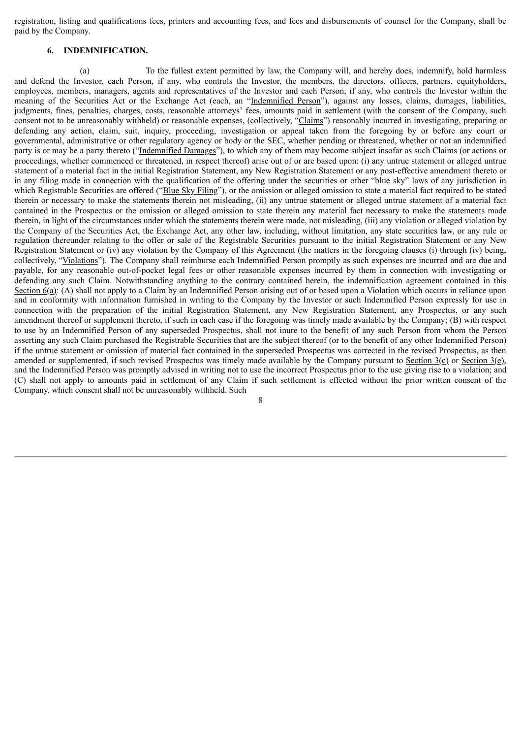registration, listing and qualifications fees, printers and accounting fees, and fees and disbursements of counsel for the Company, shall be paid by the Company.

## 6. INDEMNIFICATION.

(a) To the fullest extent permitted by law, the Company will, and hereby does, indemnify, hold harmless and defend the Investor, each Person, if any, who controls the Investor, the members, the directors, officers, partners, equityholders, employees, members, managers, agents and representatives of the Investor and each Person, if any, who controls the Investor within the meaning of the Securities Act or the Exchange Act (each, an "Indemnified Person"), against any losses, claims, damages, liabilities, judgments, fines, penalties, charges, costs, reasonable attorneys' fees, amounts paid in settlement (with the consent of the Company, such consent not to be unreasonably withheld) or reasonable expenses, (collectively, "Claims") reasonably incurred in investigating, preparing or defending any action, claim, suit, inquiry, proceeding, investigation or appeal taken from the foregoing by or before any court or governmental, administrative or other regulatory agency or body or the SEC, whether pending or threatened, whether or not an indemnified party is or may be a party thereto ("Indemnified Damages"), to which any of them may become subject insofar as such Claims (or actions or proceedings, whether commenced or threatened, in respect thereof) arise out of or are based upon: (i) any untrue statement or alleged untrue statement of a material fact in the initial Registration Statement, any New Registration Statement or any post-effective amendment thereto or in any filing made in connection with the qualification of the offering under the securities or other "blue sky" laws of any jurisdiction in which Registrable Securities are offered ("Blue Sky Filing"), or the omission or alleged omission to state a material fact required to be stated therein or necessary to make the statements therein not misleading, (ii) any untrue statement or alleged untrue statement of a material fact contained in the Prospectus or the omission or alleged omission to state therein any material fact necessary to make the statements made therein, in light of the circumstances under which the statements therein were made, not misleading, (iii) any violation or alleged violation by the Company of the Securities Act, the Exchange Act, any other law, including, without limitation, any state securities law, or any rule or regulation thereunder relating to the offer or sale of the Registrable Securities pursuant to the initial Registration Statement or any New Registration Statement or (iv) any violation by the Company of this Agreement (the matters in the foregoing clauses (i) through (iv) being, collectively, "Violations"). The Company shall reimburse each Indemnified Person promptly as such expenses are incurred and are due and payable, for any reasonable out-of-pocket legal fees or other reasonable expenses incurred by them in connection with investigating or defending any such Claim. Notwithstanding anything to the contrary contained herein, the indemnification agreement contained in this Section 6(a): (A) shall not apply to a Claim by an Indemnified Person arising out of or based upon a Violation which occurs in reliance upon and in conformity with information furnished in writing to the Company by the Investor or such Indemnified Person expressly for use in connection with the preparation of the initial Registration Statement, any New Registration Statement, any Prospectus, or any such amendment thereof or supplement thereto, if such in each case if the foregoing was timely made available by the Company; (B) with respect to use by an Indemnified Person of any superseded Prospectus, shall not inure to the benefit of any such Person from whom the Person asserting any such Claim purchased the Registrable Securities that are the subject thereof (or to the benefit of any other Indemnified Person) if the untrue statement or omission of material fact contained in the superseded Prospectus was corrected in the revised Prospectus, as then amended or supplemented, if such revised Prospectus was timely made available by the Company pursuant to Section 3(c) or Section 3(e), and the Indemnified Person was promptly advised in writing not to use the incorrect Prospectus prior to the use giving rise to a violation; and (C) shall not apply to amounts paid in settlement of any Claim if such settlement is effected without the prior written consent of the Company, which consent shall not be unreasonably withheld. Such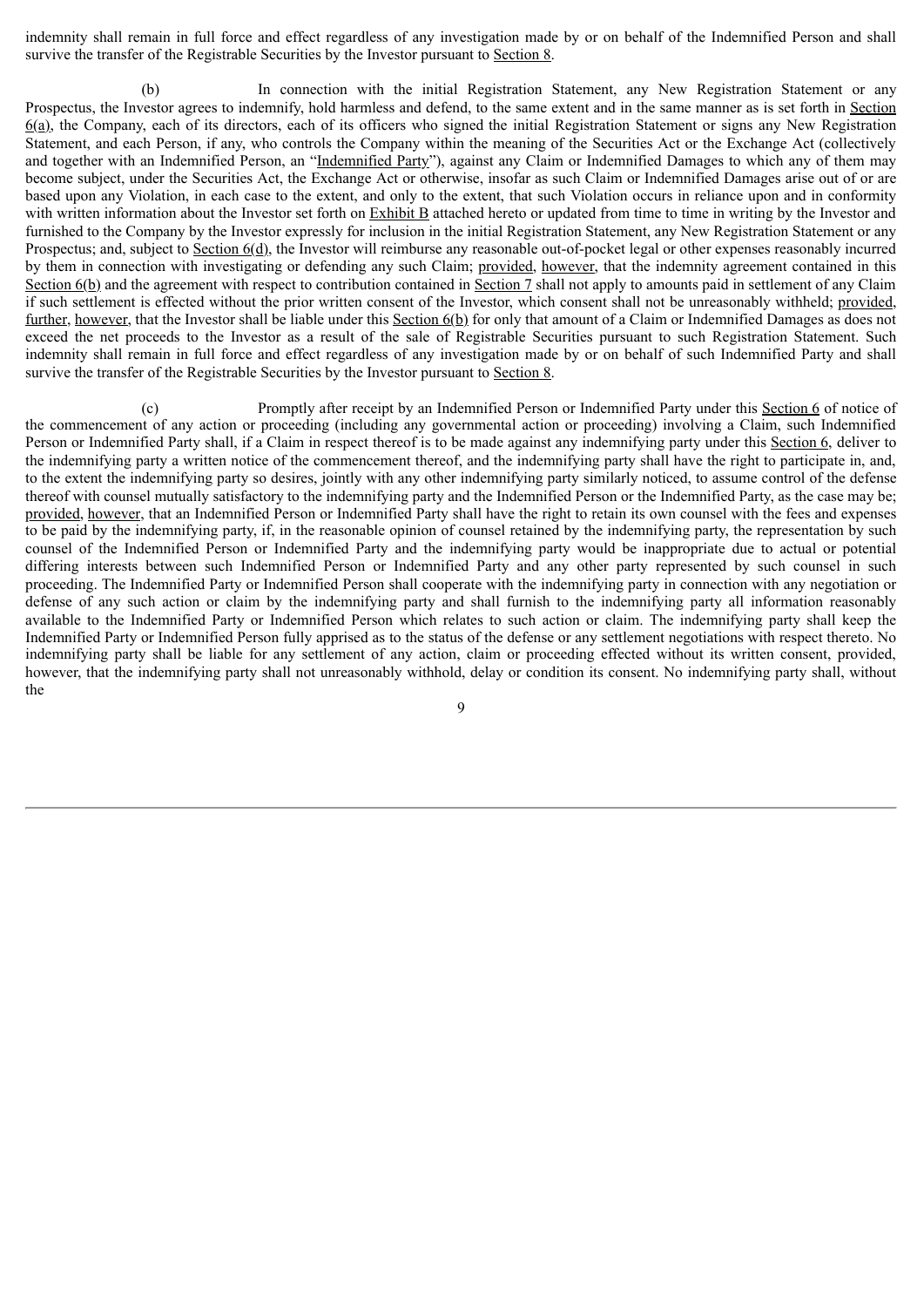indemnity shall remain in full force and effect regardless of any investigation made by or on behalf of the Indemnified Person and shall survive the transfer of the Registrable Securities by the Investor pursuant to Section 8.

(b) In connection with the initial Registration Statement, any New Registration Statement or any Prospectus, the Investor agrees to indemnify, hold harmless and defend, to the same extent and in the same manner as is set forth in Section 6(a), the Company, each of its directors, each of its officers who signed the initial Registration Statement or signs any New Registration Statement, and each Person, if any, who controls the Company within the meaning of the Securities Act or the Exchange Act (collectively and together with an Indemnified Person, an "Indemnified Party"), against any Claim or Indemnified Damages to which any of them may become subject, under the Securities Act, the Exchange Act or otherwise, insofar as such Claim or Indemnified Damages arise out of or are based upon any Violation, in each case to the extent, and only to the extent, that such Violation occurs in reliance upon and in conformity with written information about the Investor set forth on Exhibit B attached hereto or updated from time to time in writing by the Investor and furnished to the Company by the Investor expressly for inclusion in the initial Registration Statement, any New Registration Statement or any Prospectus; and, subject to Section 6(d), the Investor will reimburse any reasonable out-of-pocket legal or other expenses reasonably incurred by them in connection with investigating or defending any such Claim; provided, however, that the indemnity agreement contained in this Section 6(b) and the agreement with respect to contribution contained in Section 7 shall not apply to amounts paid in settlement of any Claim if such settlement is effected without the prior written consent of the Investor, which consent shall not be unreasonably withheld; provided, further, however, that the Investor shall be liable under this Section 6(b) for only that amount of a Claim or Indemnified Damages as does not exceed the net proceeds to the Investor as a result of the sale of Registrable Securities pursuant to such Registration Statement. Such indemnity shall remain in full force and effect regardless of any investigation made by or on behalf of such Indemnified Party and shall survive the transfer of the Registrable Securities by the Investor pursuant to Section 8.

(c) Promptly after receipt by an Indemnified Person or Indemnified Party under this Section 6 of notice of the commencement of any action or proceeding (including any governmental action or proceeding) involving a Claim, such Indemnified Person or Indemnified Party shall, if a Claim in respect thereof is to be made against any indemnifying party under this Section 6, deliver to the indemnifying party a written notice of the commencement thereof, and the indemnifying party shall have the right to participate in, and, to the extent the indemnifying party so desires, jointly with any other indemnifying party similarly noticed, to assume control of the defense thereof with counsel mutually satisfactory to the indemnifying party and the Indemnified Person or the Indemnified Party, as the case may be; provided, however, that an Indemnified Person or Indemnified Party shall have the right to retain its own counsel with the fees and expenses to be paid by the indemnifying party, if, in the reasonable opinion of counsel retained by the indemnifying party, the representation by such counsel of the Indemnified Person or Indemnified Party and the indemnifying party would be inappropriate due to actual or potential differing interests between such Indemnified Person or Indemnified Party and any other party represented by such counsel in such proceeding. The Indemnified Party or Indemnified Person shall cooperate with the indemnifying party in connection with any negotiation or defense of any such action or claim by the indemnifying party and shall furnish to the indemnifying party all information reasonably available to the Indemnified Party or Indemnified Person which relates to such action or claim. The indemnifying party shall keep the Indemnified Party or Indemnified Person fully apprised as to the status of the defense or any settlement negotiations with respect thereto. No indemnifying party shall be liable for any settlement of any action, claim or proceeding effected without its written consent, provided, however, that the indemnifying party shall not unreasonably withhold, delay or condition its consent. No indemnifying party shall, without the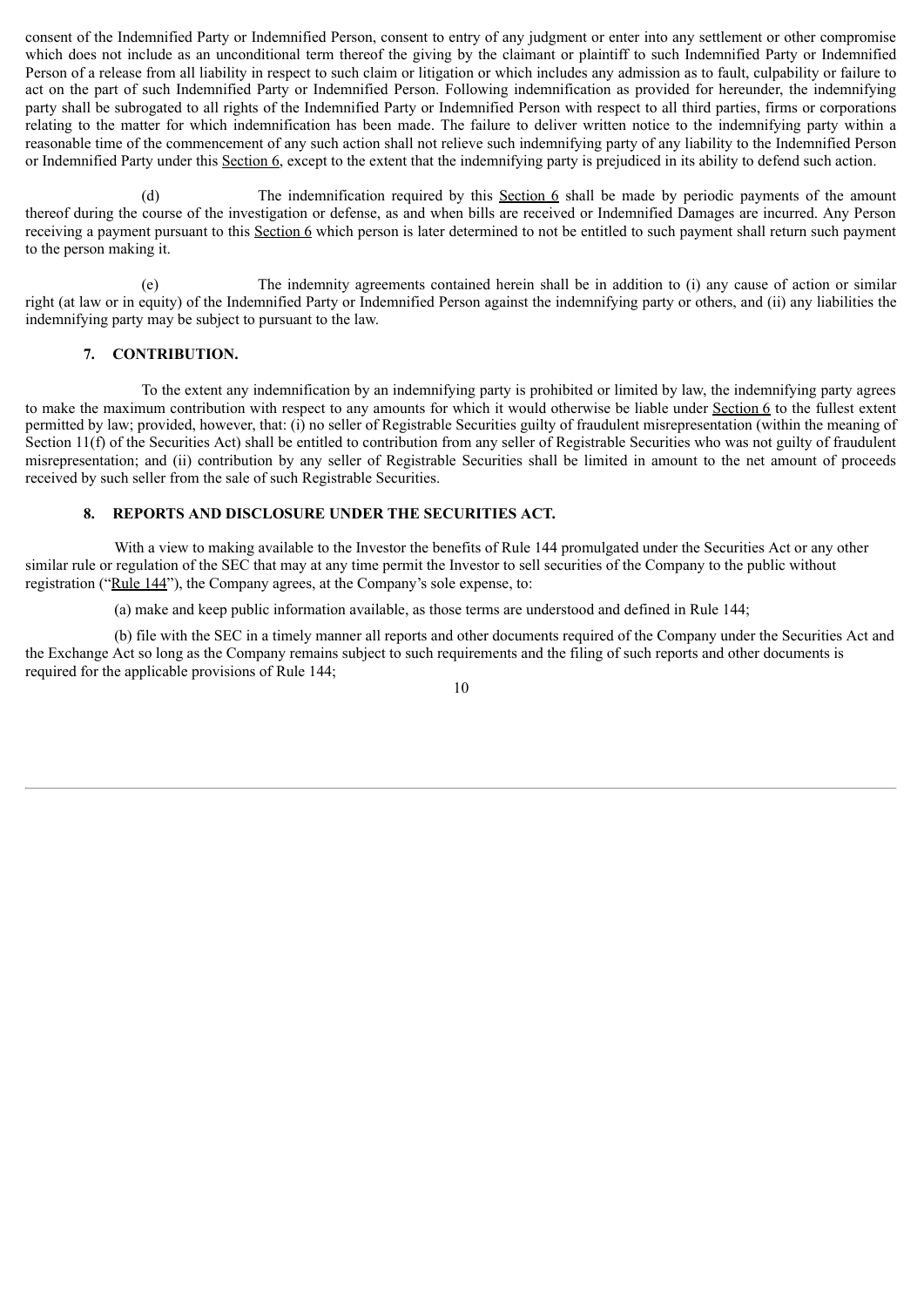consent of the Indemnified Party or Indemnified Person, consent to entry of any judgment or enter into any settlement or other compromise which does not include as an unconditional term thereof the giving by the claimant or plaintiff to such Indemnified Party or Indemnified Person of a release from all liability in respect to such claim or litigation or which includes any admission as to fault, culpability or failure to act on the part of such Indemnified Party or Indemnified Person. Following indemnification as provided for hereunder, the indemnifying party shall be subrogated to all rights of the Indemnified Party or Indemnified Person with respect to all third parties, firms or corporations relating to the matter for which indemnification has been made. The failure to deliver written notice to the indemnifying party within a reasonable time of the commencement of any such action shall not relieve such indemnifying party of any liability to the Indemnified Person or Indemnified Party under this Section 6, except to the extent that the indemnifying party is prejudiced in its ability to defend such action.

(d) The indemnification required by this Section 6 shall be made by periodic payments of the amount thereof during the course of the investigation or defense, as and when bills are received or Indemnified Damages are incurred. Any Person receiving a payment pursuant to this Section 6 which person is later determined to not be entitled to such payment shall return such payment to the person making it.

(e) The indemnity agreements contained herein shall be in addition to (i) any cause of action or similar right (at law or in equity) of the Indemnified Party or Indemnified Person against the indemnifying party or others, and (ii) any liabilities the indemnifying party may be subject to pursuant to the law.

**7. CONTRIBUTION.**

To the extent any indemnification by an indemnifying party is prohibited or limited by law, the indemnifying party agrees to make the maximum contribution with respect to any amounts for which it would otherwise be liable under Section 6 to the fullest extent permitted by law; provided, however, that: (i) no seller of Registrable Securities guilty of fraudulent misrepresentation (within the meaning of Section 11(f) of the Securities Act) shall be entitled to contribution from any seller of Registrable Securities who was not guilty of fraudulent misrepresentation; and (ii) contribution by any seller of Registrable Securities shall be limited in amount to the net amount of proceeds received by such seller from the sale of such Registrable Securities.

**8. REPORTS AND DISCLOSURE UNDER THE SECURITIES ACT.**

With a view to making available to the Investor the benefits of Rule 144 promulgated under the Securities Act or any other similar rule or regulation of the SEC that may at any time permit the Investor to sell securities of the Company to the public without registration ("Rule 144"), the Company agrees, at the Company's sole expense, to:

(a) make and keep public information available, as those terms are understood and defined in Rule 144;

(b) file with the SEC in a timely manner all reports and other documents required of the Company under the Securities Act and the Exchange Act so long as the Company remains subject to such requirements and the filing of such reports and other documents is required for the applicable provisions of Rule 144;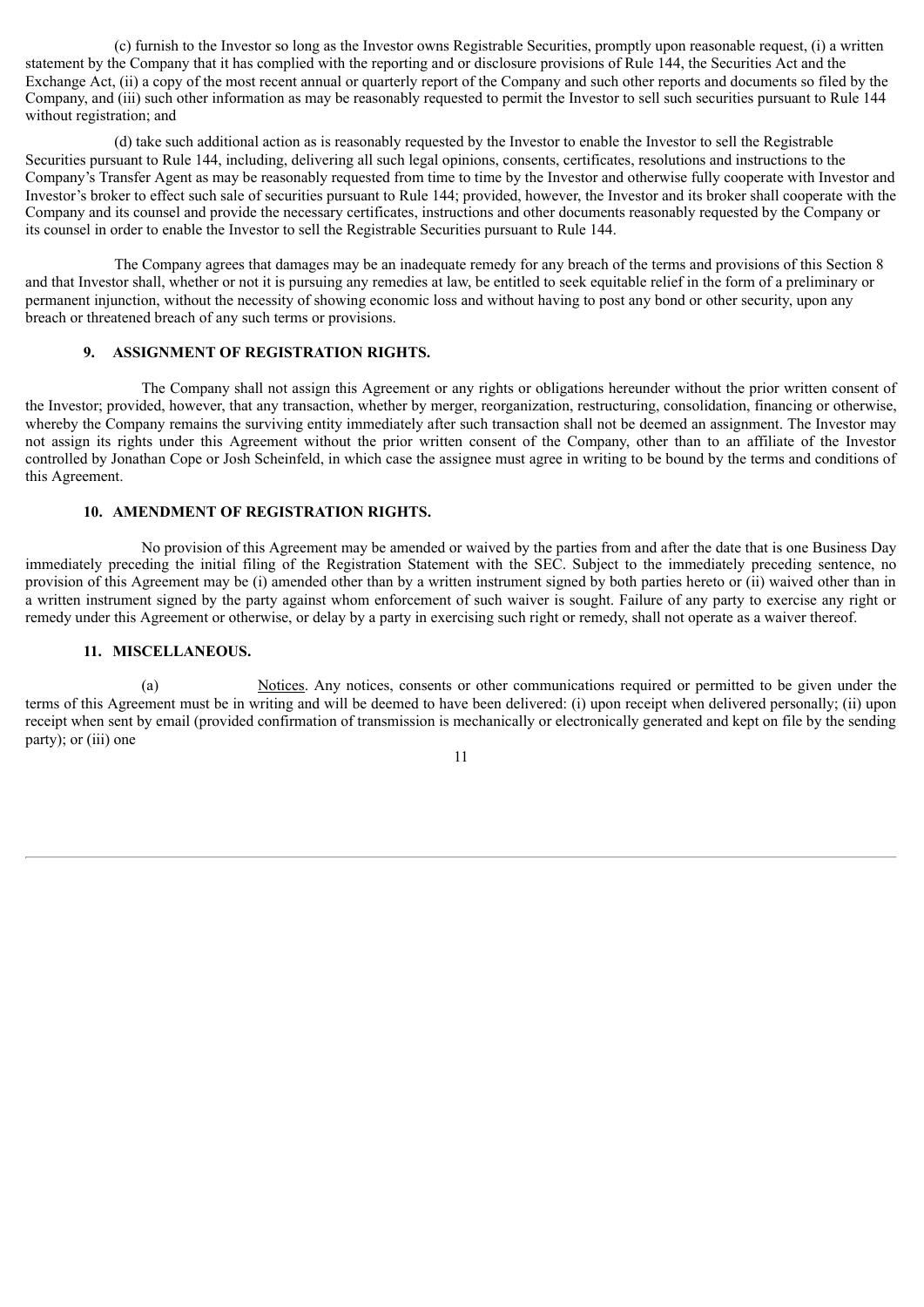(c) furnish to the Investor so long as the Investor owns Registrable Securities, promptly upon reasonable request, (i) a written statement by the Company that it has complied with the reporting and or disclosure provisions of Rule 144, the Securities Act and the Exchange Act, (ii) a copy of the most recent annual or quarterly report of the Company and such other reports and documents so filed by the Company, and (iii) such other information as may be reasonably requested to permit the Investor to sell such securities pursuant to Rule 144 without registration; and

(d) take such additional action as is reasonably requested by the Investor to enable the Investor to sell the Registrable Securities pursuant to Rule 144, including, delivering all such legal opinions, consents, certificates, resolutions and instructions to the Company's Transfer Agent as may be reasonably requested from time to time by the Investor and otherwise fully cooperate with Investor and Investor's broker to effect such sale of securities pursuant to Rule 144; provided, however, the Investor and its broker shall cooperate with the Company and its counsel and provide the necessary certificates, instructions and other documents reasonably requested by the Company or its counsel in order to enable the Investor to sell the Registrable Securities pursuant to Rule 144.

The Company agrees that damages may be an inadequate remedy for any breach of the terms and provisions of this Section 8 and that Investor shall, whether or not it is pursuing any remedies at law, be entitled to seek equitable relief in the form of a preliminary or permanent injunction, without the necessity of showing economic loss and without having to post any bond or other security, upon any breach or threatened breach of any such terms or provisions.

### 9. ASSIGNMENT OF REGISTRATION RIGHTS.

The Company shall not assign this Agreement or any rights or obligations hereunder without the prior written consent of the Investor; provided, however, that any transaction, whether by merger, reorganization, restructuring, consolidation, financing or otherwise, whereby the Company remains the surviving entity immediately after such transaction shall not be deemed an assignment. The Investor may not assign its rights under this Agreement without the prior written consent of the Company, other than to an affiliate of the Investor controlled by Jonathan Cope or Josh Scheinfeld, in which case the assignee must agree in writing to be bound by the terms and conditions of this Agreement.

### 10. AMENDMENT OF REGISTRATION RIGHTS.

No provision of this Agreement may be amended or waived by the parties from and after the date that is one Business Day immediately preceding the initial filing of the Registration Statement with the SEC. Subject to the immediately preceding sentence, no provision of this Agreement may be (i) amended other than by a written instrument signed by both parties hereto or (ii) waived other than in a written instrument signed by the party against whom enforcement of such waiver is sought. Failure of any party to exercise any right or remedy under this Agreement or otherwise, or delay by a party in exercising such right or remedy, shall not operate as a waiver thereof.

### 11. MISCELLANEOUS.

(a) Notices. Any notices, consents or other communications required or permitted to be given under the terms of this Agreement must be in writing and will be deemed to have been delivered: (i) upon receipt when delivered personally; (ii) upon receipt when sent by email (provided confirmation of transmission is mechanically or electronically generated and kept on file by the sending party); or (iii) one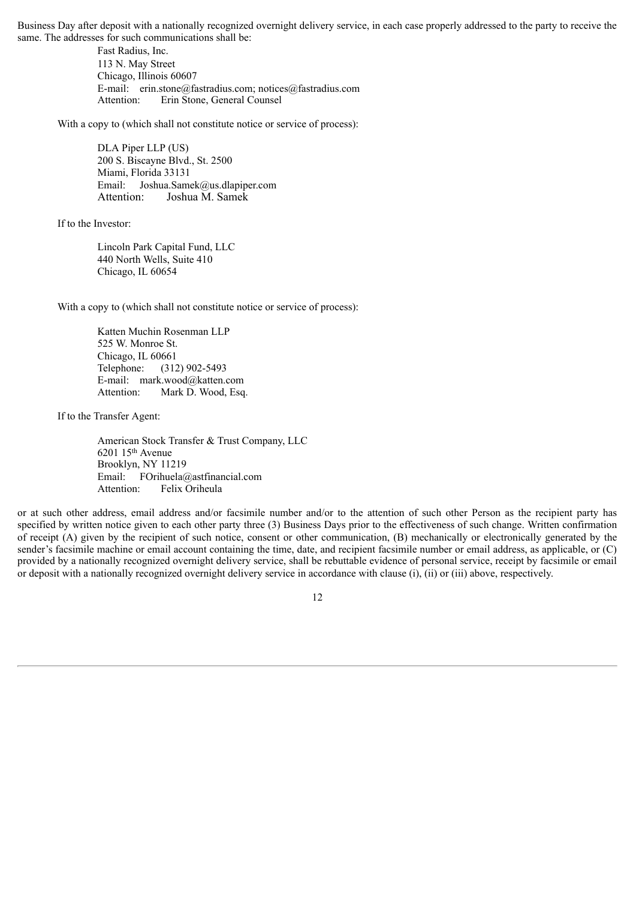Business Day after deposit with a nationally recognized overnight delivery service, in each case properly addressed to the party to receive the same. The addresses for such communications shall be:

Fast Radius, Inc.  
113 N. May Street  
Chicago, Illinois 60607  
E-mail: erin.stone@fastradius.com; notices@fastradius.com  
Attention: Erin Stone, General Counsel

With a copy to (which shall not constitute notice or service of process):

DLA Piper LLP (US)  
200 S. Biscayne Blvd., St. 2500  
Miami, Florida 33131  
Email: Joshua.Samek@us.dlapiper.com  
Attention: Joshua M. Samek

If to the Investor:

Lincoln Park Capital Fund, LLC  
440 North Wells, Suite 410  
Chicago, IL 60654

With a copy to (which shall not constitute notice or service of process):

Katten Muchin Rosenman LLP  
525 W. Monroe St.  
Chicago, IL 60661  
Telephone: (312) 902-5493  
E-mail: mark.wood@katten.com  
Attention: Mark D. Wood, Esq.

If to the Transfer Agent:

American Stock Transfer & Trust Company, LLC  
6201 15th Avenue  
Brooklyn, NY 11219  
Email: FOrihuela@astfinancial.com  
Attention: Felix Oriheula

or at such other address, email address and/or facsimile number and/or to the attention of such other Person as the recipient party has specified by written notice given to each other party three (3) Business Days prior to the effectiveness of such change. Written confirmation of receipt (A) given by the recipient of such notice, consent or other communication, (B) mechanically or electronically generated by the sender's facsimile machine or email account containing the time, date, and recipient facsimile number or email address, as applicable, or (C) provided by a nationally recognized overnight delivery service, shall be rebuttable evidence of personal service, receipt by facsimile or email or deposit with a nationally recognized overnight delivery service in accordance with clause (i), (ii) or (iii) above, respectively.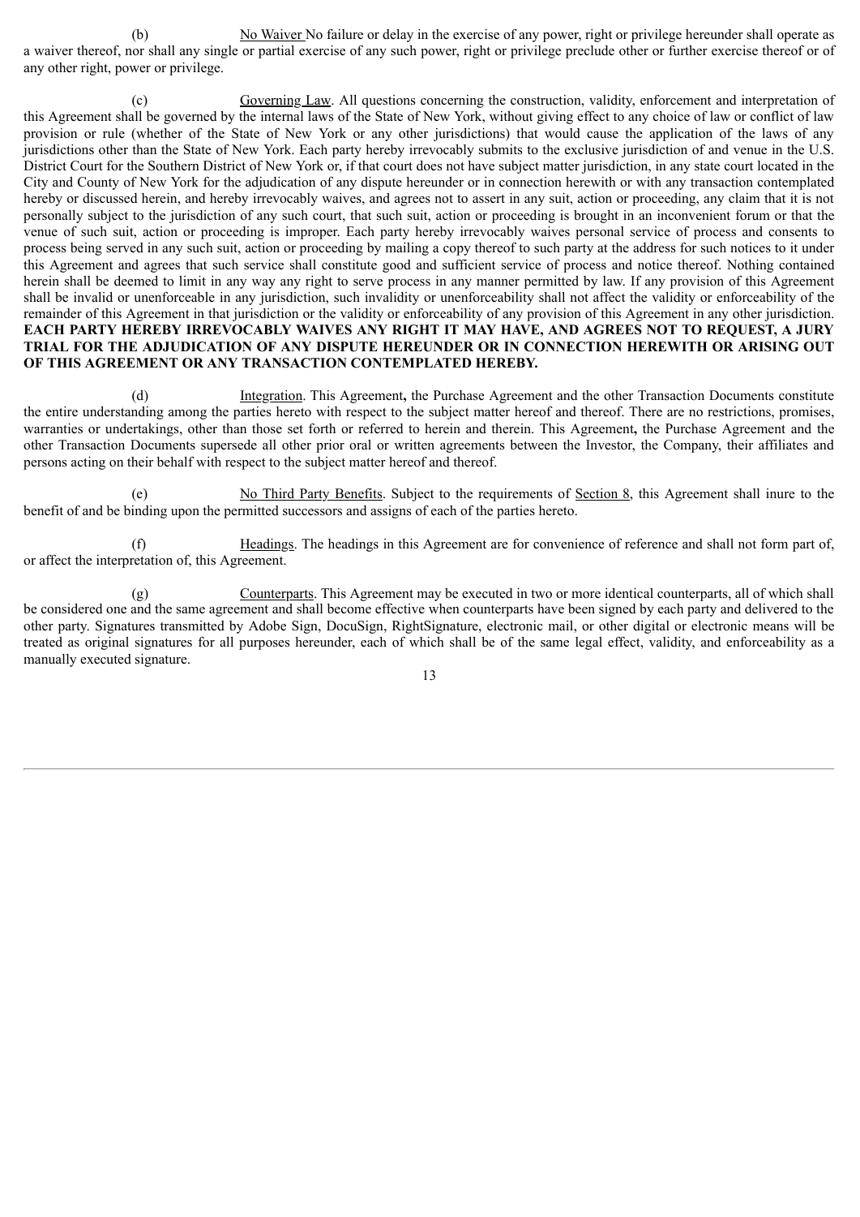(b) No Waiver No failure or delay in the exercise of any power, right or privilege hereunder shall operate as a waiver thereof, nor shall any single or partial exercise of any such power, right or privilege preclude other or further exercise thereof or of any other right, power or privilege.

(c) Governing Law. All questions concerning the construction, validity, enforcement and interpretation of this Agreement shall be governed by the internal laws of the State of New York, without giving effect to any choice of law or conflict of law provision or rule (whether of the State of New York or any other jurisdictions) that would cause the application of the laws of any jurisdictions other than the State of New York. Each party hereby irrevocably submits to the exclusive jurisdiction of and venue in the U.S. District Court for the Southern District of New York or, if that court does not have subject matter jurisdiction, in any state court located in the City and County of New York for the adjudication of any dispute hereunder or in connection herewith or with any transaction contemplated hereby or discussed herein, and hereby irrevocably waives, and agrees not to assert in any suit, action or proceeding, any claim that it is not personally subject to the jurisdiction of any such court, that such suit, action or proceeding is brought in an inconvenient forum or that the venue of such suit, action or proceeding is improper. Each party hereby irrevocably waives personal service of process and consents to process being served in any such suit, action or proceeding by mailing a copy thereof to such party at the address for such notices to it under this Agreement and agrees that such service shall constitute good and sufficient service of process and notice thereof. Nothing contained herein shall be deemed to limit in any way any right to serve process in any manner permitted by law. If any provision of this Agreement shall be invalid or unenforceable in any jurisdiction, such invalidity or unenforceability shall not affect the validity or enforceability of the remainder of this Agreement in that jurisdiction or the validity or enforceability of any provision of this Agreement in any other jurisdiction. **EACH PARTY HEREBY IRREVOCABLY WAIVES ANY RIGHT IT MAY HAVE, AND AGREES NOT TO REQUEST, A JURY TRIAL FOR THE ADJUDICATION OF ANY DISPUTE HEREUNDER OR IN CONNECTION HEREWITH OR ARISING OUT OF THIS AGREEMENT OR ANY TRANSACTION CONTEMPLATED HEREBY.**

(d) Integration. This Agreement, the Purchase Agreement and the other Transaction Documents constitute the entire understanding among the parties hereto with respect to the subject matter hereof and thereof. There are no restrictions, promises, warranties or undertakings, other than those set forth or referred to herein and therein. This Agreement, the Purchase Agreement and the other Transaction Documents supersede all other prior oral or written agreements between the Investor, the Company, their affiliates and persons acting on their behalf with respect to the subject matter hereof and thereof.

(e) No Third Party Benefits. Subject to the requirements of Section 8, this Agreement shall inure to the benefit of and be binding upon the permitted successors and assigns of each of the parties hereto.

(f) Headings. The headings in this Agreement are for convenience of reference and shall not form part of, or affect the interpretation of, this Agreement.

(g) Counterparts. This Agreement may be executed in two or more identical counterparts, all of which shall be considered one and the same agreement and shall become effective when counterparts have been signed by each party and delivered to the other party. Signatures transmitted by Adobe Sign, DocuSign, RightSignature, electronic mail, or other digital or electronic means will be treated as original signatures for all purposes hereunder, each of which shall be of the same legal effect, validity, and enforceability as a manually executed signature.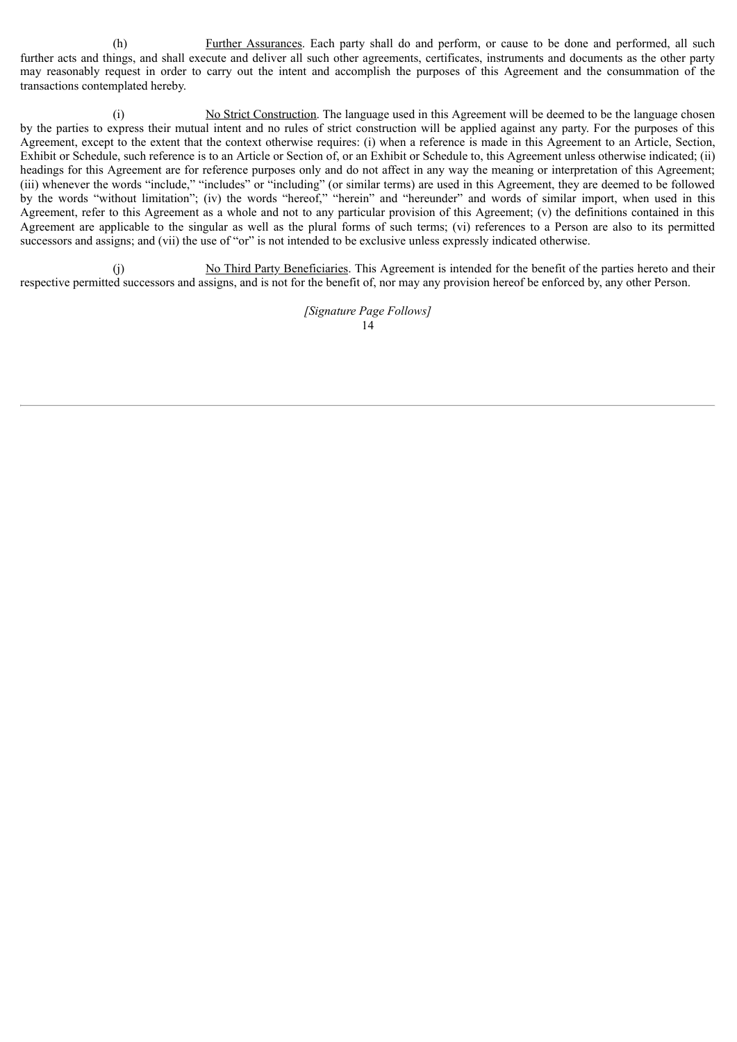(h) Further Assurances. Each party shall do and perform, or cause to be done and performed, all such further acts and things, and shall execute and deliver all such other agreements, certificates, instruments and documents as the other party may reasonably request in order to carry out the intent and accomplish the purposes of this Agreement and the consummation of the transactions contemplated hereby.

(i) No Strict Construction. The language used in this Agreement will be deemed to be the language chosen by the parties to express their mutual intent and no rules of strict construction will be applied against any party. For the purposes of this Agreement, except to the extent that the context otherwise requires: (i) when a reference is made in this Agreement to an Article, Section, Exhibit or Schedule, such reference is to an Article or Section of, or an Exhibit or Schedule to, this Agreement unless otherwise indicated; (ii) headings for this Agreement are for reference purposes only and do not affect in any way the meaning or interpretation of this Agreement; (iii) whenever the words "include," "includes" or "including" (or similar terms) are used in this Agreement, they are deemed to be followed by the words "without limitation"; (iv) the words "hereof," "herein" and "hereunder" and words of similar import, when used in this Agreement, refer to this Agreement as a whole and not to any particular provision of this Agreement; (v) the definitions contained in this Agreement are applicable to the singular as well as the plural forms of such terms; (vi) references to a Person are also to its permitted successors and assigns; and (vii) the use of "or" is not intended to be exclusive unless expressly indicated otherwise.

(j) No Third Party Beneficiaries. This Agreement is intended for the benefit of the parties hereto and their respective permitted successors and assigns, and is not for the benefit of, nor may any provision hereof be enforced by, any other Person.

*[Signature Page Follows]*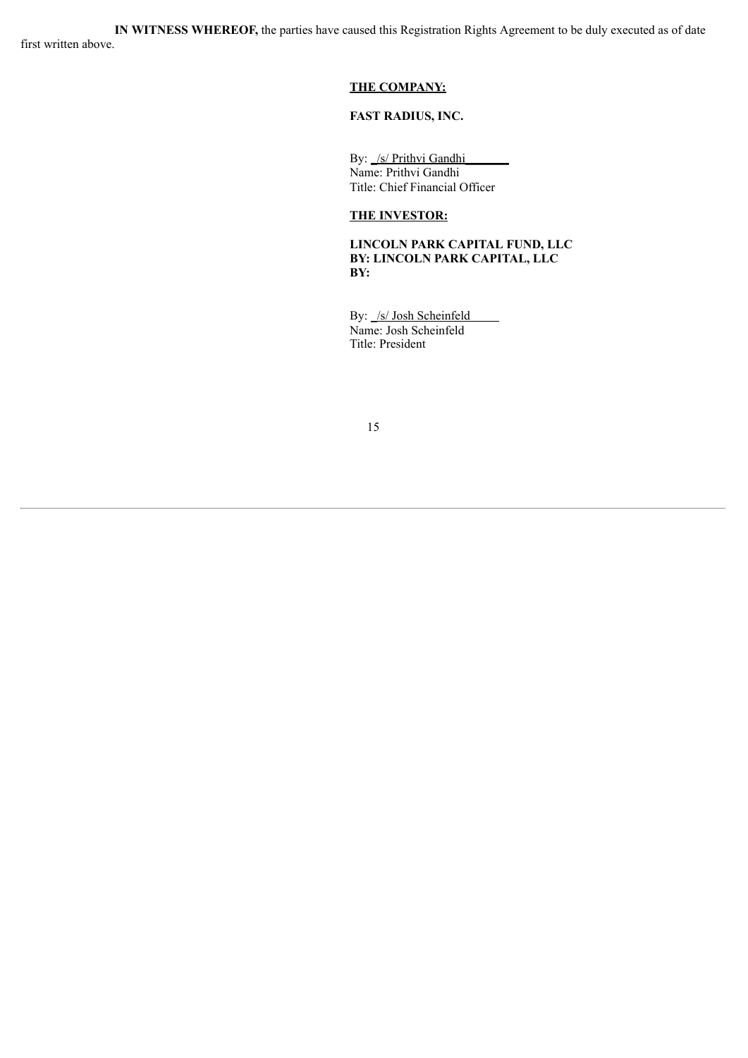**IN WITNESS WHEREOF,** the parties have caused this Registration Rights Agreement to be duly executed as of date first written above.

**THE COMPANY:**

**FAST RADIUS, INC.**

By: /s/ Prithvi Gandhi
Name: Prithvi Gandhi
Title: Chief Financial Officer

**THE INVESTOR:**

**LINCOLN PARK CAPITAL FUND, LLC**
**BY: LINCOLN PARK CAPITAL, LLC**
**BY:**

By: /s/ Josh Scheinfeld
Name: Josh Scheinfeld
Title: President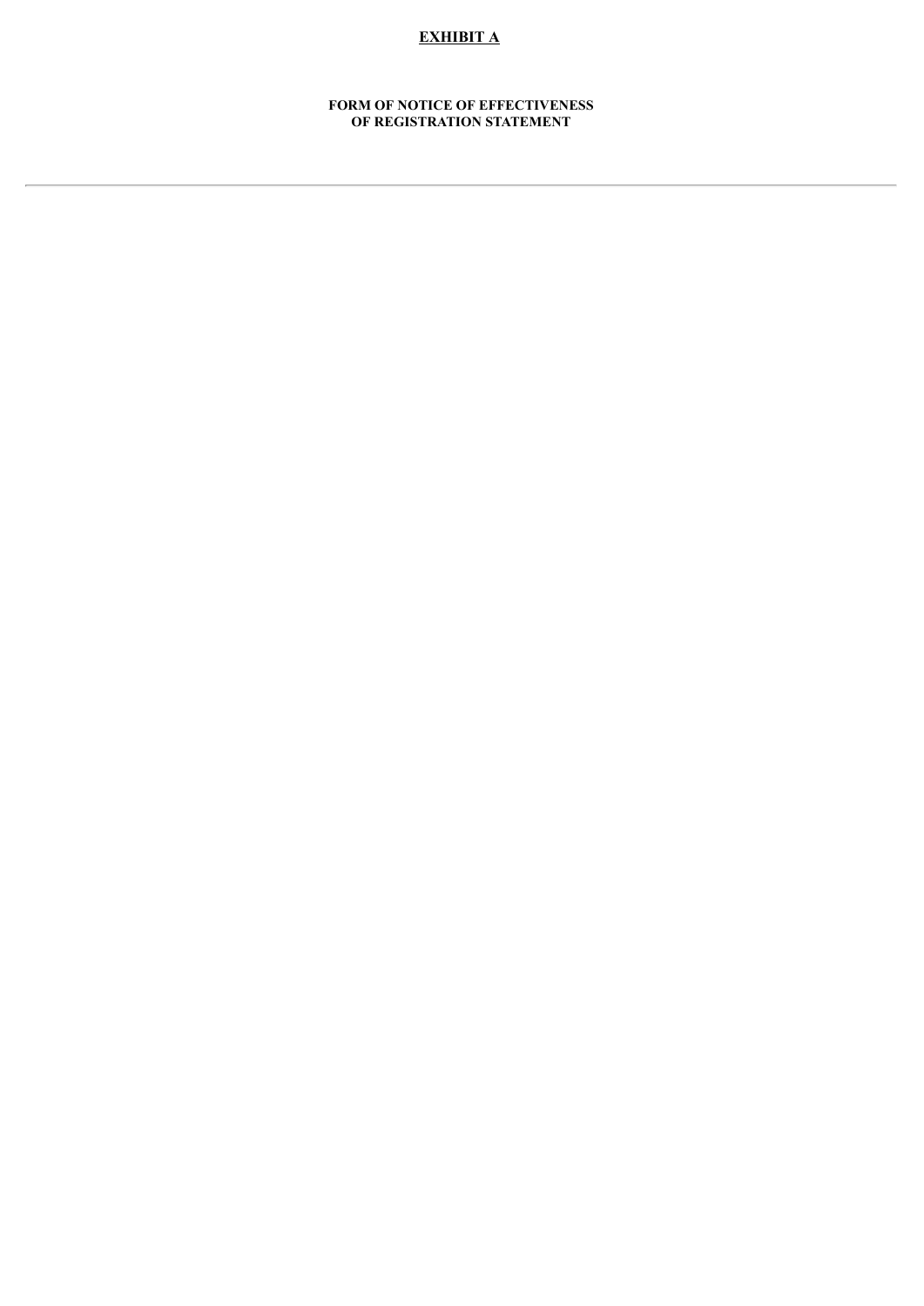**EXHIBIT A**

**FORM OF NOTICE OF EFFECTIVENESS OF REGISTRATION STATEMENT**

---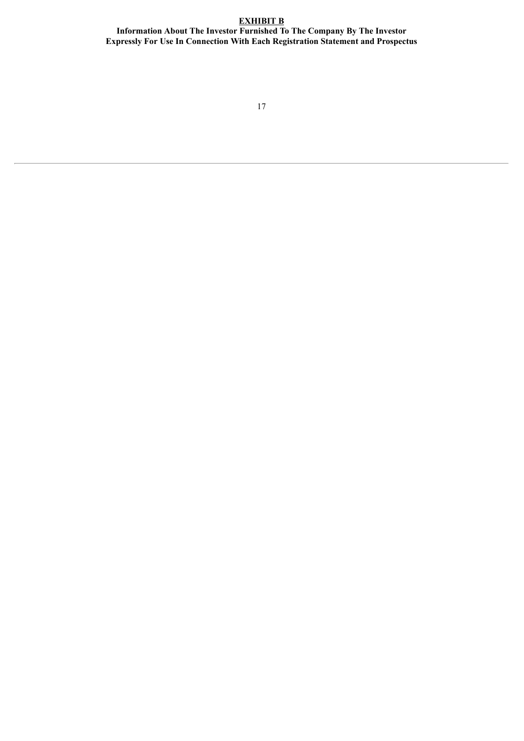## EXHIBIT B

**Information About The Investor Furnished To The Company By The Investor Expressly For Use In Connection With Each Registration Statement and Prospectus**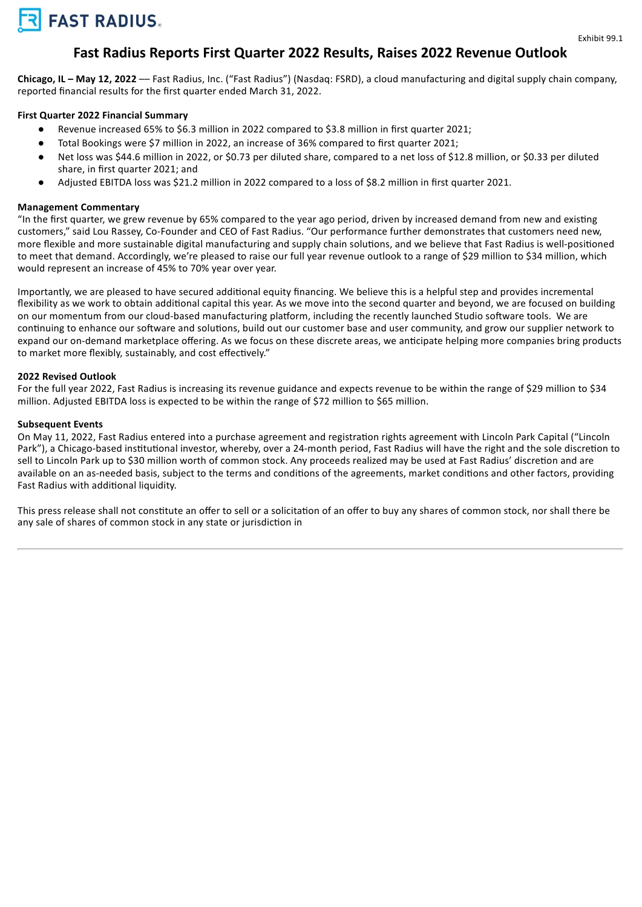FAST RADIUS.

Exhibit 99.1

# Fast Radius Reports First Quarter 2022 Results, Raises 2022 Revenue Outlook

**Chicago, IL – May 12, 2022** –– Fast Radius, Inc. ("Fast Radius") (Nasdaq: FSRD), a cloud manufacturing and digital supply chain company, reported financial results for the first quarter ended March 31, 2022.

**First Quarter 2022 Financial Summary**

- Revenue increased 65% to $6.3 million in 2022 compared to $3.8 million in first quarter 2021;
- Total Bookings were $7 million in 2022, an increase of 36% compared to first quarter 2021;
- Net loss was $44.6 million in 2022, or $0.73 per diluted share, compared to a net loss of $12.8 million, or $0.33 per diluted share, in first quarter 2021; and
- Adjusted EBITDA loss was $21.2 million in 2022 compared to a loss of $8.2 million in first quarter 2021.

**Management Commentary**

"In the first quarter, we grew revenue by 65% compared to the year ago period, driven by increased demand from new and existing customers," said Lou Rassey, Co-Founder and CEO of Fast Radius. "Our performance further demonstrates that customers need new, more flexible and more sustainable digital manufacturing and supply chain solutions, and we believe that Fast Radius is well-positioned to meet that demand. Accordingly, we're pleased to raise our full year revenue outlook to a range of $29 million to $34 million, which would represent an increase of 45% to 70% year over year.

Importantly, we are pleased to have secured additional equity financing. We believe this is a helpful step and provides incremental flexibility as we work to obtain additional capital this year. As we move into the second quarter and beyond, we are focused on building on our momentum from our cloud-based manufacturing platform, including the recently launched Studio software tools. We are continuing to enhance our software and solutions, build out our customer base and user community, and grow our supplier network to expand our on-demand marketplace offering. As we focus on these discrete areas, we anticipate helping more companies bring products to market more flexibly, sustainably, and cost effectively."

**2022 Revised Outlook**

For the full year 2022, Fast Radius is increasing its revenue guidance and expects revenue to be within the range of $29 million to $34 million. Adjusted EBITDA loss is expected to be within the range of $72 million to $65 million.

**Subsequent Events**

On May 11, 2022, Fast Radius entered into a purchase agreement and registration rights agreement with Lincoln Park Capital ("Lincoln Park"), a Chicago-based institutional investor, whereby, over a 24-month period, Fast Radius will have the right and the sole discretion to sell to Lincoln Park up to $30 million worth of common stock. Any proceeds realized may be used at Fast Radius' discretion and are available on an as-needed basis, subject to the terms and conditions of the agreements, market conditions and other factors, providing Fast Radius with additional liquidity.

This press release shall not constitute an offer to sell or a solicitation of an offer to buy any shares of common stock, nor shall there be any sale of shares of common stock in any state or jurisdiction in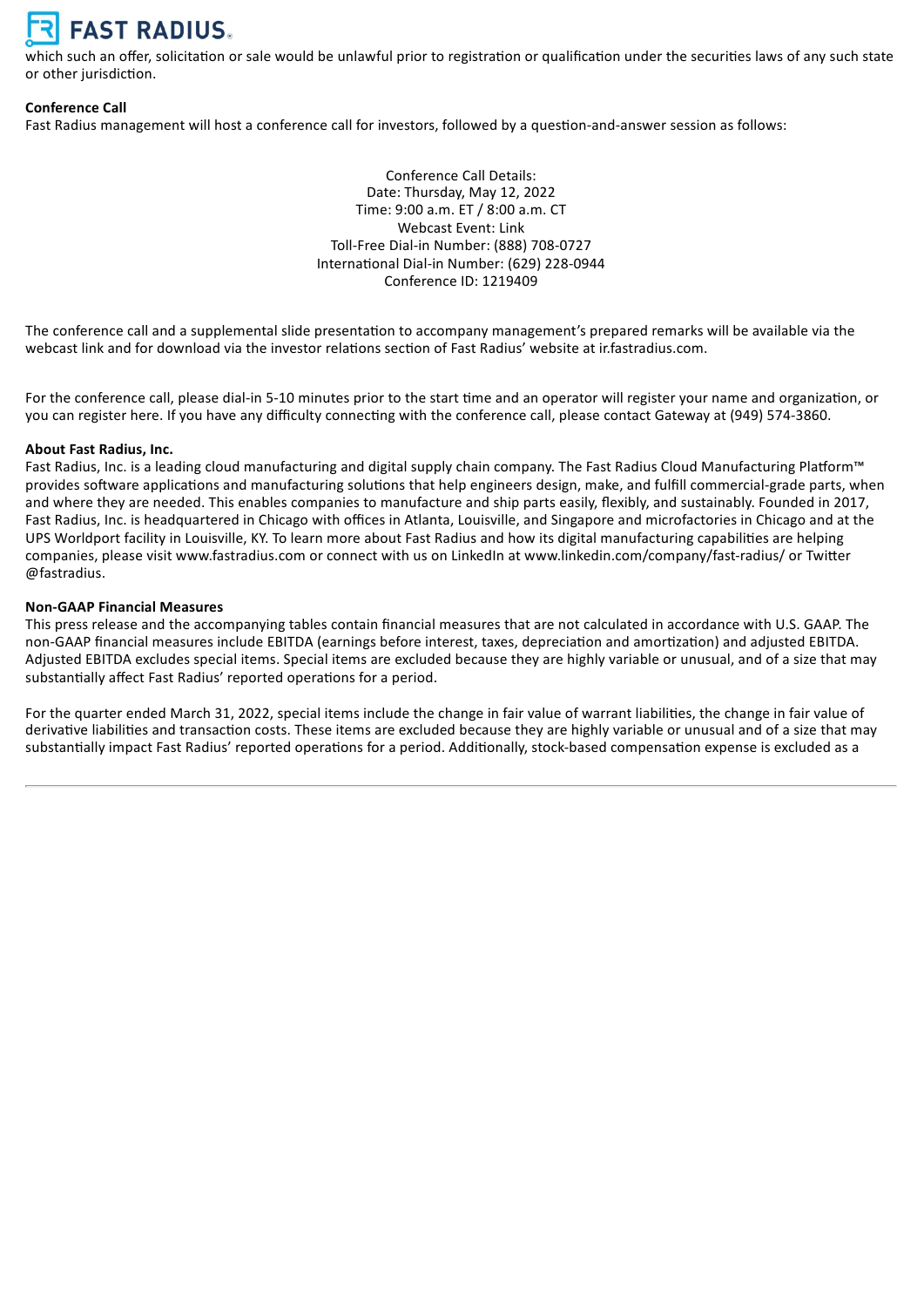which such an offer, solicitation or sale would be unlawful prior to registration or qualification under the securities laws of any such state or other jurisdiction.

**Conference Call**

Fast Radius management will host a conference call for investors, followed by a question-and-answer session as follows:

Conference Call Details:
Date: Thursday, May 12, 2022
Time: 9:00 a.m. ET / 8:00 a.m. CT
Webcast Event: Link
Toll-Free Dial-in Number: (888) 708-0727
International Dial-in Number: (629) 228-0944
Conference ID: 1219409

The conference call and a supplemental slide presentation to accompany management's prepared remarks will be available via the webcast link and for download via the investor relations section of Fast Radius' website at ir.fastradius.com.

For the conference call, please dial-in 5-10 minutes prior to the start time and an operator will register your name and organization, or you can register here. If you have any difficulty connecting with the conference call, please contact Gateway at (949) 574-3860.

**About Fast Radius, Inc.**

Fast Radius, Inc. is a leading cloud manufacturing and digital supply chain company. The Fast Radius Cloud Manufacturing Platform™ provides software applications and manufacturing solutions that help engineers design, make, and fulfill commercial-grade parts, when and where they are needed. This enables companies to manufacture and ship parts easily, flexibly, and sustainably. Founded in 2017, Fast Radius, Inc. is headquartered in Chicago with offices in Atlanta, Louisville, and Singapore and microfactories in Chicago and at the UPS Worldport facility in Louisville, KY. To learn more about Fast Radius and how its digital manufacturing capabilities are helping companies, please visit www.fastradius.com or connect with us on LinkedIn at www.linkedin.com/company/fast-radius/ or Twitter @fastradius.

**Non-GAAP Financial Measures**

This press release and the accompanying tables contain financial measures that are not calculated in accordance with U.S. GAAP. The non-GAAP financial measures include EBITDA (earnings before interest, taxes, depreciation and amortization) and adjusted EBITDA. Adjusted EBITDA excludes special items. Special items are excluded because they are highly variable or unusual, and of a size that may substantially affect Fast Radius' reported operations for a period.

For the quarter ended March 31, 2022, special items include the change in fair value of warrant liabilities, the change in fair value of derivative liabilities and transaction costs. These items are excluded because they are highly variable or unusual and of a size that may substantially impact Fast Radius' reported operations for a period. Additionally, stock-based compensation expense is excluded as a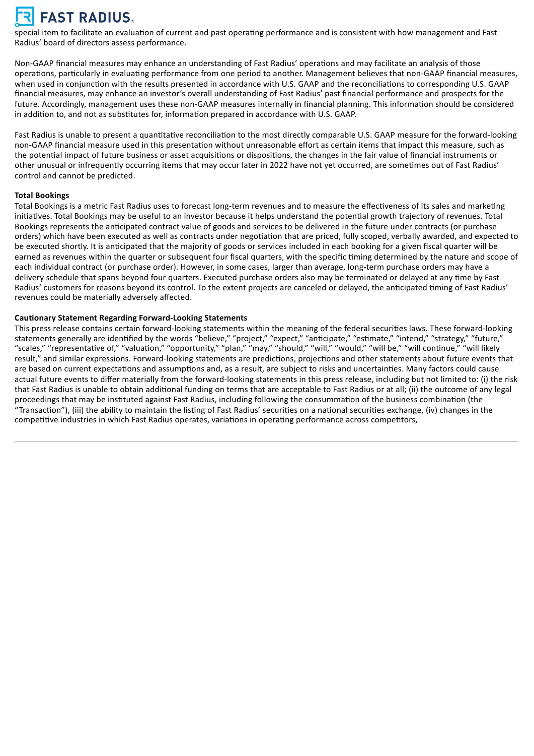special item to facilitate an evaluation of current and past operating performance and is consistent with how management and Fast Radius' board of directors assess performance.

Non-GAAP financial measures may enhance an understanding of Fast Radius' operations and may facilitate an analysis of those operations, particularly in evaluating performance from one period to another. Management believes that non-GAAP financial measures, when used in conjunction with the results presented in accordance with U.S. GAAP and the reconciliations to corresponding U.S. GAAP financial measures, may enhance an investor's overall understanding of Fast Radius' past financial performance and prospects for the future. Accordingly, management uses these non-GAAP measures internally in financial planning. This information should be considered in addition to, and not as substitutes for, information prepared in accordance with U.S. GAAP.

Fast Radius is unable to present a quantitative reconciliation to the most directly comparable U.S. GAAP measure for the forward-looking non-GAAP financial measure used in this presentation without unreasonable effort as certain items that impact this measure, such as the potential impact of future business or asset acquisitions or dispositions, the changes in the fair value of financial instruments or other unusual or infrequently occurring items that may occur later in 2022 have not yet occurred, are sometimes out of Fast Radius' control and cannot be predicted.

**Total Bookings**

Total Bookings is a metric Fast Radius uses to forecast long-term revenues and to measure the effectiveness of its sales and marketing initiatives. Total Bookings may be useful to an investor because it helps understand the potential growth trajectory of revenues. Total Bookings represents the anticipated contract value of goods and services to be delivered in the future under contracts (or purchase orders) which have been executed as well as contracts under negotiation that are priced, fully scoped, verbally awarded, and expected to be executed shortly. It is anticipated that the majority of goods or services included in each booking for a given fiscal quarter will be earned as revenues within the quarter or subsequent four fiscal quarters, with the specific timing determined by the nature and scope of each individual contract (or purchase order). However, in some cases, larger than average, long-term purchase orders may have a delivery schedule that spans beyond four quarters. Executed purchase orders also may be terminated or delayed at any time by Fast Radius' customers for reasons beyond its control. To the extent projects are canceled or delayed, the anticipated timing of Fast Radius' revenues could be materially adversely affected.

**Cautionary Statement Regarding Forward-Looking Statements**

This press release contains certain forward-looking statements within the meaning of the federal securities laws. These forward-looking statements generally are identified by the words "believe," "project," "expect," "anticipate," "estimate," "intend," "strategy," "future," "scales," "representative of," "valuation," "opportunity," "plan," "may," "should," "will," "would," "will be," "will continue," "will likely result," and similar expressions. Forward-looking statements are predictions, projections and other statements about future events that are based on current expectations and assumptions and, as a result, are subject to risks and uncertainties. Many factors could cause actual future events to differ materially from the forward-looking statements in this press release, including but not limited to: (i) the risk that Fast Radius is unable to obtain additional funding on terms that are acceptable to Fast Radius or at all; (ii) the outcome of any legal proceedings that may be instituted against Fast Radius, including following the consummation of the business combination (the "Transaction"), (iii) the ability to maintain the listing of Fast Radius' securities on a national securities exchange, (iv) changes in the competitive industries in which Fast Radius operates, variations in operating performance across competitors,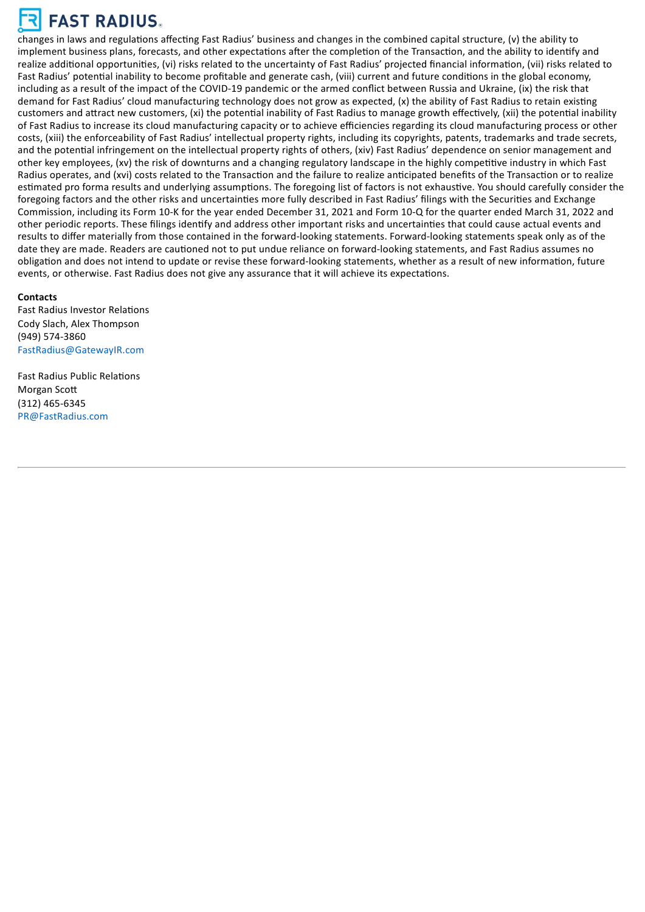changes in laws and regulations affecting Fast Radius' business and changes in the combined capital structure, (v) the ability to implement business plans, forecasts, and other expectations after the completion of the Transaction, and the ability to identify and realize additional opportunities, (vi) risks related to the uncertainty of Fast Radius' projected financial information, (vii) risks related to Fast Radius' potential inability to become profitable and generate cash, (viii) current and future conditions in the global economy, including as a result of the impact of the COVID-19 pandemic or the armed conflict between Russia and Ukraine, (ix) the risk that demand for Fast Radius' cloud manufacturing technology does not grow as expected, (x) the ability of Fast Radius to retain existing customers and attract new customers, (xi) the potential inability of Fast Radius to manage growth effectively, (xii) the potential inability of Fast Radius to increase its cloud manufacturing capacity or to achieve efficiencies regarding its cloud manufacturing process or other costs, (xiii) the enforceability of Fast Radius' intellectual property rights, including its copyrights, patents, trademarks and trade secrets, and the potential infringement on the intellectual property rights of others, (xiv) Fast Radius' dependence on senior management and other key employees, (xv) the risk of downturns and a changing regulatory landscape in the highly competitive industry in which Fast Radius operates, and (xvi) costs related to the Transaction and the failure to realize anticipated benefits of the Transaction or to realize estimated pro forma results and underlying assumptions. The foregoing list of factors is not exhaustive. You should carefully consider the foregoing factors and the other risks and uncertainties more fully described in Fast Radius' filings with the Securities and Exchange Commission, including its Form 10-K for the year ended December 31, 2021 and Form 10-Q for the quarter ended March 31, 2022 and other periodic reports. These filings identify and address other important risks and uncertainties that could cause actual events and results to differ materially from those contained in the forward-looking statements. Forward-looking statements speak only as of the date they are made. Readers are cautioned not to put undue reliance on forward-looking statements, and Fast Radius assumes no obligation and does not intend to update or revise these forward-looking statements, whether as a result of new information, future events, or otherwise. Fast Radius does not give any assurance that it will achieve its expectations.

**Contacts**

Fast Radius Investor Relations
Cody Slach, Alex Thompson
(949) 574-3860
FastRadius@GatewayIR.com

Fast Radius Public Relations
Morgan Scott
(312) 465-6345
PR@FastRadius.com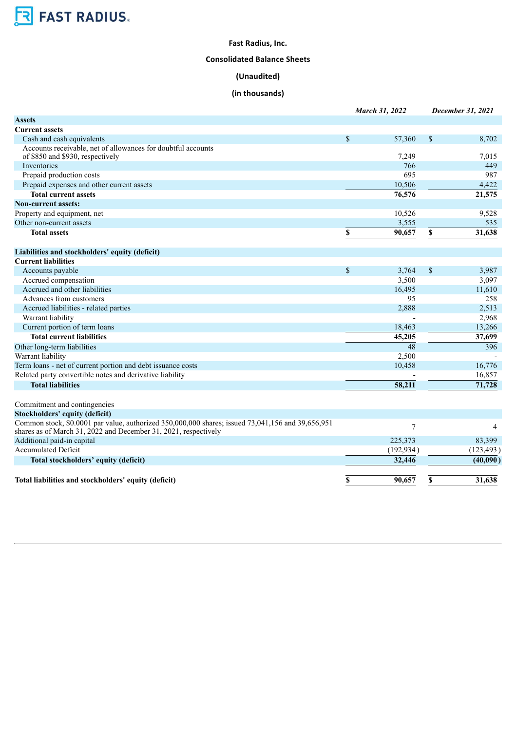FAST RADIUS

**Fast Radius, Inc.**

**Consolidated Balance Sheets**

**(Unaudited)**

**(in thousands)**

| | *March 31, 2022* | *December 31, 2021* |
|---|---|---|
| **Assets** | | |
| **Current assets** | | |
| Cash and cash equivalents | $ 57,360 | $ 8,702 |
| Accounts receivable, net of allowances for doubtful accounts of $850 and $930, respectively | 7,249 | 7,015 |
| Inventories | 766 | 449 |
| Prepaid production costs | 695 | 987 |
| Prepaid expenses and other current assets | 10,506 | 4,422 |
| **Total current assets** | **76,576** | **21,575** |
| **Non-current assets:** | | |
| Property and equipment, net | 10,526 | 9,528 |
| Other non-current assets | 3,555 | 535 |
| **Total assets** | **$ 90,657** | **$ 31,638** |
| | | |
| **Liabilities and stockholders' equity (deficit)** | | |
| **Current liabilities** | | |
| Accounts payable | $ 3,764 | $ 3,987 |
| Accrued compensation | 3,500 | 3,097 |
| Accrued and other liabilities | 16,495 | 11,610 |
| Advances from customers | 95 | 258 |
| Accrued liabilities - related parties | 2,888 | 2,513 |
| Warrant liability | - | 2,968 |
| Current portion of term loans | 18,463 | 13,266 |
| **Total current liabilities** | **45,205** | **37,699** |
| Other long-term liabilities | 48 | 396 |
| Warrant liability | 2,500 | - |
| Term loans - net of current portion and debt issuance costs | 10,458 | 16,776 |
| Related party convertible notes and derivative liability | - | 16,857 |
| **Total liabilities** | **58,211** | **71,728** |
| | | |
| Commitment and contingencies | | |
| **Stockholders' equity (deficit)** | | |
| Common stock, $0.0001 par value, authorized 350,000,000 shares; issued 73,041,156 and 39,656,951 shares as of March 31, 2022 and December 31, 2021, respectively | 7 | 4 |
| Additional paid-in capital | 225,373 | 83,399 |
| Accumulated Deficit | (192,934) | (123,493) |
| **Total stockholders' equity (deficit)** | **32,446** | **(40,090)** |
| | | |
| **Total liabilities and stockholders' equity (deficit)** | **$ 90,657** | **$ 31,638** |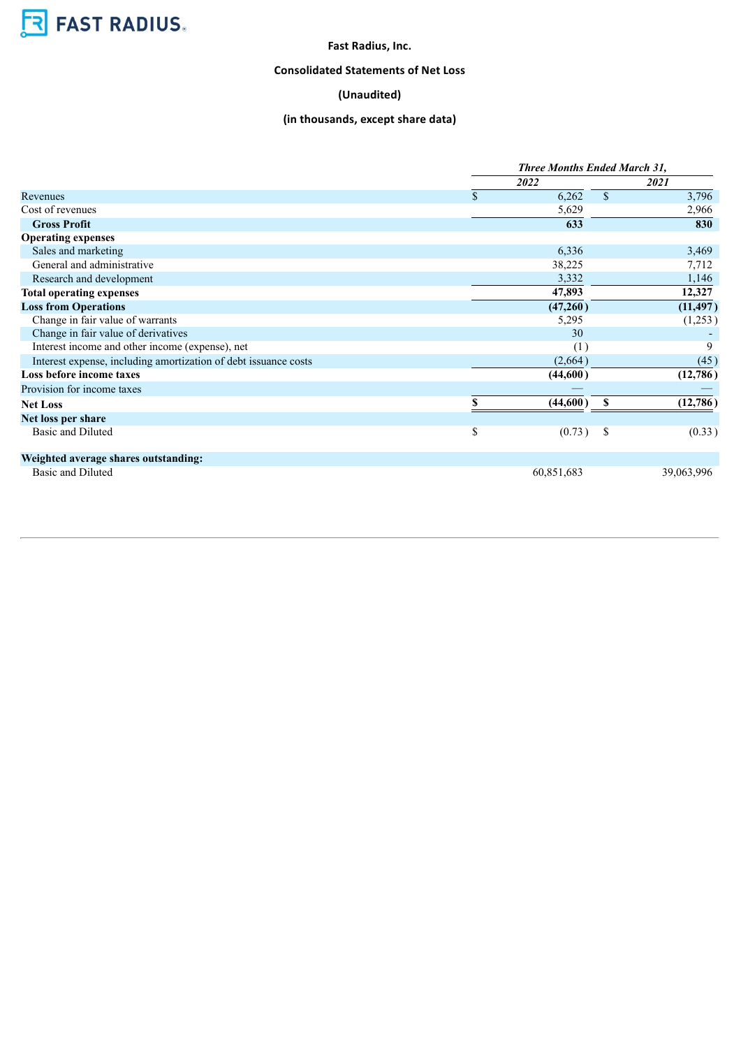FAST RADIUS

**Fast Radius, Inc.**

**Consolidated Statements of Net Loss**

**(Unaudited)**

**(in thousands, except share data)**

| | Three Months Ended March 31, | |
|---|---|---|
| | 2022 | 2021 |
| Revenues | $ 6,262 | $ 3,796 |
| Cost of revenues | 5,629 | 2,966 |
| **Gross Profit** | **633** | **830** |
| **Operating expenses** | | |
| Sales and marketing | 6,336 | 3,469 |
| General and administrative | 38,225 | 7,712 |
| Research and development | 3,332 | 1,146 |
| **Total operating expenses** | **47,893** | **12,327** |
| **Loss from Operations** | **(47,260)** | **(11,497)** |
| Change in fair value of warrants | 5,295 | (1,253) |
| Change in fair value of derivatives | 30 | - |
| Interest income and other income (expense), net | (1) | 9 |
| Interest expense, including amortization of debt issuance costs | (2,664) | (45) |
| **Loss before income taxes** | **(44,600)** | **(12,786)** |
| Provision for income taxes | — | — |
| **Net Loss** | **$ (44,600)** | **$ (12,786)** |
| **Net loss per share** | | |
| Basic and Diluted | $ (0.73) | $ (0.33) |
| | | |
| **Weighted average shares outstanding:** | | |
| Basic and Diluted | 60,851,683 | 39,063,996 |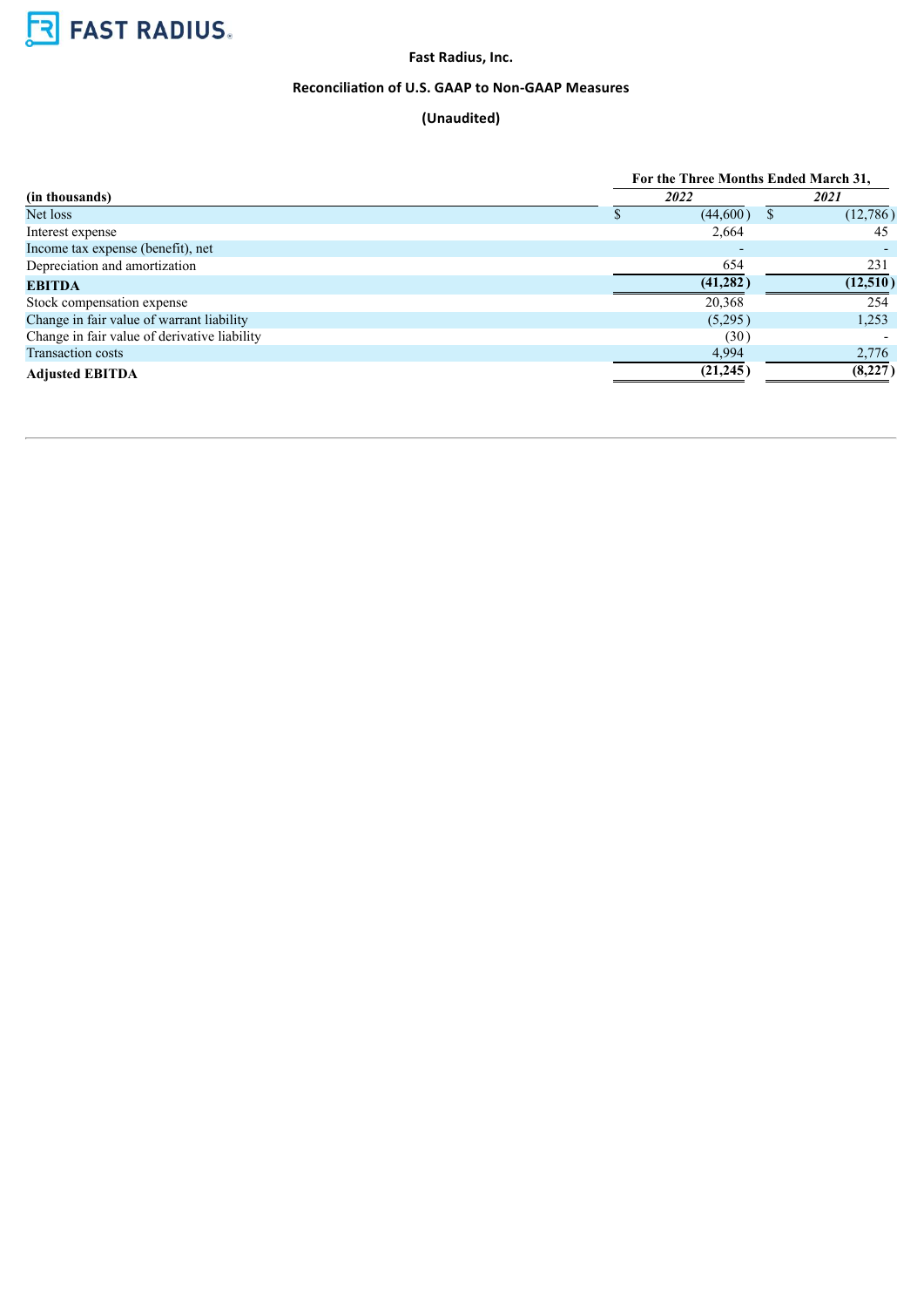FAST RADIUS

**Fast Radius, Inc.**

**Reconciliation of U.S. GAAP to Non-GAAP Measures**

**(Unaudited)**

| | For the Three Months Ended March 31, | |
|---|---|---|
| **(in thousands)** | ***2022*** | ***2021*** |
| Net loss | $ (44,600) | $ (12,786) |
| Interest expense | 2,664 | 45 |
| Income tax expense (benefit), net | - | - |
| Depreciation and amortization | 654 | 231 |
| **EBITDA** | **(41,282)** | **(12,510)** |
| Stock compensation expense | 20,368 | 254 |
| Change in fair value of warrant liability | (5,295) | 1,253 |
| Change in fair value of derivative liability | (30) | - |
| Transaction costs | 4,994 | 2,776 |
| **Adjusted EBITDA** | **(21,245)** | **(8,227)** |